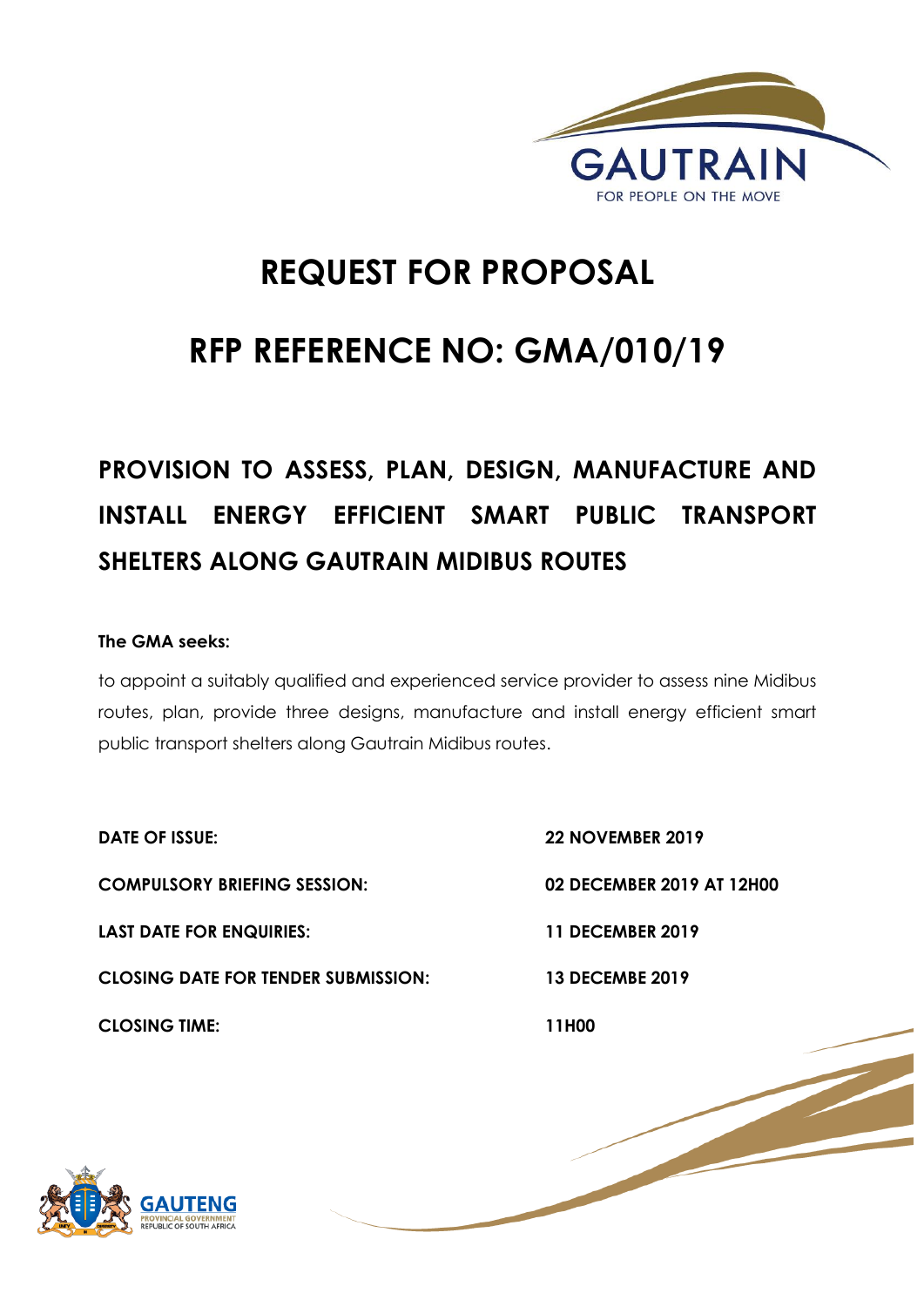# REQUEST FOR PROPOSAL

# RFP REFERENCE NO: GMA/010/19

## PROVISION TO ASSESS, PLAN, DESIGN, MANUFACTURE AND INSTALL ENERGY EFFICIENT SMART PUBLIC TRANSPORT SHELTERS ALONG GAUTRAIN MIDIBUS ROUTES

**The GMA seeks:**

to appoint a suitably qualified and experienced service provider to assess nine Midibus routes, plan, provide three designs, manufacture and install energy efficient smart public transport shelters along Gautrain Midibus routes.

| | |
|---|---|
| **DATE OF ISSUE:** | **22 NOVEMBER 2019** |
| **COMPULSORY BRIEFING SESSION:** | **02 DECEMBER 2019 AT 12H00** |
| **LAST DATE FOR ENQUIRIES:** | **11 DECEMBER 2019** |
| **CLOSING DATE FOR TENDER SUBMISSION:** | **13 DECEMBE 2019** |
| **CLOSING TIME:** | **11H00** |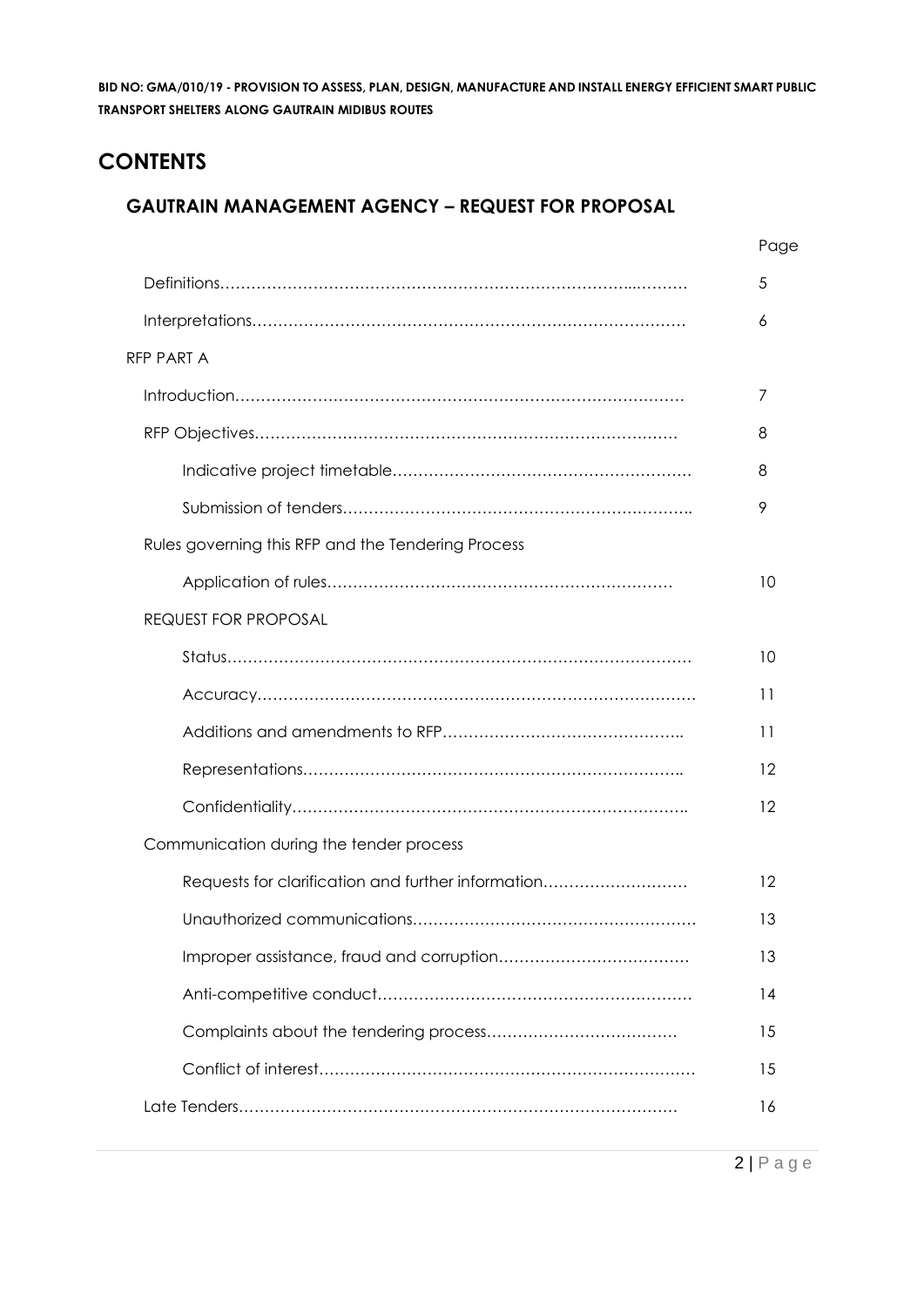# CONTENTS

## GAUTRAIN MANAGEMENT AGENCY – REQUEST FOR PROPOSAL

| | Page |
|---|---|
| Definitions | 5 |
| Interpretations | 6 |
| RFP PART A | |
| Introduction | 7 |
| RFP Objectives | 8 |
| Indicative project timetable | 8 |
| Submission of tenders | 9 |
| Rules governing this RFP and the Tendering Process | |
| Application of rules | 10 |
| REQUEST FOR PROPOSAL | |
| Status | 10 |
| Accuracy | 11 |
| Additions and amendments to RFP | 11 |
| Representations | 12 |
| Confidentiality | 12 |
| Communication during the tender process | |
| Requests for clarification and further information | 12 |
| Unauthorized communications | 13 |
| Improper assistance, fraud and corruption | 13 |
| Anti-competitive conduct | 14 |
| Complaints about the tendering process | 15 |
| Conflict of interest | 15 |
| Late Tenders | 16 |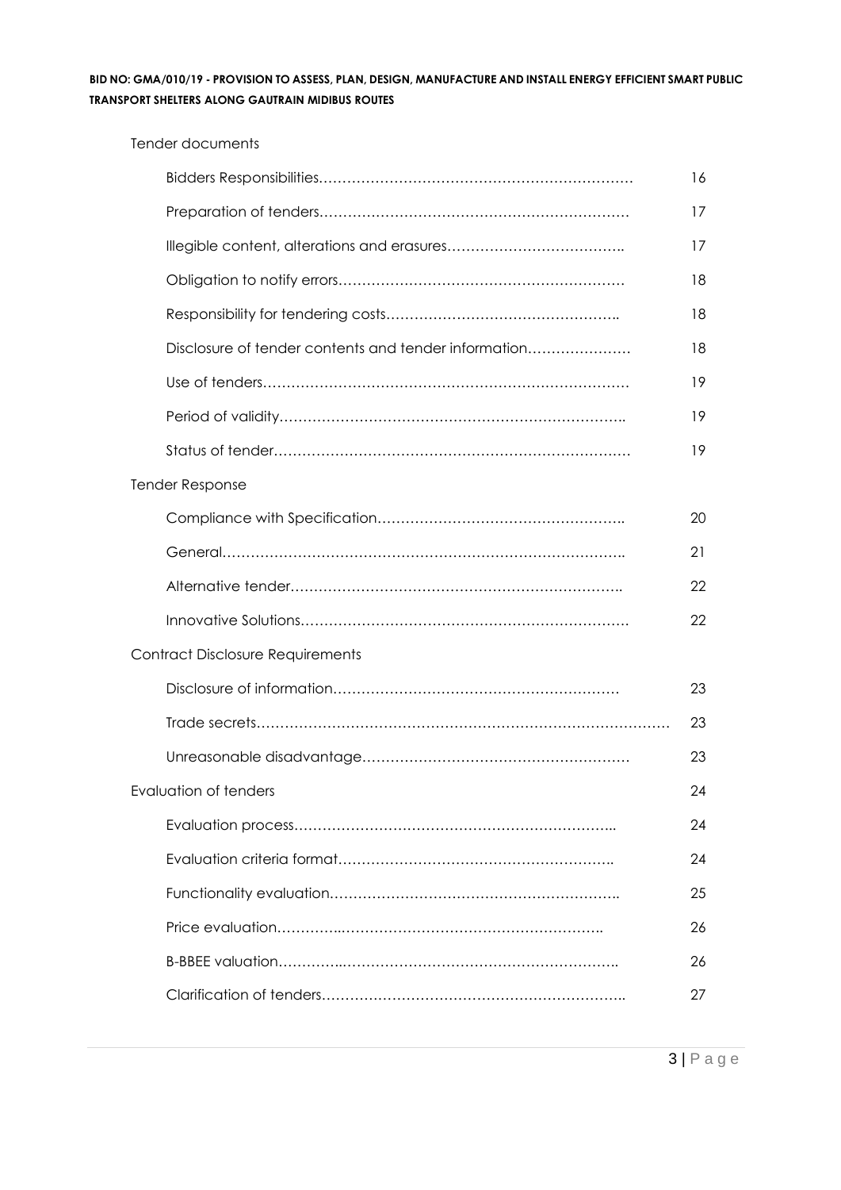Tender documents

| | |
|---|---|
| Bidders Responsibilities………………………………………………………… | 16 |
| Preparation of tenders………………………………………………………… | 17 |
| Illegible content, alterations and erasures……………………………….. | 17 |
| Obligation to notify errors…………………………………………………… | 18 |
| Responsibility for tendering costs………………………………………….. | 18 |
| Disclosure of tender contents and tender information…………………. | 18 |
| Use of tenders…………………………………………………………………. | 19 |
| Period of validity……………………………………………………………….. | 19 |
| Status of tender………………………………………………………………… | 19 |

Tender Response

| | |
|---|---|
| Compliance with Specification…………………………………………….. | 20 |
| General………………………………………………………………………….. | 21 |
| Alternative tender…………………………………………………………….. | 22 |
| Innovative Solutions…………………………………………………………. | 22 |

Contract Disclosure Requirements

| | |
|---|---|
| Disclosure of information…………………………………………………… | 23 |
| Trade secrets…………………………………………………………………………… | 23 |
| Unreasonable disadvantage……………………………………………….. | 23 |

Evaluation of tenders 24

| | |
|---|---|
| Evaluation process…………………………………………………………….. | 24 |
| Evaluation criteria format………………………………………………….. | 24 |
| Functionality evaluation…………………………………………………….. | 25 |
| Price evaluation…………..……………………………………………….. | 26 |
| B-BBEE valuation…………..…………………………………………………. | 26 |
| Clarification of tenders……………………………………………………….. | 27 |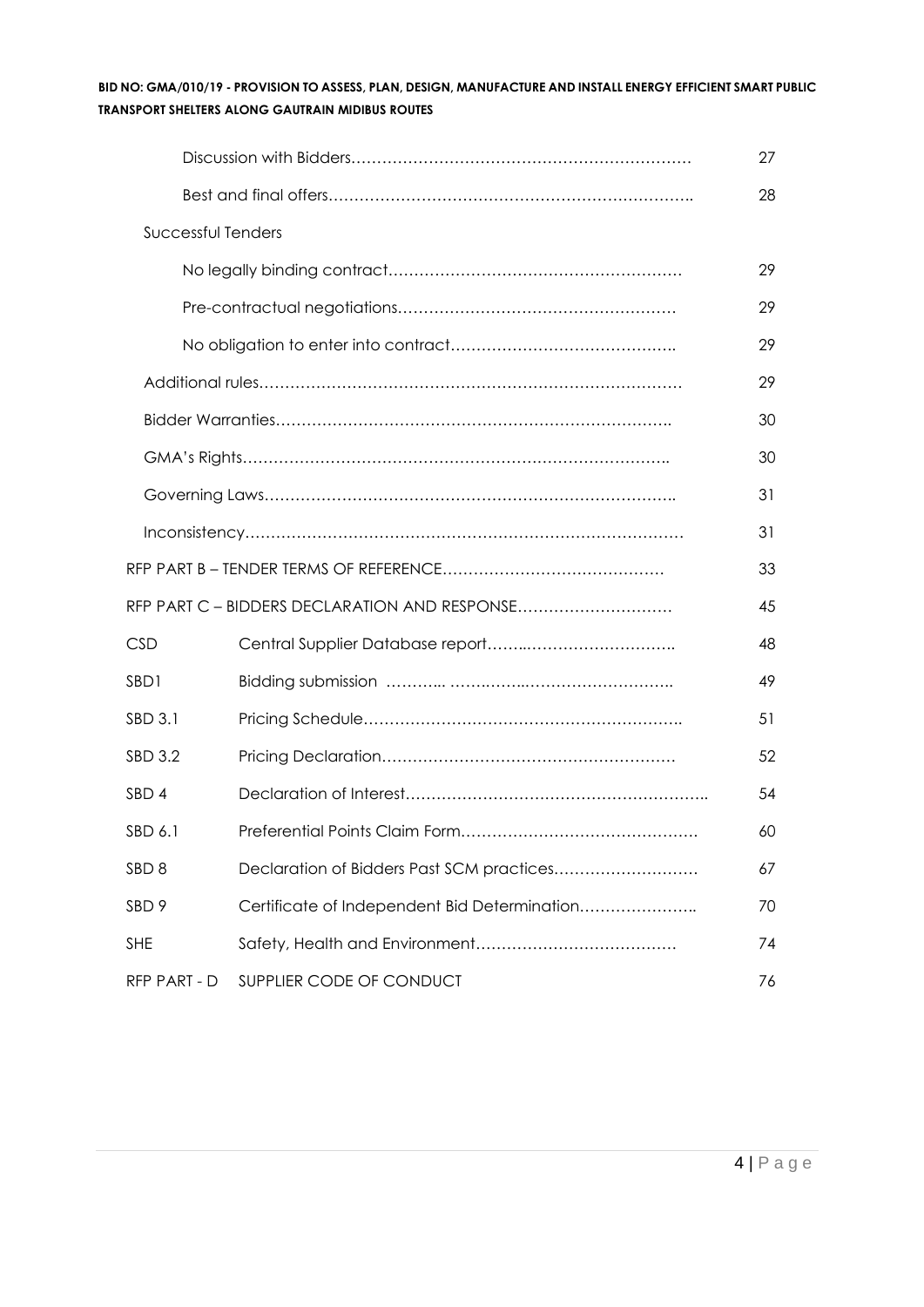| | | |
|---|---|---|
| | Discussion with Bidders………………………………………………………. | 27 |
| | Best and final offers…………………………………………………………….. | 28 |
| Successful Tenders | | |
| | No legally binding contract………………………………………………. | 29 |
| | Pre-contractual negotiations…………………………………………… | 29 |
| | No obligation to enter into contract…………………………………….. | 29 |
| | Additional rules………………………………………………………………………… | 29 |
| | Bidder Warranties………………………………………………………………….. | 30 |
| | GMA's Rights………………………………………………………………………….. | 30 |
| | Governing Laws……………………………………………………………………….. | 31 |
| | Inconsistency…………………………………………………………………………… | 31 |
| RFP PART B – TENDER TERMS OF REFERENCE……………………………………. | | 33 |
| RFP PART C – BIDDERS DECLARATION AND RESPONSE………………………… | | 45 |
| CSD | Central Supplier Database report……..………………………. | 48 |
| SBD1 | Bidding submission ……….. ……….……………………………. | 49 |
| SBD 3.1 | Pricing Schedule…………………………………………………….. | 51 |
| SBD 3.2 | Pricing Declaration………………………………………………… | 52 |
| SBD 4 | Declaration of Interest……………………………………………….. | 54 |
| SBD 6.1 | Preferential Points Claim Form………………………………………. | 60 |
| SBD 8 | Declaration of Bidders Past SCM practices………………………. | 67 |
| SBD 9 | Certificate of Independent Bid Determination………………….. | 70 |
| SHE | Safety, Health and Environment………………………………… | 74 |
| RFP PART - D | SUPPLIER CODE OF CONDUCT | 76 |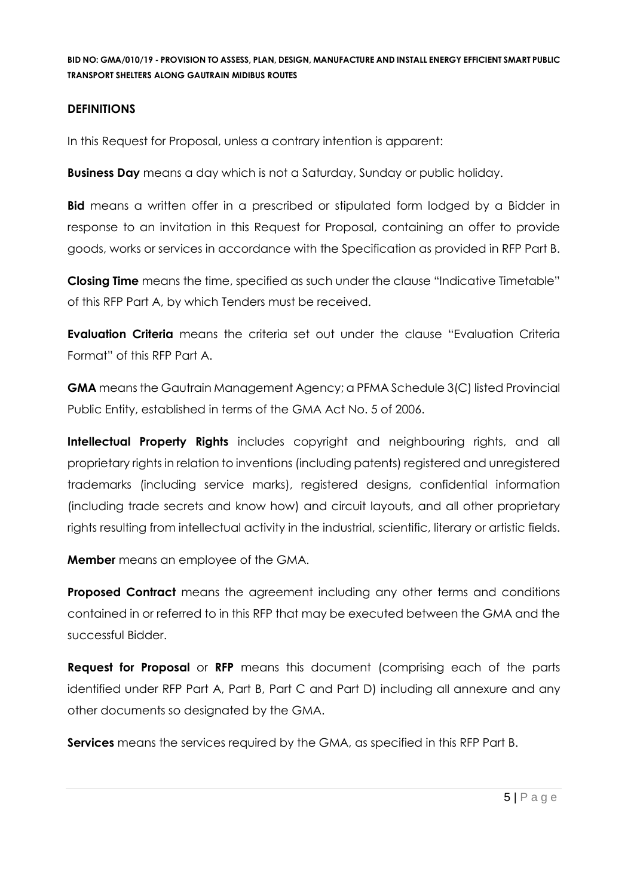## DEFINITIONS

In this Request for Proposal, unless a contrary intention is apparent:

**Business Day** means a day which is not a Saturday, Sunday or public holiday.

**Bid** means a written offer in a prescribed or stipulated form lodged by a Bidder in response to an invitation in this Request for Proposal, containing an offer to provide goods, works or services in accordance with the Specification as provided in RFP Part B.

**Closing Time** means the time, specified as such under the clause "Indicative Timetable" of this RFP Part A, by which Tenders must be received.

**Evaluation Criteria** means the criteria set out under the clause "Evaluation Criteria Format" of this RFP Part A.

**GMA** means the Gautrain Management Agency; a PFMA Schedule 3(C) listed Provincial Public Entity, established in terms of the GMA Act No. 5 of 2006.

**Intellectual Property Rights** includes copyright and neighbouring rights, and all proprietary rights in relation to inventions (including patents) registered and unregistered trademarks (including service marks), registered designs, confidential information (including trade secrets and know how) and circuit layouts, and all other proprietary rights resulting from intellectual activity in the industrial, scientific, literary or artistic fields.

**Member** means an employee of the GMA.

**Proposed Contract** means the agreement including any other terms and conditions contained in or referred to in this RFP that may be executed between the GMA and the successful Bidder.

**Request for Proposal** or **RFP** means this document (comprising each of the parts identified under RFP Part A, Part B, Part C and Part D) including all annexure and any other documents so designated by the GMA.

**Services** means the services required by the GMA, as specified in this RFP Part B.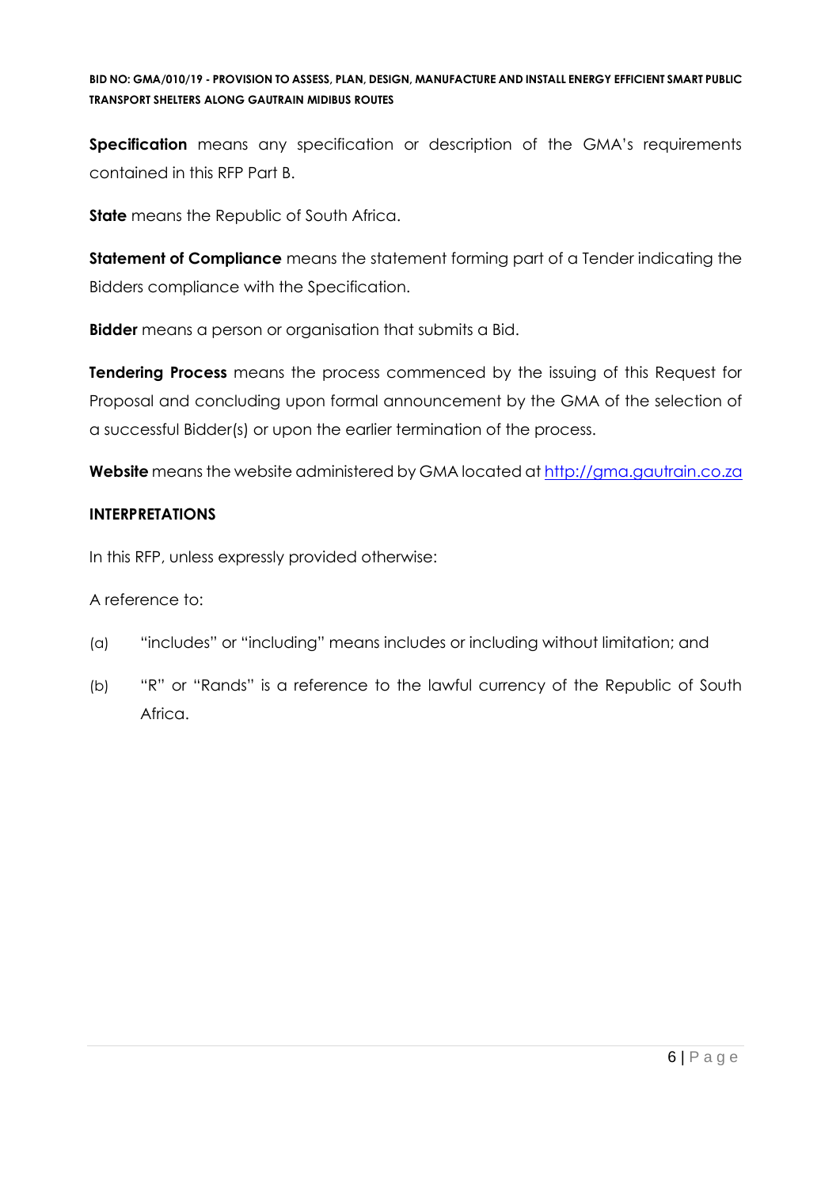**Specification** means any specification or description of the GMA's requirements contained in this RFP Part B.

**State** means the Republic of South Africa.

**Statement of Compliance** means the statement forming part of a Tender indicating the Bidders compliance with the Specification.

**Bidder** means a person or organisation that submits a Bid.

**Tendering Process** means the process commenced by the issuing of this Request for Proposal and concluding upon formal announcement by the GMA of the selection of a successful Bidder(s) or upon the earlier termination of the process.

**Website** means the website administered by GMA located at http://gma.gautrain.co.za

**INTERPRETATIONS**

In this RFP, unless expressly provided otherwise:

A reference to:

(a) "includes" or "including" means includes or including without limitation; and

(b) "R" or "Rands" is a reference to the lawful currency of the Republic of South Africa.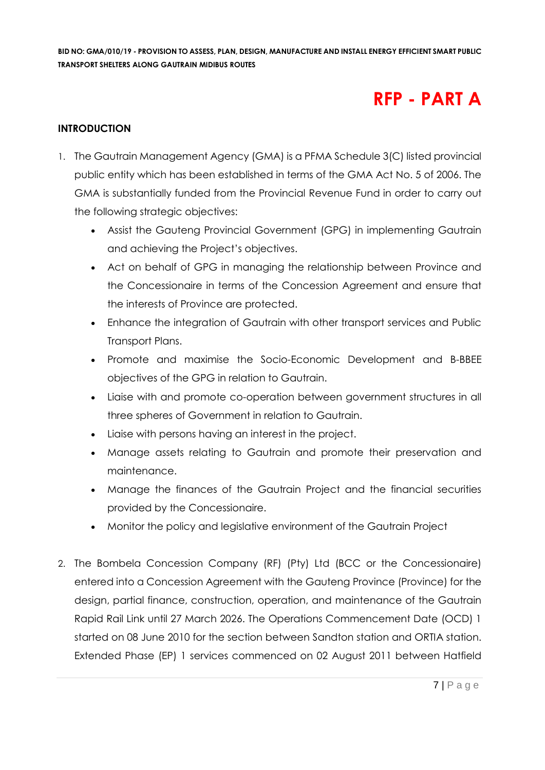# RFP - PART A

## INTRODUCTION

1. The Gautrain Management Agency (GMA) is a PFMA Schedule 3(C) listed provincial public entity which has been established in terms of the GMA Act No. 5 of 2006. The GMA is substantially funded from the Provincial Revenue Fund in order to carry out the following strategic objectives:

   - Assist the Gauteng Provincial Government (GPG) in implementing Gautrain and achieving the Project's objectives.
   - Act on behalf of GPG in managing the relationship between Province and the Concessionaire in terms of the Concession Agreement and ensure that the interests of Province are protected.
   - Enhance the integration of Gautrain with other transport services and Public Transport Plans.
   - Promote and maximise the Socio-Economic Development and B-BBEE objectives of the GPG in relation to Gautrain.
   - Liaise with and promote co-operation between government structures in all three spheres of Government in relation to Gautrain.
   - Liaise with persons having an interest in the project.
   - Manage assets relating to Gautrain and promote their preservation and maintenance.
   - Manage the finances of the Gautrain Project and the financial securities provided by the Concessionaire.
   - Monitor the policy and legislative environment of the Gautrain Project

2. The Bombela Concession Company (RF) (Pty) Ltd (BCC or the Concessionaire) entered into a Concession Agreement with the Gauteng Province (Province) for the design, partial finance, construction, operation, and maintenance of the Gautrain Rapid Rail Link until 27 March 2026. The Operations Commencement Date (OCD) 1 started on 08 June 2010 for the section between Sandton station and ORTIA station. Extended Phase (EP) 1 services commenced on 02 August 2011 between Hatfield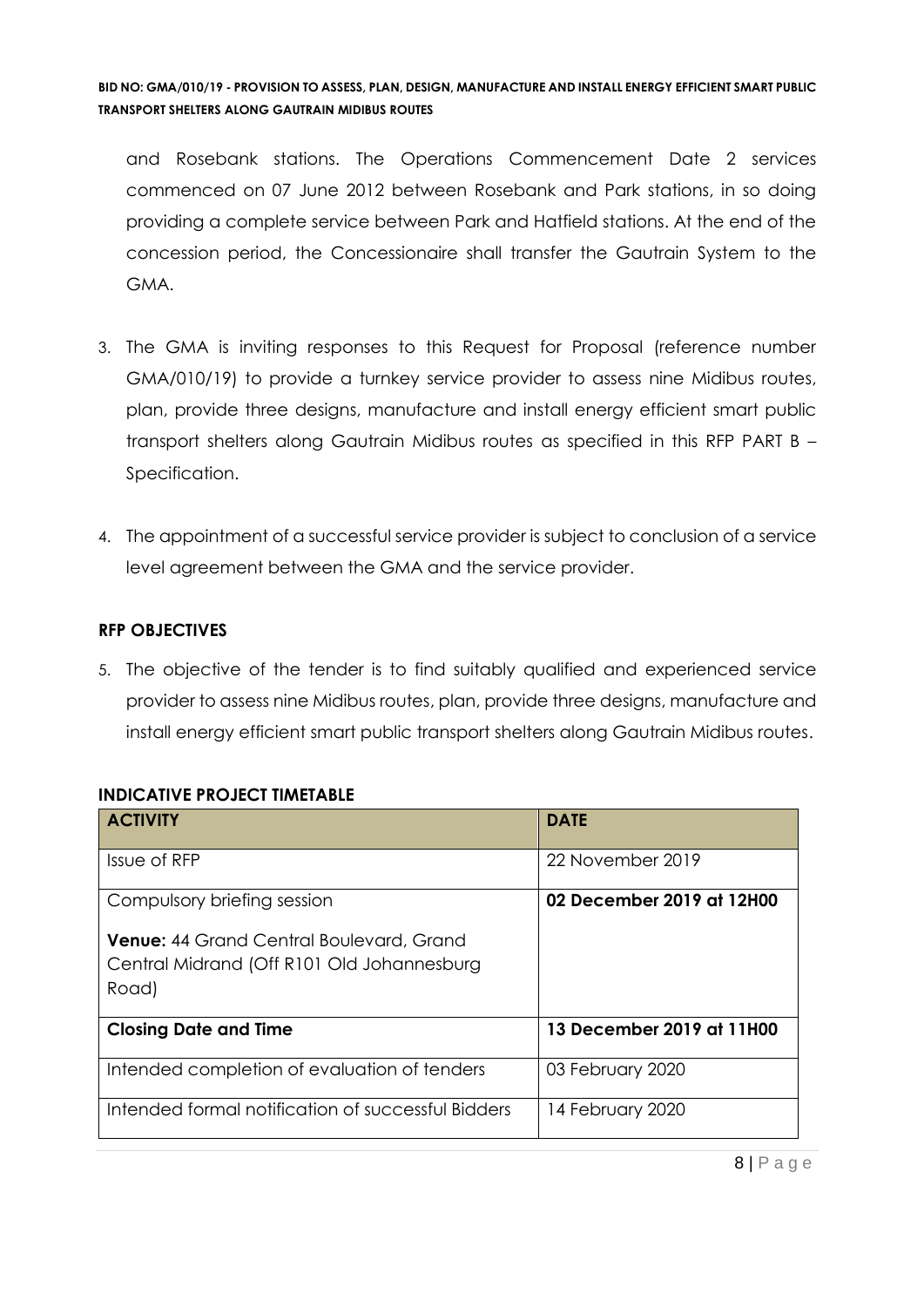and Rosebank stations. The Operations Commencement Date 2 services commenced on 07 June 2012 between Rosebank and Park stations, in so doing providing a complete service between Park and Hatfield stations. At the end of the concession period, the Concessionaire shall transfer the Gautrain System to the GMA.

3. The GMA is inviting responses to this Request for Proposal (reference number GMA/010/19) to provide a turnkey service provider to assess nine Midibus routes, plan, provide three designs, manufacture and install energy efficient smart public transport shelters along Gautrain Midibus routes as specified in this RFP PART B – Specification.

4. The appointment of a successful service provider is subject to conclusion of a service level agreement between the GMA and the service provider.

## RFP OBJECTIVES

5. The objective of the tender is to find suitably qualified and experienced service provider to assess nine Midibus routes, plan, provide three designs, manufacture and install energy efficient smart public transport shelters along Gautrain Midibus routes.

## INDICATIVE PROJECT TIMETABLE

| ACTIVITY | DATE |
|---|---|
| Issue of RFP | 22 November 2019 |
| Compulsory briefing session<br><br>**Venue:** 44 Grand Central Boulevard, Grand Central Midrand (Off R101 Old Johannesburg Road) | **02 December 2019 at 12H00** |
| **Closing Date and Time** | **13 December 2019 at 11H00** |
| Intended completion of evaluation of tenders | 03 February 2020 |
| Intended formal notification of successful Bidders | 14 February 2020 |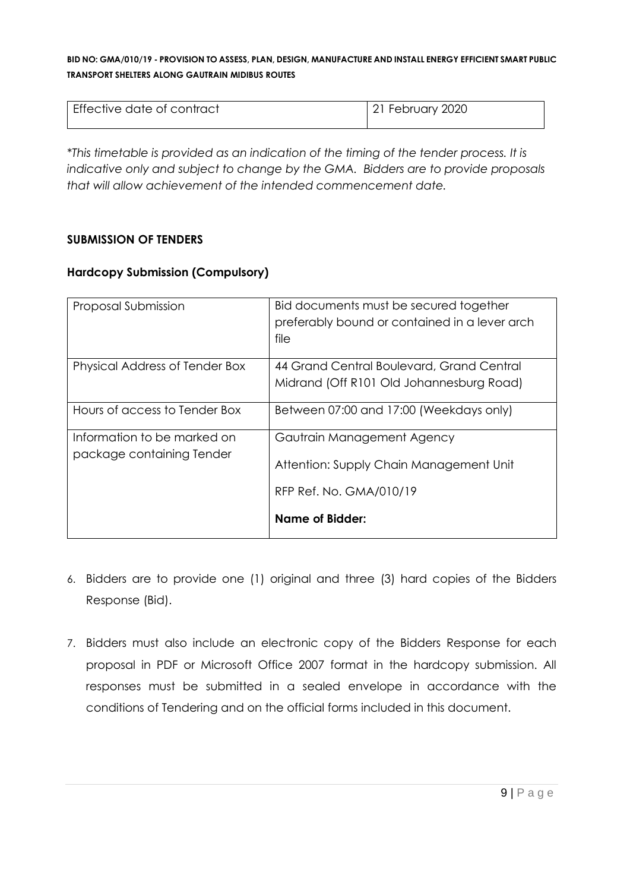| Effective date of contract | 21 February 2020 |
|---|---|

*\*This timetable is provided as an indication of the timing of the tender process. It is indicative only and subject to change by the GMA. Bidders are to provide proposals that will allow achievement of the intended commencement date.*

**SUBMISSION OF TENDERS**

**Hardcopy Submission (Compulsory)**

| Proposal Submission | Bid documents must be secured together preferably bound or contained in a lever arch file |
|---|---|
| Physical Address of Tender Box | 44 Grand Central Boulevard, Grand Central Midrand (Off R101 Old Johannesburg Road) |
| Hours of access to Tender Box | Between 07:00 and 17:00 (Weekdays only) |
| Information to be marked on package containing Tender | Gautrain Management Agency<br>Attention: Supply Chain Management Unit<br>RFP Ref. No. GMA/010/19<br>**Name of Bidder:** |

6. Bidders are to provide one (1) original and three (3) hard copies of the Bidders Response (Bid).

7. Bidders must also include an electronic copy of the Bidders Response for each proposal in PDF or Microsoft Office 2007 format in the hardcopy submission. All responses must be submitted in a sealed envelope in accordance with the conditions of Tendering and on the official forms included in this document.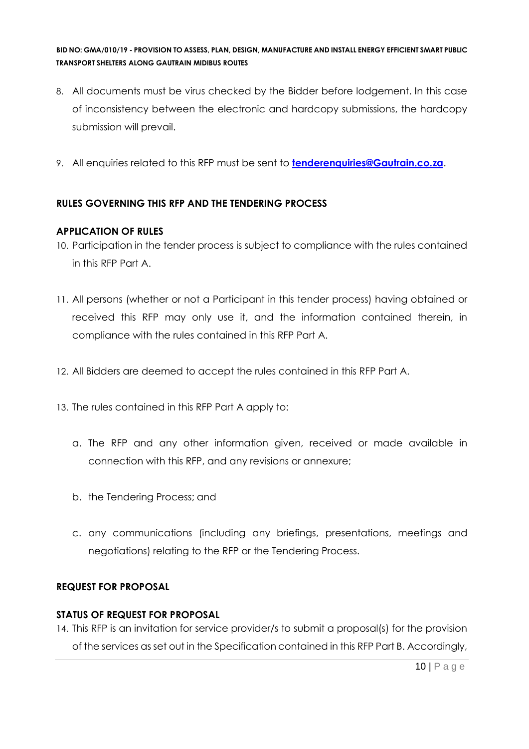8. All documents must be virus checked by the Bidder before lodgement. In this case of inconsistency between the electronic and hardcopy submissions, the hardcopy submission will prevail.

9. All enquiries related to this RFP must be sent to **tenderenquiries@Gautrain.co.za**.

## RULES GOVERNING THIS RFP AND THE TENDERING PROCESS

### APPLICATION OF RULES

10. Participation in the tender process is subject to compliance with the rules contained in this RFP Part A.

11. All persons (whether or not a Participant in this tender process) having obtained or received this RFP may only use it, and the information contained therein, in compliance with the rules contained in this RFP Part A.

12. All Bidders are deemed to accept the rules contained in this RFP Part A.

13. The rules contained in this RFP Part A apply to:

    a. The RFP and any other information given, received or made available in connection with this RFP, and any revisions or annexure;

    b. the Tendering Process; and

    c. any communications (including any briefings, presentations, meetings and negotiations) relating to the RFP or the Tendering Process.

## REQUEST FOR PROPOSAL

### STATUS OF REQUEST FOR PROPOSAL

14. This RFP is an invitation for service provider/s to submit a proposal(s) for the provision of the services as set out in the Specification contained in this RFP Part B. Accordingly,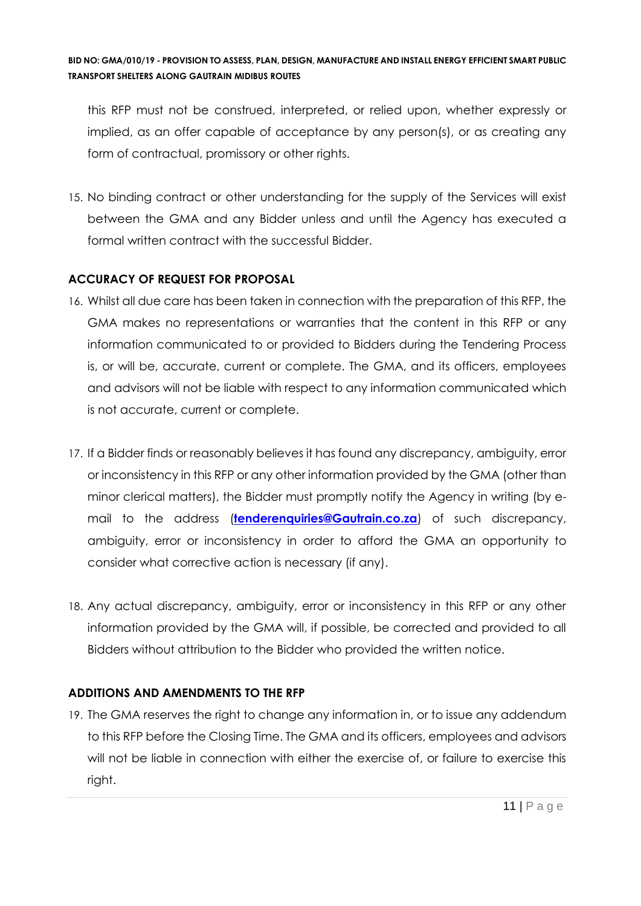this RFP must not be construed, interpreted, or relied upon, whether expressly or implied, as an offer capable of acceptance by any person(s), or as creating any form of contractual, promissory or other rights.

15. No binding contract or other understanding for the supply of the Services will exist between the GMA and any Bidder unless and until the Agency has executed a formal written contract with the successful Bidder.

**ACCURACY OF REQUEST FOR PROPOSAL**

16. Whilst all due care has been taken in connection with the preparation of this RFP, the GMA makes no representations or warranties that the content in this RFP or any information communicated to or provided to Bidders during the Tendering Process is, or will be, accurate, current or complete. The GMA, and its officers, employees and advisors will not be liable with respect to any information communicated which is not accurate, current or complete.

17. If a Bidder finds or reasonably believes it has found any discrepancy, ambiguity, error or inconsistency in this RFP or any other information provided by the GMA (other than minor clerical matters), the Bidder must promptly notify the Agency in writing (by e-mail to the address (**tenderenquiries@Gautrain.co.za**) of such discrepancy, ambiguity, error or inconsistency in order to afford the GMA an opportunity to consider what corrective action is necessary (if any).

18. Any actual discrepancy, ambiguity, error or inconsistency in this RFP or any other information provided by the GMA will, if possible, be corrected and provided to all Bidders without attribution to the Bidder who provided the written notice.

**ADDITIONS AND AMENDMENTS TO THE RFP**

19. The GMA reserves the right to change any information in, or to issue any addendum to this RFP before the Closing Time. The GMA and its officers, employees and advisors will not be liable in connection with either the exercise of, or failure to exercise this right.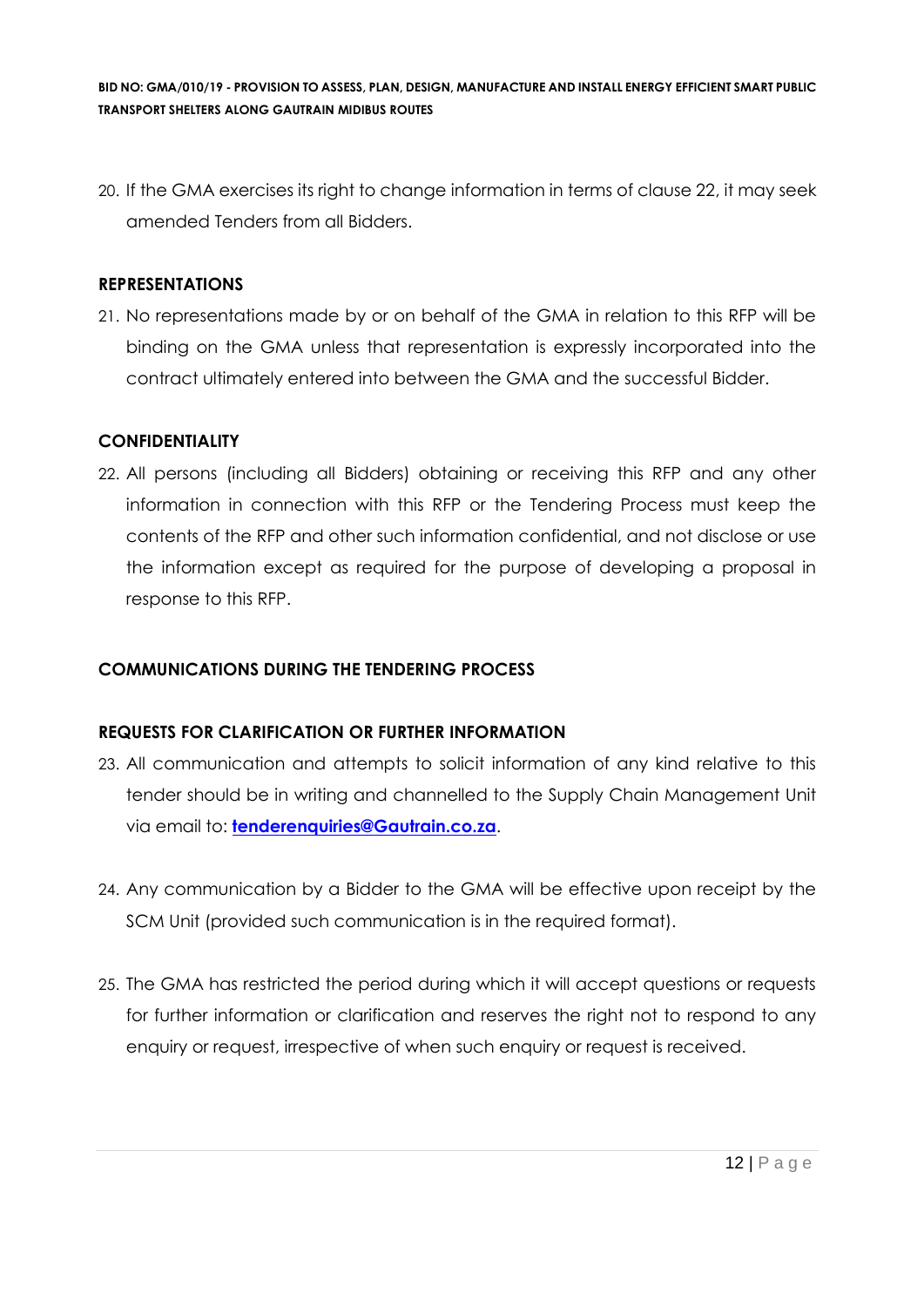20. If the GMA exercises its right to change information in terms of clause 22, it may seek amended Tenders from all Bidders.

**REPRESENTATIONS**

21. No representations made by or on behalf of the GMA in relation to this RFP will be binding on the GMA unless that representation is expressly incorporated into the contract ultimately entered into between the GMA and the successful Bidder.

**CONFIDENTIALITY**

22. All persons (including all Bidders) obtaining or receiving this RFP and any other information in connection with this RFP or the Tendering Process must keep the contents of the RFP and other such information confidential, and not disclose or use the information except as required for the purpose of developing a proposal in response to this RFP.

**COMMUNICATIONS DURING THE TENDERING PROCESS**

**REQUESTS FOR CLARIFICATION OR FURTHER INFORMATION**

23. All communication and attempts to solicit information of any kind relative to this tender should be in writing and channelled to the Supply Chain Management Unit via email to: **tenderenquiries@Gautrain.co.za**.

24. Any communication by a Bidder to the GMA will be effective upon receipt by the SCM Unit (provided such communication is in the required format).

25. The GMA has restricted the period during which it will accept questions or requests for further information or clarification and reserves the right not to respond to any enquiry or request, irrespective of when such enquiry or request is received.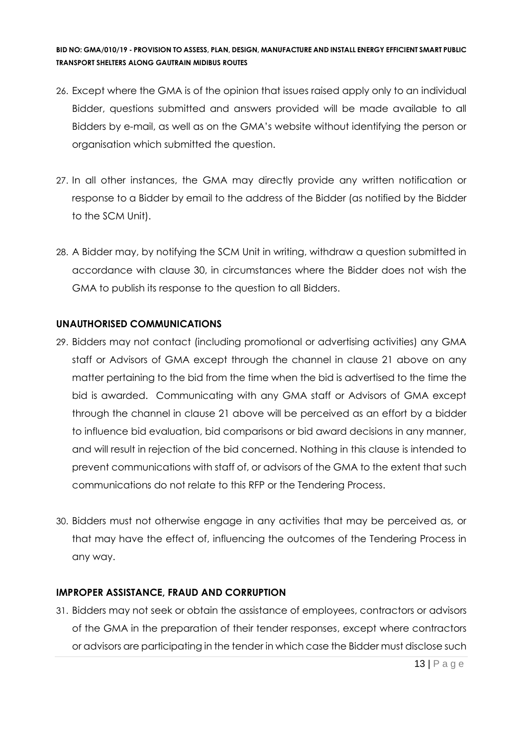26. Except where the GMA is of the opinion that issues raised apply only to an individual Bidder, questions submitted and answers provided will be made available to all Bidders by e-mail, as well as on the GMA's website without identifying the person or organisation which submitted the question.

27. In all other instances, the GMA may directly provide any written notification or response to a Bidder by email to the address of the Bidder (as notified by the Bidder to the SCM Unit).

28. A Bidder may, by notifying the SCM Unit in writing, withdraw a question submitted in accordance with clause 30, in circumstances where the Bidder does not wish the GMA to publish its response to the question to all Bidders.

## UNAUTHORISED COMMUNICATIONS

29. Bidders may not contact (including promotional or advertising activities) any GMA staff or Advisors of GMA except through the channel in clause 21 above on any matter pertaining to the bid from the time when the bid is advertised to the time the bid is awarded. Communicating with any GMA staff or Advisors of GMA except through the channel in clause 21 above will be perceived as an effort by a bidder to influence bid evaluation, bid comparisons or bid award decisions in any manner, and will result in rejection of the bid concerned. Nothing in this clause is intended to prevent communications with staff of, or advisors of the GMA to the extent that such communications do not relate to this RFP or the Tendering Process.

30. Bidders must not otherwise engage in any activities that may be perceived as, or that may have the effect of, influencing the outcomes of the Tendering Process in any way.

## IMPROPER ASSISTANCE, FRAUD AND CORRUPTION

31. Bidders may not seek or obtain the assistance of employees, contractors or advisors of the GMA in the preparation of their tender responses, except where contractors or advisors are participating in the tender in which case the Bidder must disclose such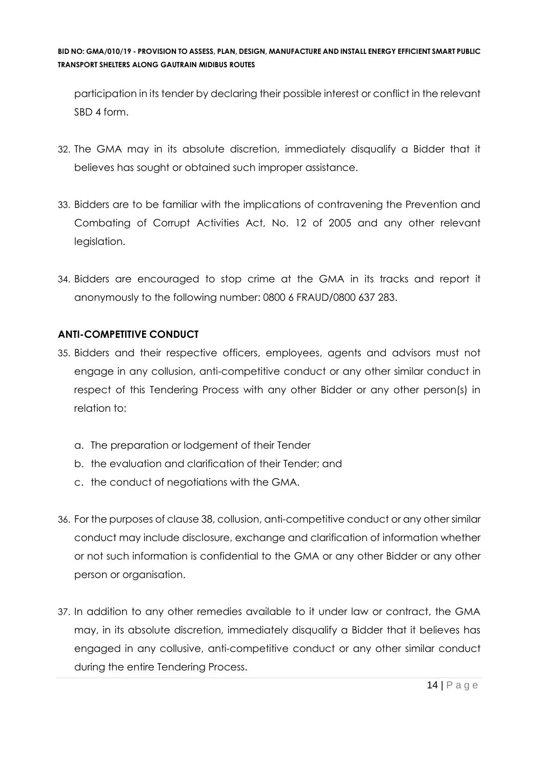participation in its tender by declaring their possible interest or conflict in the relevant SBD 4 form.

32. The GMA may in its absolute discretion, immediately disqualify a Bidder that it believes has sought or obtained such improper assistance.

33. Bidders are to be familiar with the implications of contravening the Prevention and Combating of Corrupt Activities Act, No. 12 of 2005 and any other relevant legislation.

34. Bidders are encouraged to stop crime at the GMA in its tracks and report it anonymously to the following number: 0800 6 FRAUD/0800 637 283.

## ANTI-COMPETITIVE CONDUCT

35. Bidders and their respective officers, employees, agents and advisors must not engage in any collusion, anti-competitive conduct or any other similar conduct in respect of this Tendering Process with any other Bidder or any other person(s) in relation to:

    a. The preparation or lodgement of their Tender
    b. the evaluation and clarification of their Tender; and
    c. the conduct of negotiations with the GMA.

36. For the purposes of clause 38, collusion, anti-competitive conduct or any other similar conduct may include disclosure, exchange and clarification of information whether or not such information is confidential to the GMA or any other Bidder or any other person or organisation.

37. In addition to any other remedies available to it under law or contract, the GMA may, in its absolute discretion, immediately disqualify a Bidder that it believes has engaged in any collusive, anti-competitive conduct or any other similar conduct during the entire Tendering Process.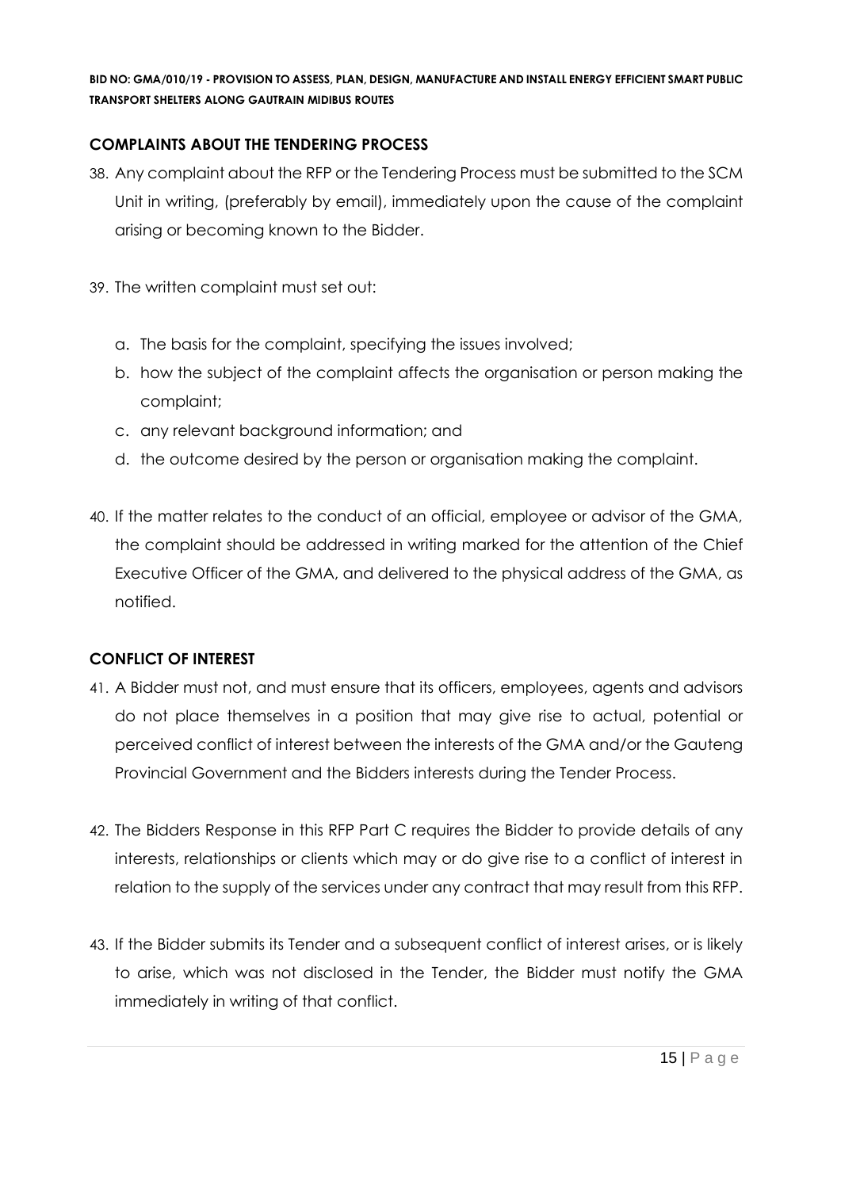### COMPLAINTS ABOUT THE TENDERING PROCESS

38. Any complaint about the RFP or the Tendering Process must be submitted to the SCM Unit in writing, (preferably by email), immediately upon the cause of the complaint arising or becoming known to the Bidder.

39. The written complaint must set out:

    a. The basis for the complaint, specifying the issues involved;
    b. how the subject of the complaint affects the organisation or person making the complaint;
    c. any relevant background information; and
    d. the outcome desired by the person or organisation making the complaint.

40. If the matter relates to the conduct of an official, employee or advisor of the GMA, the complaint should be addressed in writing marked for the attention of the Chief Executive Officer of the GMA, and delivered to the physical address of the GMA, as notified.

### CONFLICT OF INTEREST

41. A Bidder must not, and must ensure that its officers, employees, agents and advisors do not place themselves in a position that may give rise to actual, potential or perceived conflict of interest between the interests of the GMA and/or the Gauteng Provincial Government and the Bidders interests during the Tender Process.

42. The Bidders Response in this RFP Part C requires the Bidder to provide details of any interests, relationships or clients which may or do give rise to a conflict of interest in relation to the supply of the services under any contract that may result from this RFP.

43. If the Bidder submits its Tender and a subsequent conflict of interest arises, or is likely to arise, which was not disclosed in the Tender, the Bidder must notify the GMA immediately in writing of that conflict.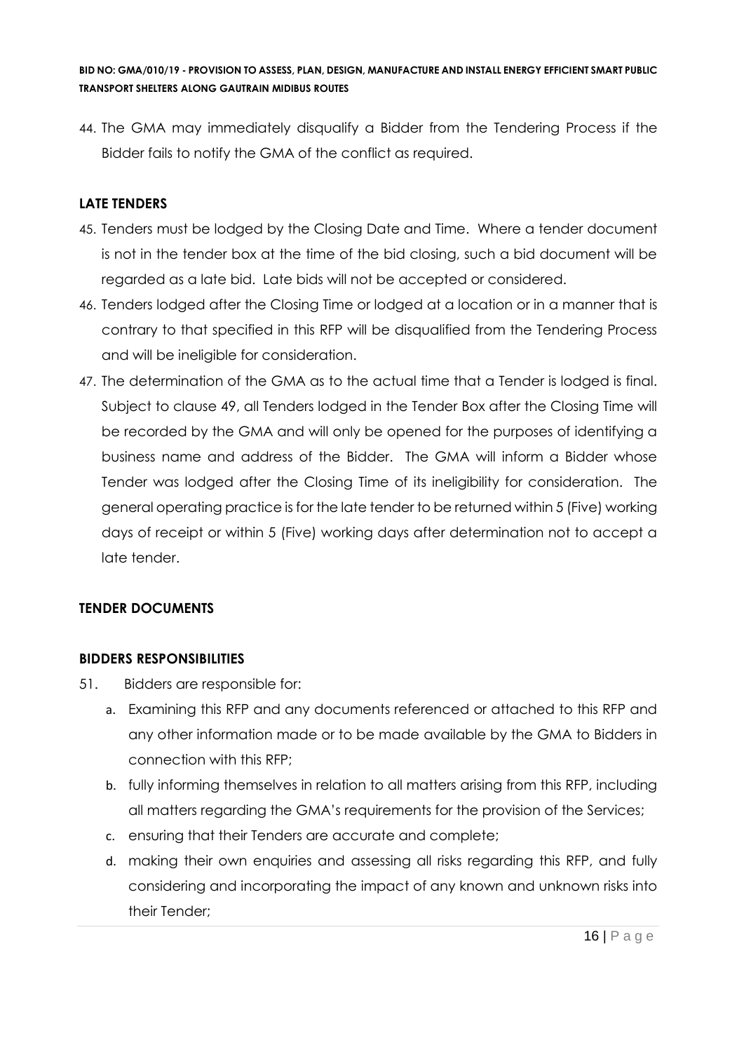44. The GMA may immediately disqualify a Bidder from the Tendering Process if the Bidder fails to notify the GMA of the conflict as required.

**LATE TENDERS**

45. Tenders must be lodged by the Closing Date and Time. Where a tender document is not in the tender box at the time of the bid closing, such a bid document will be regarded as a late bid. Late bids will not be accepted or considered.
46. Tenders lodged after the Closing Time or lodged at a location or in a manner that is contrary to that specified in this RFP will be disqualified from the Tendering Process and will be ineligible for consideration.
47. The determination of the GMA as to the actual time that a Tender is lodged is final. Subject to clause 49, all Tenders lodged in the Tender Box after the Closing Time will be recorded by the GMA and will only be opened for the purposes of identifying a business name and address of the Bidder. The GMA will inform a Bidder whose Tender was lodged after the Closing Time of its ineligibility for consideration. The general operating practice is for the late tender to be returned within 5 (Five) working days of receipt or within 5 (Five) working days after determination not to accept a late tender.

**TENDER DOCUMENTS**

**BIDDERS RESPONSIBILITIES**

51. Bidders are responsible for:
    a. Examining this RFP and any documents referenced or attached to this RFP and any other information made or to be made available by the GMA to Bidders in connection with this RFP;
    b. fully informing themselves in relation to all matters arising from this RFP, including all matters regarding the GMA's requirements for the provision of the Services;
    c. ensuring that their Tenders are accurate and complete;
    d. making their own enquiries and assessing all risks regarding this RFP, and fully considering and incorporating the impact of any known and unknown risks into their Tender;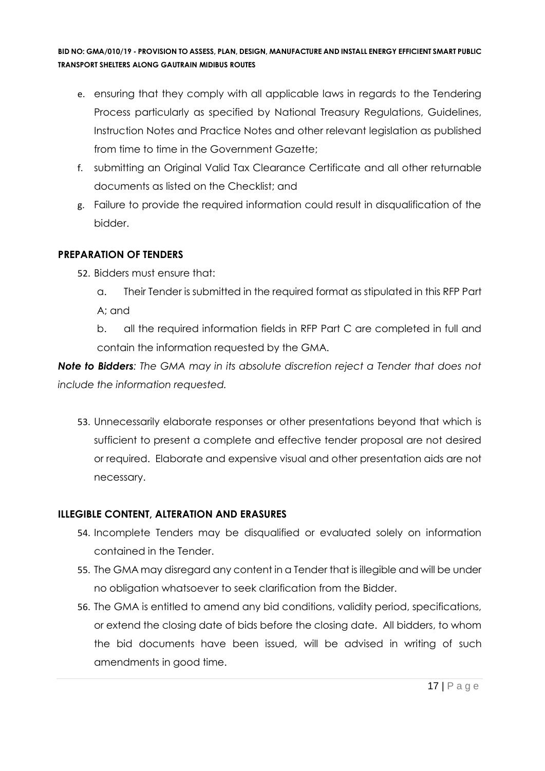e. ensuring that they comply with all applicable laws in regards to the Tendering Process particularly as specified by National Treasury Regulations, Guidelines, Instruction Notes and Practice Notes and other relevant legislation as published from time to time in the Government Gazette;

f. submitting an Original Valid Tax Clearance Certificate and all other returnable documents as listed on the Checklist; and

g. Failure to provide the required information could result in disqualification of the bidder.

## PREPARATION OF TENDERS

52. Bidders must ensure that:

    a. Their Tender is submitted in the required format as stipulated in this RFP Part A; and

    b. all the required information fields in RFP Part C are completed in full and contain the information requested by the GMA.

***Note to Bidders****: The GMA may in its absolute discretion reject a Tender that does not include the information requested.*

53. Unnecessarily elaborate responses or other presentations beyond that which is sufficient to present a complete and effective tender proposal are not desired or required. Elaborate and expensive visual and other presentation aids are not necessary.

## ILLEGIBLE CONTENT, ALTERATION AND ERASURES

54. Incomplete Tenders may be disqualified or evaluated solely on information contained in the Tender.

55. The GMA may disregard any content in a Tender that is illegible and will be under no obligation whatsoever to seek clarification from the Bidder.

56. The GMA is entitled to amend any bid conditions, validity period, specifications, or extend the closing date of bids before the closing date. All bidders, to whom the bid documents have been issued, will be advised in writing of such amendments in good time.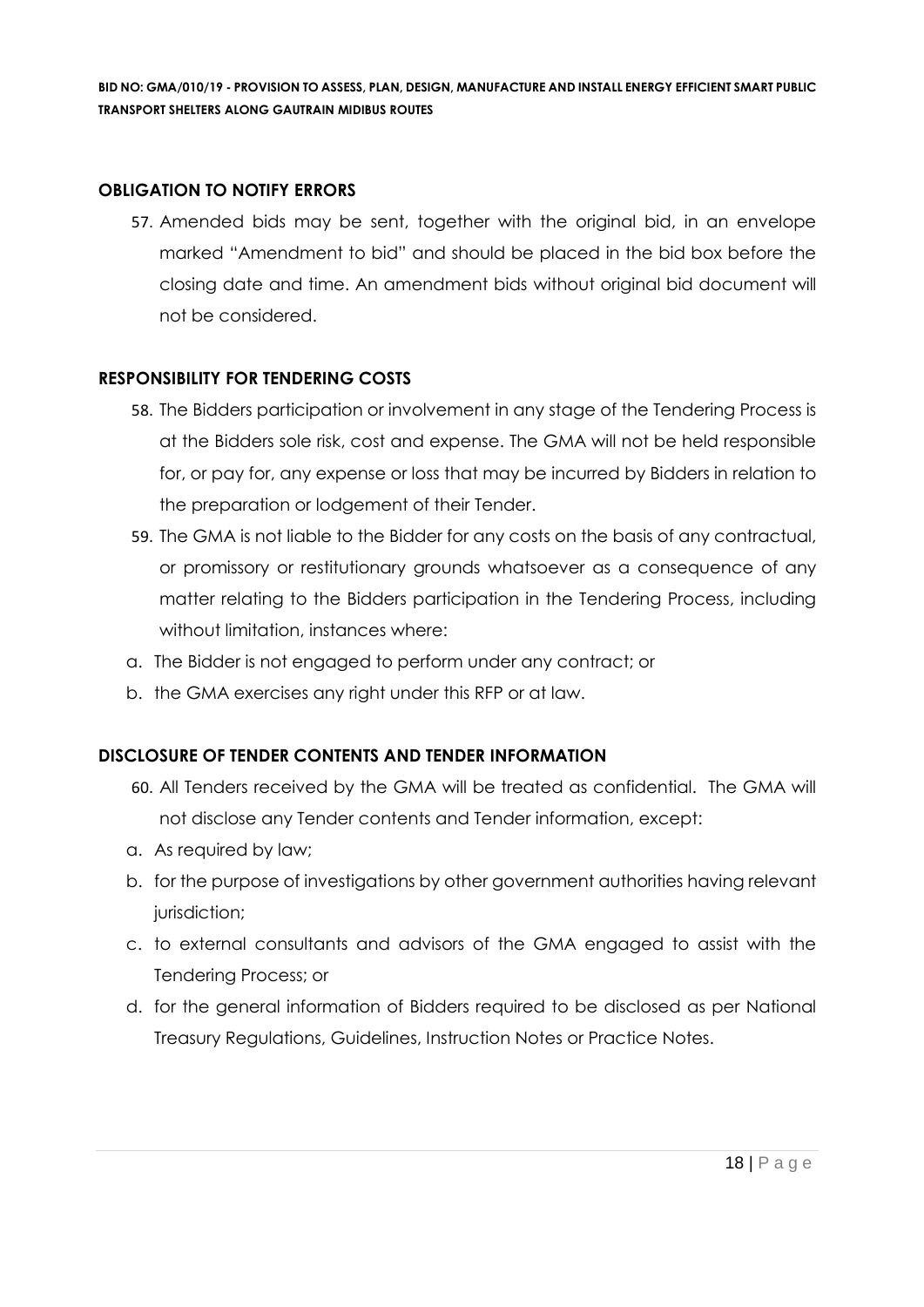## OBLIGATION TO NOTIFY ERRORS

57. Amended bids may be sent, together with the original bid, in an envelope marked "Amendment to bid" and should be placed in the bid box before the closing date and time. An amendment bids without original bid document will not be considered.

## RESPONSIBILITY FOR TENDERING COSTS

58. The Bidders participation or involvement in any stage of the Tendering Process is at the Bidders sole risk, cost and expense. The GMA will not be held responsible for, or pay for, any expense or loss that may be incurred by Bidders in relation to the preparation or lodgement of their Tender.
59. The GMA is not liable to the Bidder for any costs on the basis of any contractual, or promissory or restitutionary grounds whatsoever as a consequence of any matter relating to the Bidders participation in the Tendering Process, including without limitation, instances where:

a. The Bidder is not engaged to perform under any contract; or
b. the GMA exercises any right under this RFP or at law.

## DISCLOSURE OF TENDER CONTENTS AND TENDER INFORMATION

60. All Tenders received by the GMA will be treated as confidential. The GMA will not disclose any Tender contents and Tender information, except:

a. As required by law;
b. for the purpose of investigations by other government authorities having relevant jurisdiction;
c. to external consultants and advisors of the GMA engaged to assist with the Tendering Process; or
d. for the general information of Bidders required to be disclosed as per National Treasury Regulations, Guidelines, Instruction Notes or Practice Notes.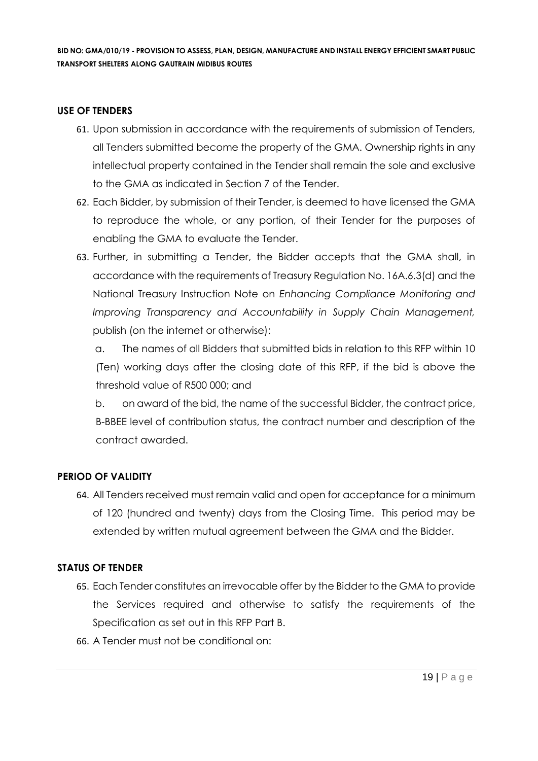## USE OF TENDERS

61. Upon submission in accordance with the requirements of submission of Tenders, all Tenders submitted become the property of the GMA. Ownership rights in any intellectual property contained in the Tender shall remain the sole and exclusive to the GMA as indicated in Section 7 of the Tender.
62. Each Bidder, by submission of their Tender, is deemed to have licensed the GMA to reproduce the whole, or any portion, of their Tender for the purposes of enabling the GMA to evaluate the Tender.
63. Further, in submitting a Tender, the Bidder accepts that the GMA shall, in accordance with the requirements of Treasury Regulation No. 16A.6.3(d) and the National Treasury Instruction Note on *Enhancing Compliance Monitoring and Improving Transparency and Accountability in Supply Chain Management,* publish (on the internet or otherwise):

    a. The names of all Bidders that submitted bids in relation to this RFP within 10 (Ten) working days after the closing date of this RFP, if the bid is above the threshold value of R500 000; and

    b. on award of the bid, the name of the successful Bidder, the contract price, B-BBEE level of contribution status, the contract number and description of the contract awarded.

## PERIOD OF VALIDITY

64. All Tenders received must remain valid and open for acceptance for a minimum of 120 (hundred and twenty) days from the Closing Time. This period may be extended by written mutual agreement between the GMA and the Bidder.

## STATUS OF TENDER

65. Each Tender constitutes an irrevocable offer by the Bidder to the GMA to provide the Services required and otherwise to satisfy the requirements of the Specification as set out in this RFP Part B.
66. A Tender must not be conditional on: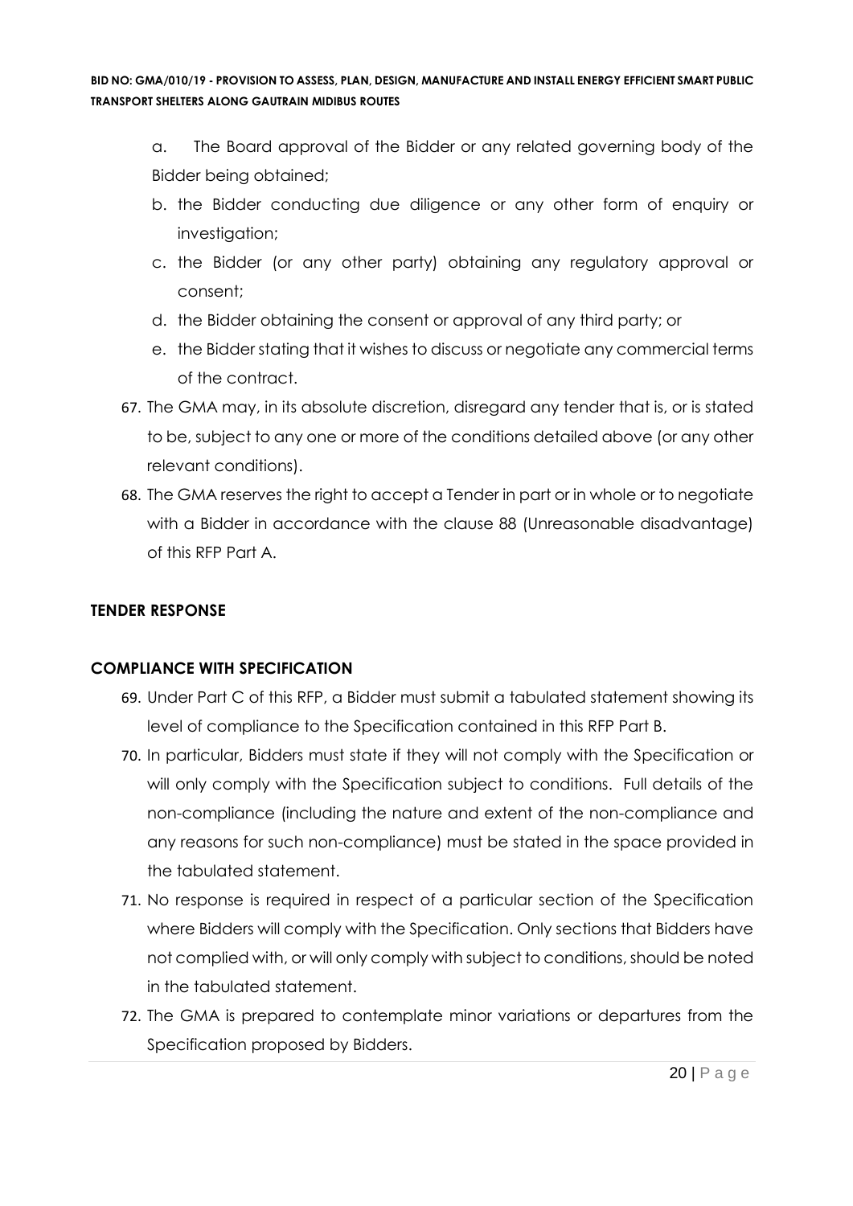a. The Board approval of the Bidder or any related governing body of the Bidder being obtained;
b. the Bidder conducting due diligence or any other form of enquiry or investigation;
c. the Bidder (or any other party) obtaining any regulatory approval or consent;
d. the Bidder obtaining the consent or approval of any third party; or
e. the Bidder stating that it wishes to discuss or negotiate any commercial terms of the contract.

67. The GMA may, in its absolute discretion, disregard any tender that is, or is stated to be, subject to any one or more of the conditions detailed above (or any other relevant conditions).
68. The GMA reserves the right to accept a Tender in part or in whole or to negotiate with a Bidder in accordance with the clause 88 (Unreasonable disadvantage) of this RFP Part A.

## TENDER RESPONSE

## COMPLIANCE WITH SPECIFICATION

69. Under Part C of this RFP, a Bidder must submit a tabulated statement showing its level of compliance to the Specification contained in this RFP Part B.
70. In particular, Bidders must state if they will not comply with the Specification or will only comply with the Specification subject to conditions. Full details of the non-compliance (including the nature and extent of the non-compliance and any reasons for such non-compliance) must be stated in the space provided in the tabulated statement.
71. No response is required in respect of a particular section of the Specification where Bidders will comply with the Specification. Only sections that Bidders have not complied with, or will only comply with subject to conditions, should be noted in the tabulated statement.
72. The GMA is prepared to contemplate minor variations or departures from the Specification proposed by Bidders.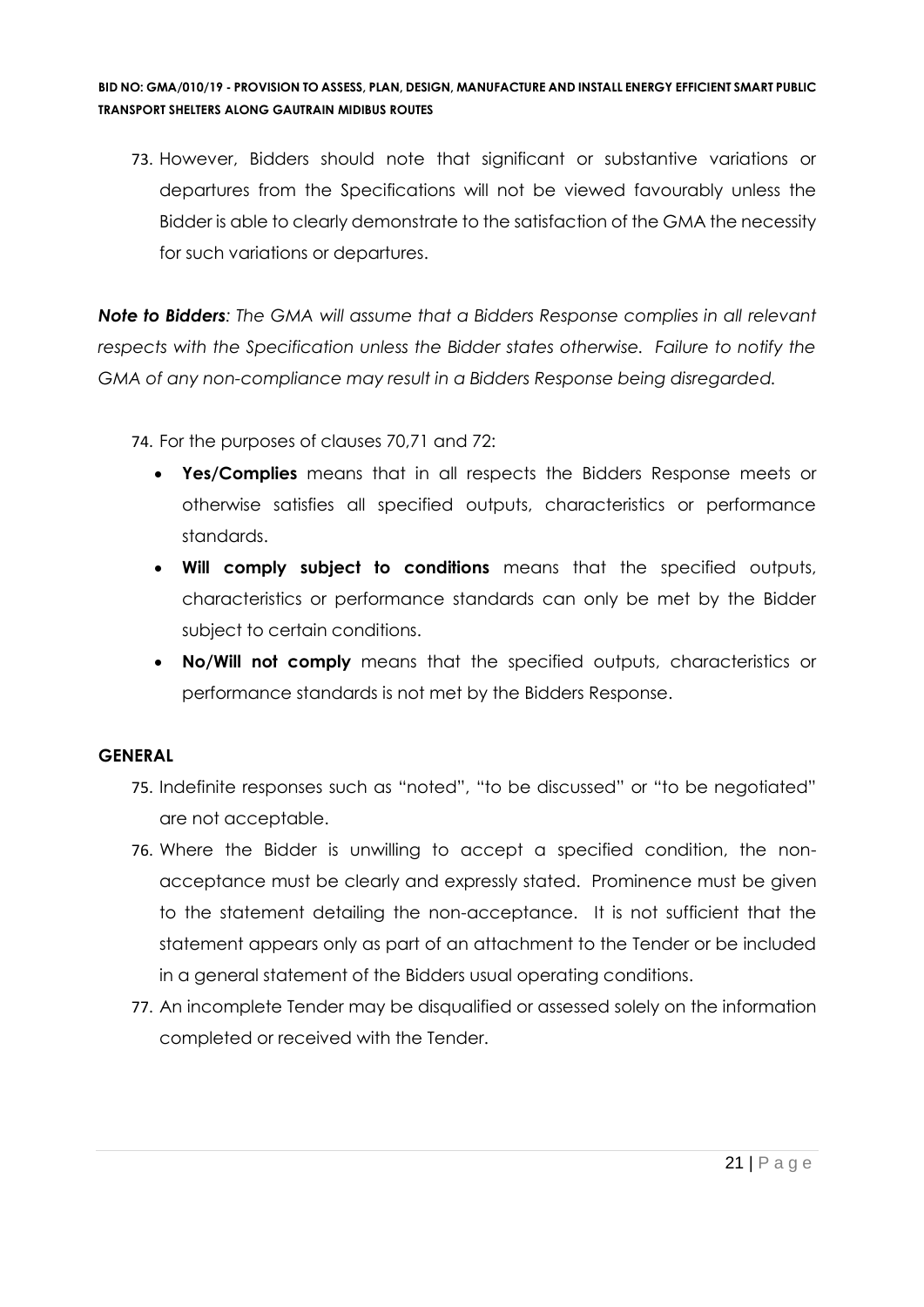73. However, Bidders should note that significant or substantive variations or departures from the Specifications will not be viewed favourably unless the Bidder is able to clearly demonstrate to the satisfaction of the GMA the necessity for such variations or departures.

***Note to Bidders**: The GMA will assume that a Bidders Response complies in all relevant respects with the Specification unless the Bidder states otherwise. Failure to notify the GMA of any non-compliance may result in a Bidders Response being disregarded.*

74. For the purposes of clauses 70,71 and 72:
    - **Yes/Complies** means that in all respects the Bidders Response meets or otherwise satisfies all specified outputs, characteristics or performance standards.
    - **Will comply subject to conditions** means that the specified outputs, characteristics or performance standards can only be met by the Bidder subject to certain conditions.
    - **No/Will not comply** means that the specified outputs, characteristics or performance standards is not met by the Bidders Response.

**GENERAL**

75. Indefinite responses such as "noted", "to be discussed" or "to be negotiated" are not acceptable.
76. Where the Bidder is unwilling to accept a specified condition, the non-acceptance must be clearly and expressly stated. Prominence must be given to the statement detailing the non-acceptance. It is not sufficient that the statement appears only as part of an attachment to the Tender or be included in a general statement of the Bidders usual operating conditions.
77. An incomplete Tender may be disqualified or assessed solely on the information completed or received with the Tender.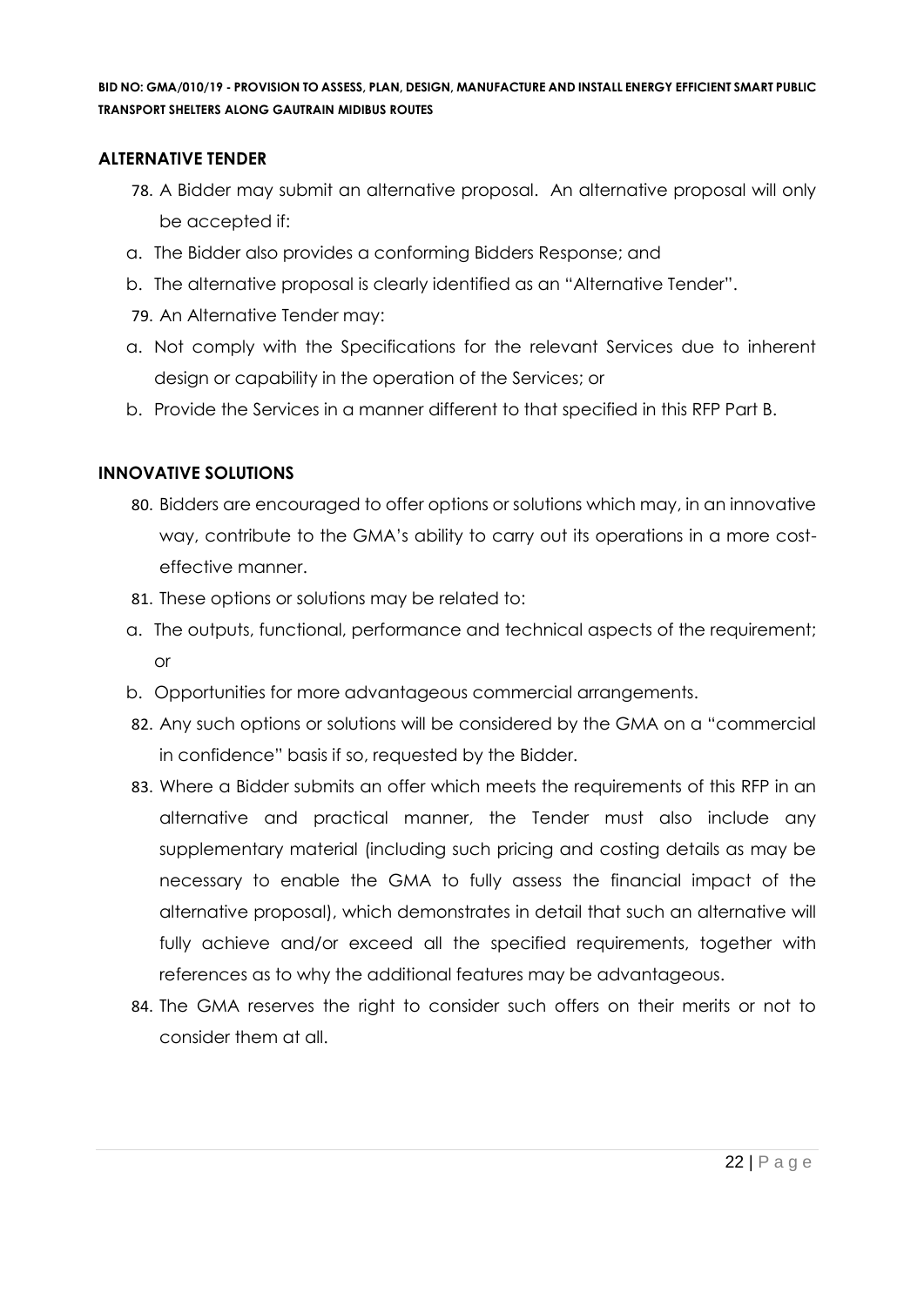## ALTERNATIVE TENDER

78. A Bidder may submit an alternative proposal. An alternative proposal will only be accepted if:

a. The Bidder also provides a conforming Bidders Response; and

b. The alternative proposal is clearly identified as an "Alternative Tender".

79. An Alternative Tender may:

a. Not comply with the Specifications for the relevant Services due to inherent design or capability in the operation of the Services; or

b. Provide the Services in a manner different to that specified in this RFP Part B.

## INNOVATIVE SOLUTIONS

80. Bidders are encouraged to offer options or solutions which may, in an innovative way, contribute to the GMA's ability to carry out its operations in a more cost-effective manner.

81. These options or solutions may be related to:

a. The outputs, functional, performance and technical aspects of the requirement; or

b. Opportunities for more advantageous commercial arrangements.

82. Any such options or solutions will be considered by the GMA on a "commercial in confidence" basis if so, requested by the Bidder.

83. Where a Bidder submits an offer which meets the requirements of this RFP in an alternative and practical manner, the Tender must also include any supplementary material (including such pricing and costing details as may be necessary to enable the GMA to fully assess the financial impact of the alternative proposal), which demonstrates in detail that such an alternative will fully achieve and/or exceed all the specified requirements, together with references as to why the additional features may be advantageous.

84. The GMA reserves the right to consider such offers on their merits or not to consider them at all.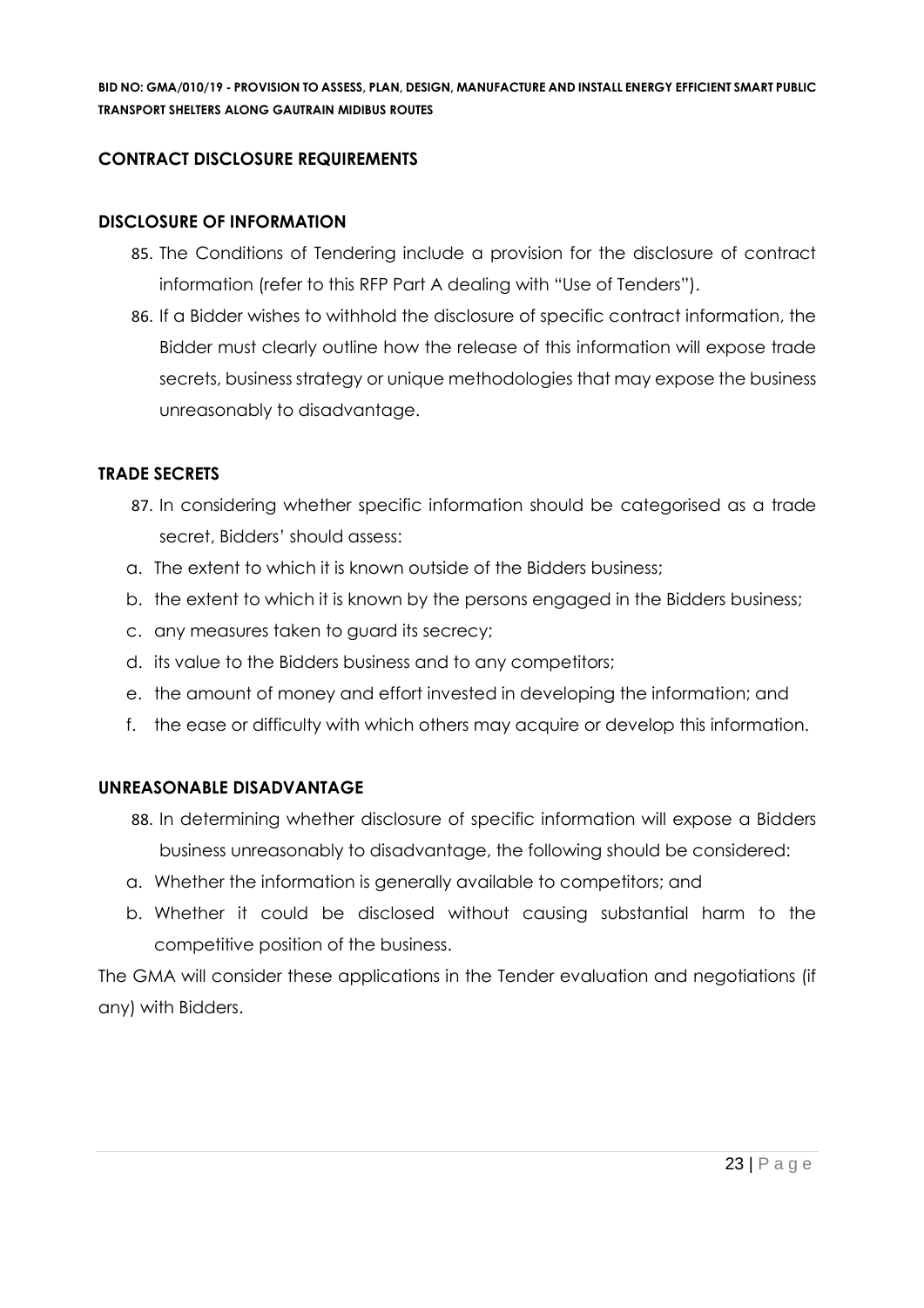## CONTRACT DISCLOSURE REQUIREMENTS

### DISCLOSURE OF INFORMATION

85. The Conditions of Tendering include a provision for the disclosure of contract information (refer to this RFP Part A dealing with "Use of Tenders").
86. If a Bidder wishes to withhold the disclosure of specific contract information, the Bidder must clearly outline how the release of this information will expose trade secrets, business strategy or unique methodologies that may expose the business unreasonably to disadvantage.

### TRADE SECRETS

87. In considering whether specific information should be categorised as a trade secret, Bidders' should assess:

a. The extent to which it is known outside of the Bidders business;
b. the extent to which it is known by the persons engaged in the Bidders business;
c. any measures taken to guard its secrecy;
d. its value to the Bidders business and to any competitors;
e. the amount of money and effort invested in developing the information; and
f. the ease or difficulty with which others may acquire or develop this information.

### UNREASONABLE DISADVANTAGE

88. In determining whether disclosure of specific information will expose a Bidders business unreasonably to disadvantage, the following should be considered:

a. Whether the information is generally available to competitors; and
b. Whether it could be disclosed without causing substantial harm to the competitive position of the business.

The GMA will consider these applications in the Tender evaluation and negotiations (if any) with Bidders.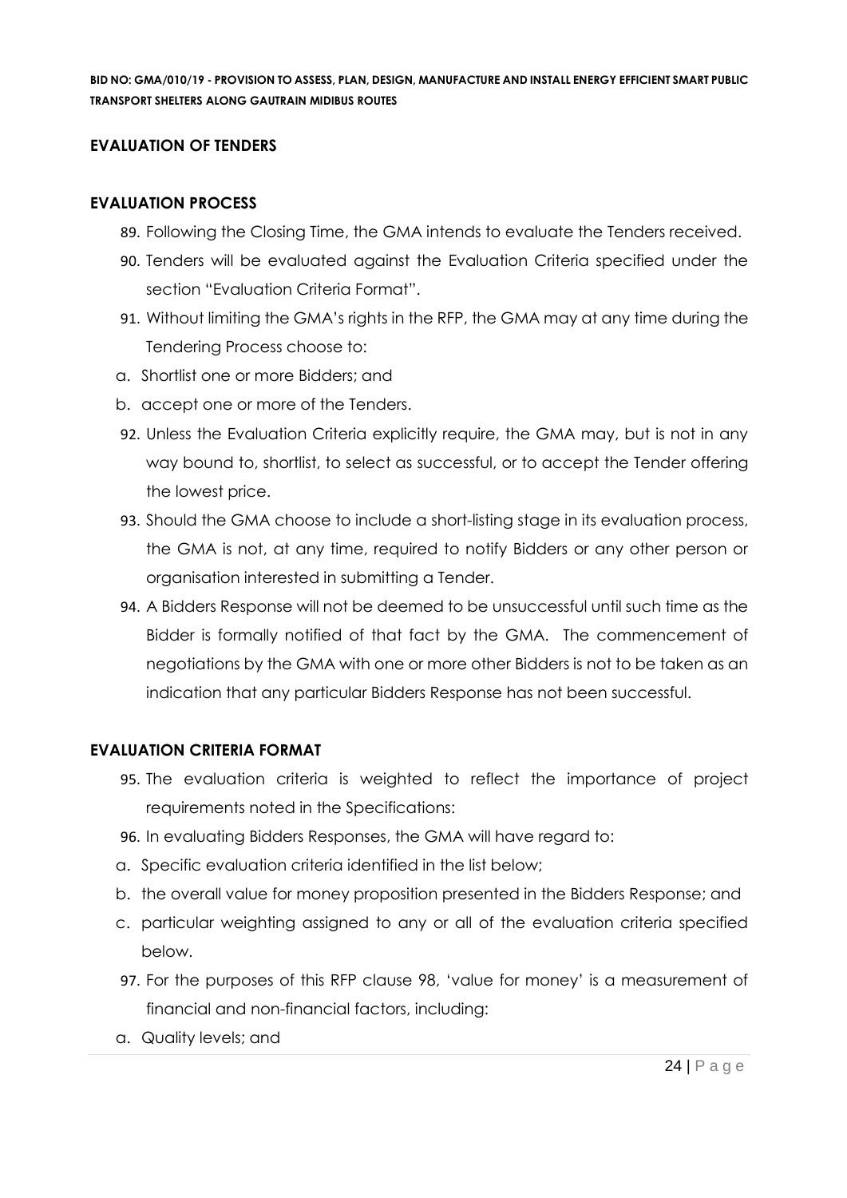## EVALUATION OF TENDERS

### EVALUATION PROCESS

89. Following the Closing Time, the GMA intends to evaluate the Tenders received.
90. Tenders will be evaluated against the Evaluation Criteria specified under the section "Evaluation Criteria Format".
91. Without limiting the GMA's rights in the RFP, the GMA may at any time during the Tendering Process choose to:

a. Shortlist one or more Bidders; and

b. accept one or more of the Tenders.

92. Unless the Evaluation Criteria explicitly require, the GMA may, but is not in any way bound to, shortlist, to select as successful, or to accept the Tender offering the lowest price.
93. Should the GMA choose to include a short-listing stage in its evaluation process, the GMA is not, at any time, required to notify Bidders or any other person or organisation interested in submitting a Tender.
94. A Bidders Response will not be deemed to be unsuccessful until such time as the Bidder is formally notified of that fact by the GMA. The commencement of negotiations by the GMA with one or more other Bidders is not to be taken as an indication that any particular Bidders Response has not been successful.

### EVALUATION CRITERIA FORMAT

95. The evaluation criteria is weighted to reflect the importance of project requirements noted in the Specifications:
96. In evaluating Bidders Responses, the GMA will have regard to:

a. Specific evaluation criteria identified in the list below;

b. the overall value for money proposition presented in the Bidders Response; and

c. particular weighting assigned to any or all of the evaluation criteria specified below.

97. For the purposes of this RFP clause 98, 'value for money' is a measurement of financial and non-financial factors, including:

a. Quality levels; and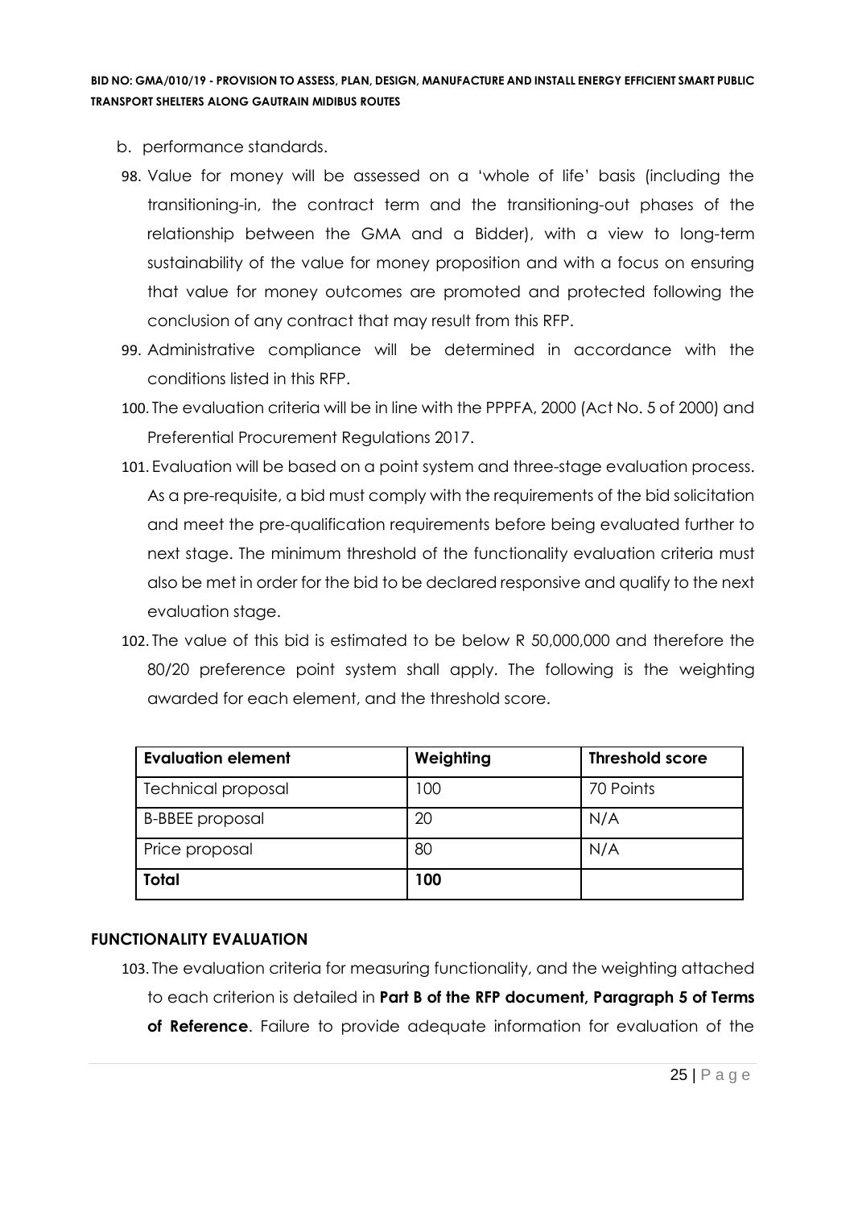b. performance standards.

98. Value for money will be assessed on a 'whole of life' basis (including the transitioning-in, the contract term and the transitioning-out phases of the relationship between the GMA and a Bidder), with a view to long-term sustainability of the value for money proposition and with a focus on ensuring that value for money outcomes are promoted and protected following the conclusion of any contract that may result from this RFP.
99. Administrative compliance will be determined in accordance with the conditions listed in this RFP.
100. The evaluation criteria will be in line with the PPPFA, 2000 (Act No. 5 of 2000) and Preferential Procurement Regulations 2017.
101. Evaluation will be based on a point system and three-stage evaluation process. As a pre-requisite, a bid must comply with the requirements of the bid solicitation and meet the pre-qualification requirements before being evaluated further to next stage. The minimum threshold of the functionality evaluation criteria must also be met in order for the bid to be declared responsive and qualify to the next evaluation stage.
102. The value of this bid is estimated to be below R 50,000,000 and therefore the 80/20 preference point system shall apply. The following is the weighting awarded for each element, and the threshold score.

| Evaluation element | Weighting | Threshold score |
|---|---|---|
| Technical proposal | 100 | 70 Points |
| B-BBEE proposal | 20 | N/A |
| Price proposal | 80 | N/A |
| **Total** | **100** | |

### FUNCTIONALITY EVALUATION

103. The evaluation criteria for measuring functionality, and the weighting attached to each criterion is detailed in **Part B of the RFP document, Paragraph 5 of Terms of Reference**. Failure to provide adequate information for evaluation of the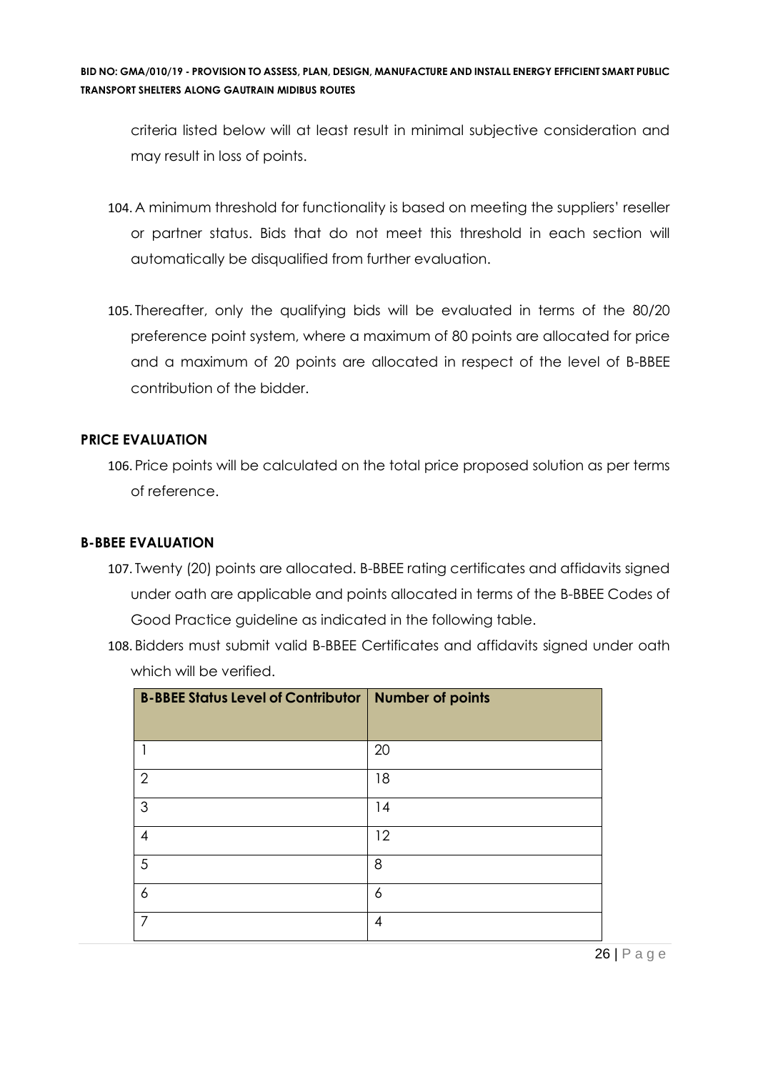criteria listed below will at least result in minimal subjective consideration and may result in loss of points.

104. A minimum threshold for functionality is based on meeting the suppliers' reseller or partner status. Bids that do not meet this threshold in each section will automatically be disqualified from further evaluation.

105. Thereafter, only the qualifying bids will be evaluated in terms of the 80/20 preference point system, where a maximum of 80 points are allocated for price and a maximum of 20 points are allocated in respect of the level of B-BBEE contribution of the bidder.

**PRICE EVALUATION**

106. Price points will be calculated on the total price proposed solution as per terms of reference.

**B-BBEE EVALUATION**

107. Twenty (20) points are allocated. B-BBEE rating certificates and affidavits signed under oath are applicable and points allocated in terms of the B-BBEE Codes of Good Practice guideline as indicated in the following table.

108. Bidders must submit valid B-BBEE Certificates and affidavits signed under oath which will be verified.

| B-BBEE Status Level of Contributor | Number of points |
|---|---|
| 1 | 20 |
| 2 | 18 |
| 3 | 14 |
| 4 | 12 |
| 5 | 8 |
| 6 | 6 |
| 7 | 4 |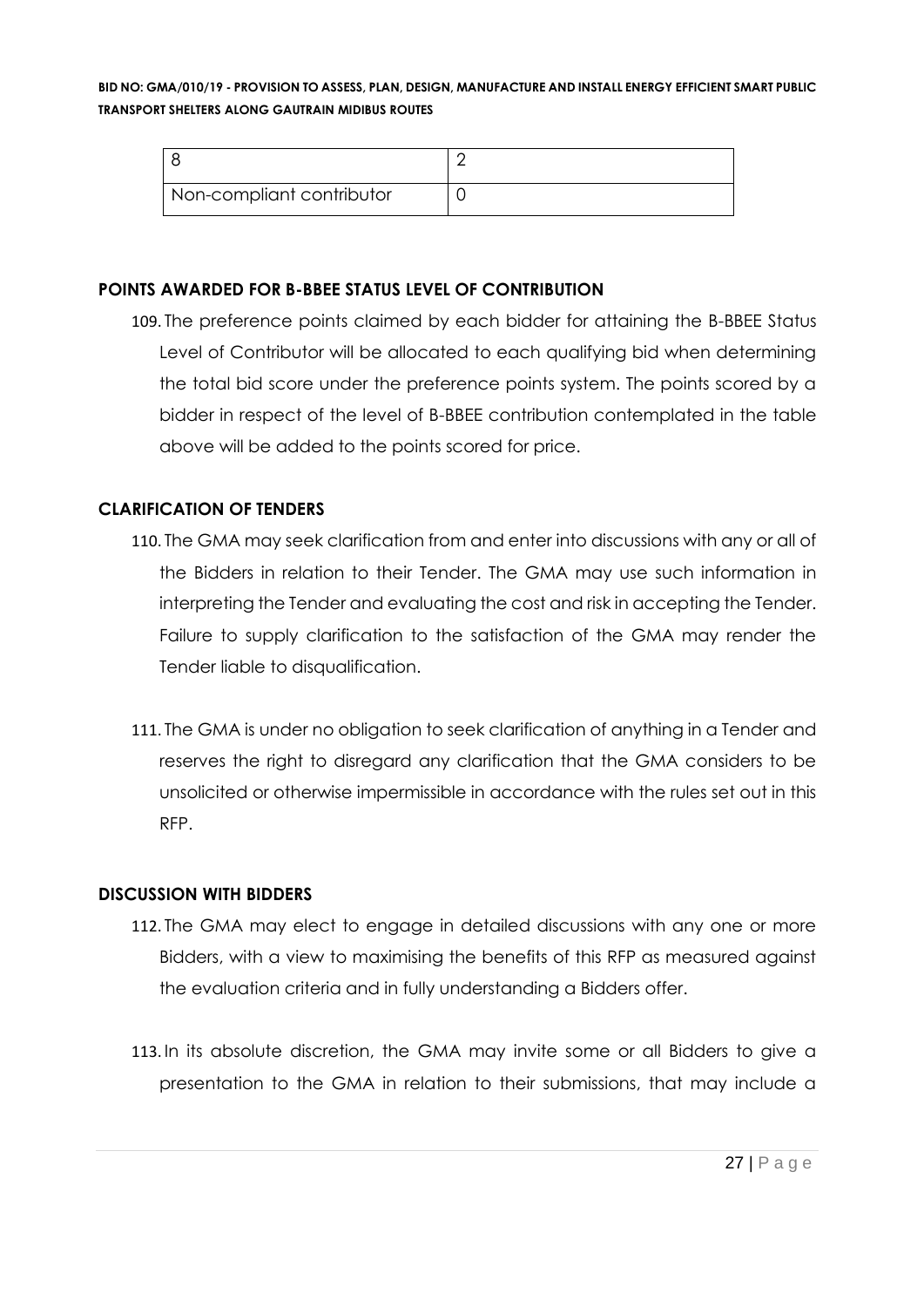| 8 | 2 |
|---|---|
| Non-compliant contributor | 0 |

## POINTS AWARDED FOR B-BBEE STATUS LEVEL OF CONTRIBUTION

109. The preference points claimed by each bidder for attaining the B-BBEE Status Level of Contributor will be allocated to each qualifying bid when determining the total bid score under the preference points system. The points scored by a bidder in respect of the level of B-BBEE contribution contemplated in the table above will be added to the points scored for price.

## CLARIFICATION OF TENDERS

110. The GMA may seek clarification from and enter into discussions with any or all of the Bidders in relation to their Tender. The GMA may use such information in interpreting the Tender and evaluating the cost and risk in accepting the Tender. Failure to supply clarification to the satisfaction of the GMA may render the Tender liable to disqualification.

111. The GMA is under no obligation to seek clarification of anything in a Tender and reserves the right to disregard any clarification that the GMA considers to be unsolicited or otherwise impermissible in accordance with the rules set out in this RFP.

## DISCUSSION WITH BIDDERS

112. The GMA may elect to engage in detailed discussions with any one or more Bidders, with a view to maximising the benefits of this RFP as measured against the evaluation criteria and in fully understanding a Bidders offer.

113. In its absolute discretion, the GMA may invite some or all Bidders to give a presentation to the GMA in relation to their submissions, that may include a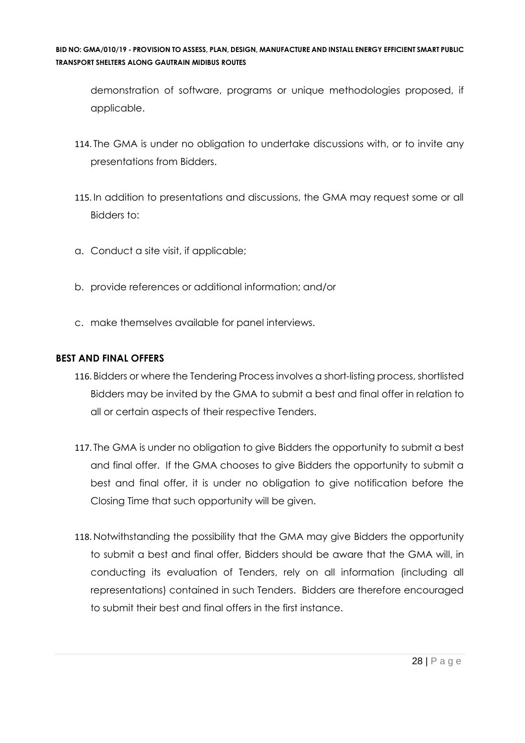demonstration of software, programs or unique methodologies proposed, if applicable.

114. The GMA is under no obligation to undertake discussions with, or to invite any presentations from Bidders.

115. In addition to presentations and discussions, the GMA may request some or all Bidders to:

a. Conduct a site visit, if applicable;

b. provide references or additional information; and/or

c. make themselves available for panel interviews.

**BEST AND FINAL OFFERS**

116. Bidders or where the Tendering Process involves a short-listing process, shortlisted Bidders may be invited by the GMA to submit a best and final offer in relation to all or certain aspects of their respective Tenders.

117. The GMA is under no obligation to give Bidders the opportunity to submit a best and final offer. If the GMA chooses to give Bidders the opportunity to submit a best and final offer, it is under no obligation to give notification before the Closing Time that such opportunity will be given.

118. Notwithstanding the possibility that the GMA may give Bidders the opportunity to submit a best and final offer, Bidders should be aware that the GMA will, in conducting its evaluation of Tenders, rely on all information (including all representations) contained in such Tenders. Bidders are therefore encouraged to submit their best and final offers in the first instance.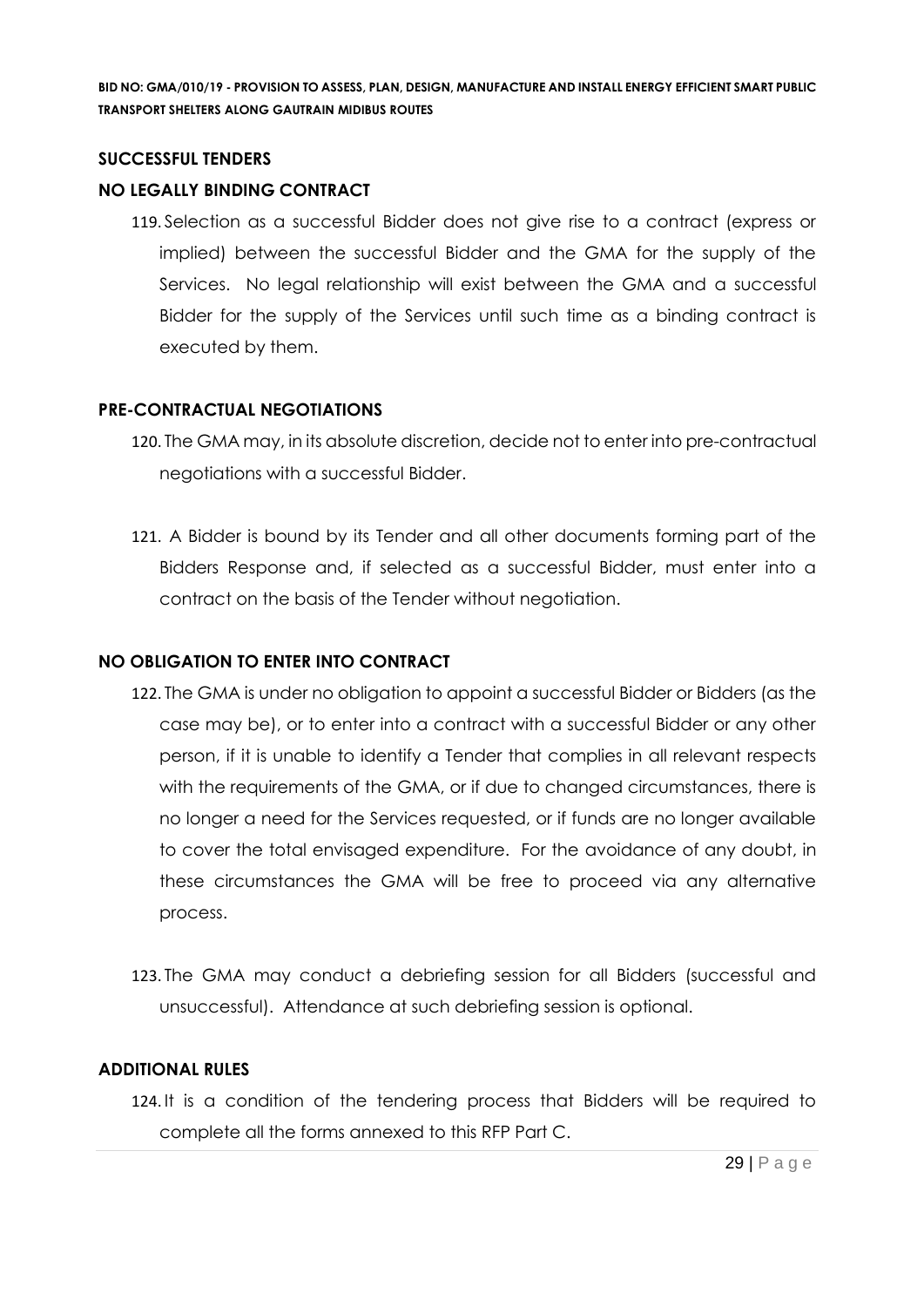## SUCCESSFUL TENDERS

### NO LEGALLY BINDING CONTRACT

119. Selection as a successful Bidder does not give rise to a contract (express or implied) between the successful Bidder and the GMA for the supply of the Services. No legal relationship will exist between the GMA and a successful Bidder for the supply of the Services until such time as a binding contract is executed by them.

### PRE-CONTRACTUAL NEGOTIATIONS

120. The GMA may, in its absolute discretion, decide not to enter into pre-contractual negotiations with a successful Bidder.

121. A Bidder is bound by its Tender and all other documents forming part of the Bidders Response and, if selected as a successful Bidder, must enter into a contract on the basis of the Tender without negotiation.

### NO OBLIGATION TO ENTER INTO CONTRACT

122. The GMA is under no obligation to appoint a successful Bidder or Bidders (as the case may be), or to enter into a contract with a successful Bidder or any other person, if it is unable to identify a Tender that complies in all relevant respects with the requirements of the GMA, or if due to changed circumstances, there is no longer a need for the Services requested, or if funds are no longer available to cover the total envisaged expenditure. For the avoidance of any doubt, in these circumstances the GMA will be free to proceed via any alternative process.

123. The GMA may conduct a debriefing session for all Bidders (successful and unsuccessful). Attendance at such debriefing session is optional.

### ADDITIONAL RULES

124. It is a condition of the tendering process that Bidders will be required to complete all the forms annexed to this RFP Part C.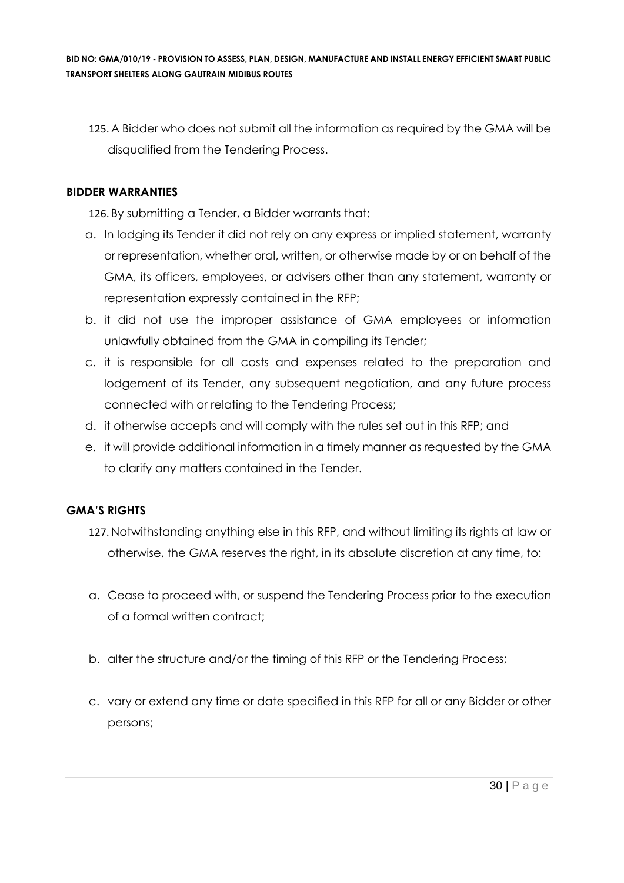125. A Bidder who does not submit all the information as required by the GMA will be disqualified from the Tendering Process.

## BIDDER WARRANTIES

126. By submitting a Tender, a Bidder warrants that:

a. In lodging its Tender it did not rely on any express or implied statement, warranty or representation, whether oral, written, or otherwise made by or on behalf of the GMA, its officers, employees, or advisers other than any statement, warranty or representation expressly contained in the RFP;

b. it did not use the improper assistance of GMA employees or information unlawfully obtained from the GMA in compiling its Tender;

c. it is responsible for all costs and expenses related to the preparation and lodgement of its Tender, any subsequent negotiation, and any future process connected with or relating to the Tendering Process;

d. it otherwise accepts and will comply with the rules set out in this RFP; and

e. it will provide additional information in a timely manner as requested by the GMA to clarify any matters contained in the Tender.

## GMA'S RIGHTS

127. Notwithstanding anything else in this RFP, and without limiting its rights at law or otherwise, the GMA reserves the right, in its absolute discretion at any time, to:

a. Cease to proceed with, or suspend the Tendering Process prior to the execution of a formal written contract;

b. alter the structure and/or the timing of this RFP or the Tendering Process;

c. vary or extend any time or date specified in this RFP for all or any Bidder or other persons;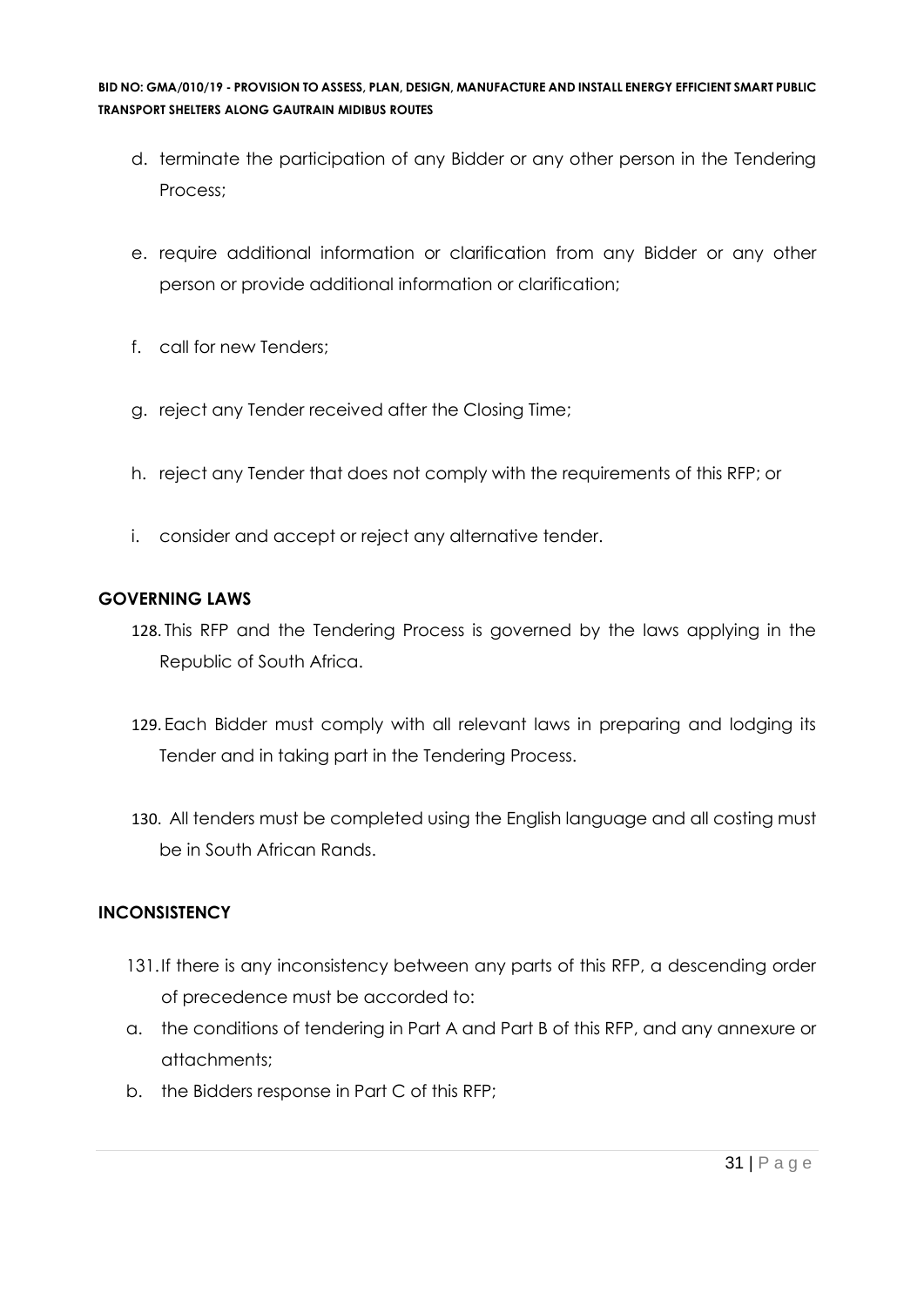d. terminate the participation of any Bidder or any other person in the Tendering Process;

e. require additional information or clarification from any Bidder or any other person or provide additional information or clarification;

f. call for new Tenders;

g. reject any Tender received after the Closing Time;

h. reject any Tender that does not comply with the requirements of this RFP; or

i. consider and accept or reject any alternative tender.

## GOVERNING LAWS

128. This RFP and the Tendering Process is governed by the laws applying in the Republic of South Africa.

129. Each Bidder must comply with all relevant laws in preparing and lodging its Tender and in taking part in the Tendering Process.

130. All tenders must be completed using the English language and all costing must be in South African Rands.

## INCONSISTENCY

131. If there is any inconsistency between any parts of this RFP, a descending order of precedence must be accorded to:

a. the conditions of tendering in Part A and Part B of this RFP, and any annexure or attachments;

b. the Bidders response in Part C of this RFP;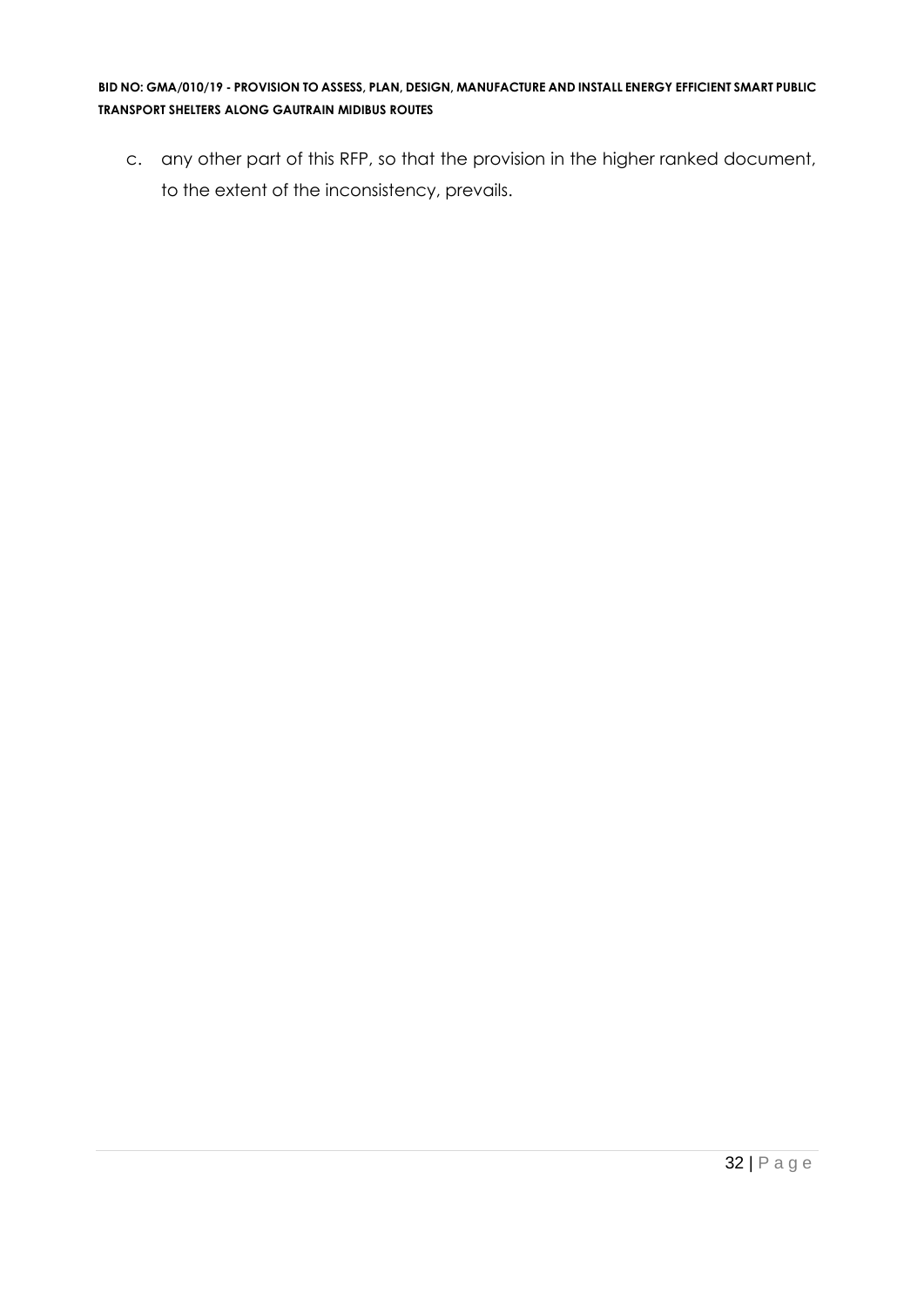c. any other part of this RFP, so that the provision in the higher ranked document, to the extent of the inconsistency, prevails.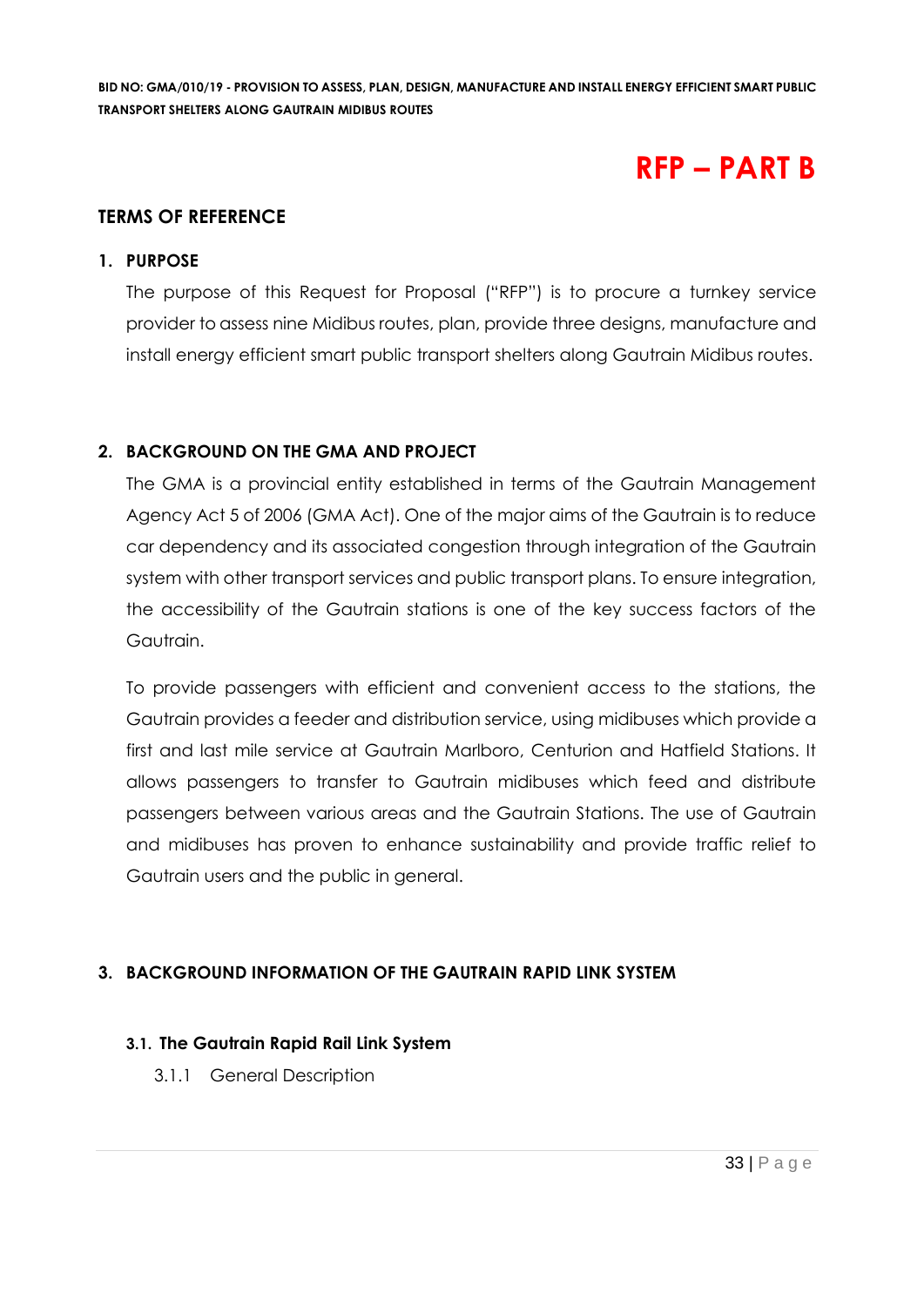# RFP – PART B

## TERMS OF REFERENCE

### 1. PURPOSE

The purpose of this Request for Proposal ("RFP") is to procure a turnkey service provider to assess nine Midibus routes, plan, provide three designs, manufacture and install energy efficient smart public transport shelters along Gautrain Midibus routes.

### 2. BACKGROUND ON THE GMA AND PROJECT

The GMA is a provincial entity established in terms of the Gautrain Management Agency Act 5 of 2006 (GMA Act). One of the major aims of the Gautrain is to reduce car dependency and its associated congestion through integration of the Gautrain system with other transport services and public transport plans. To ensure integration, the accessibility of the Gautrain stations is one of the key success factors of the Gautrain.

To provide passengers with efficient and convenient access to the stations, the Gautrain provides a feeder and distribution service, using midibuses which provide a first and last mile service at Gautrain Marlboro, Centurion and Hatfield Stations. It allows passengers to transfer to Gautrain midibuses which feed and distribute passengers between various areas and the Gautrain Stations. The use of Gautrain and midibuses has proven to enhance sustainability and provide traffic relief to Gautrain users and the public in general.

### 3. BACKGROUND INFORMATION OF THE GAUTRAIN RAPID LINK SYSTEM

#### 3.1. The Gautrain Rapid Rail Link System

3.1.1 General Description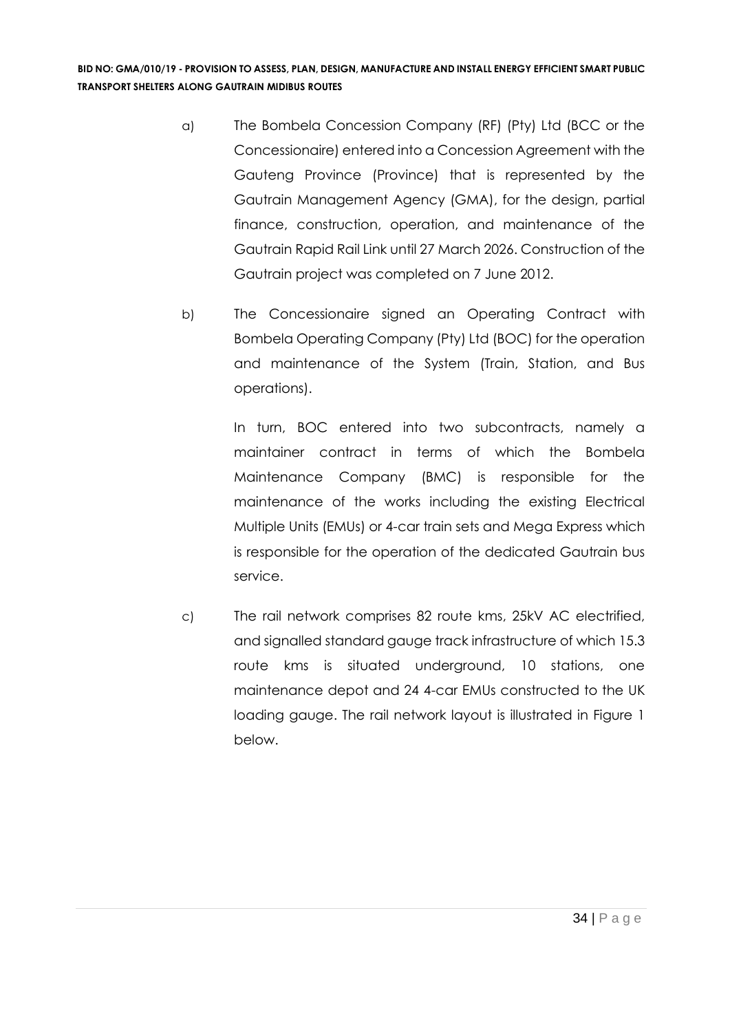a) The Bombela Concession Company (RF) (Pty) Ltd (BCC or the Concessionaire) entered into a Concession Agreement with the Gauteng Province (Province) that is represented by the Gautrain Management Agency (GMA), for the design, partial finance, construction, operation, and maintenance of the Gautrain Rapid Rail Link until 27 March 2026. Construction of the Gautrain project was completed on 7 June 2012.

b) The Concessionaire signed an Operating Contract with Bombela Operating Company (Pty) Ltd (BOC) for the operation and maintenance of the System (Train, Station, and Bus operations).

   In turn, BOC entered into two subcontracts, namely a maintainer contract in terms of which the Bombela Maintenance Company (BMC) is responsible for the maintenance of the works including the existing Electrical Multiple Units (EMUs) or 4-car train sets and Mega Express which is responsible for the operation of the dedicated Gautrain bus service.

c) The rail network comprises 82 route kms, 25kV AC electrified, and signalled standard gauge track infrastructure of which 15.3 route kms is situated underground, 10 stations, one maintenance depot and 24 4-car EMUs constructed to the UK loading gauge. The rail network layout is illustrated in Figure 1 below.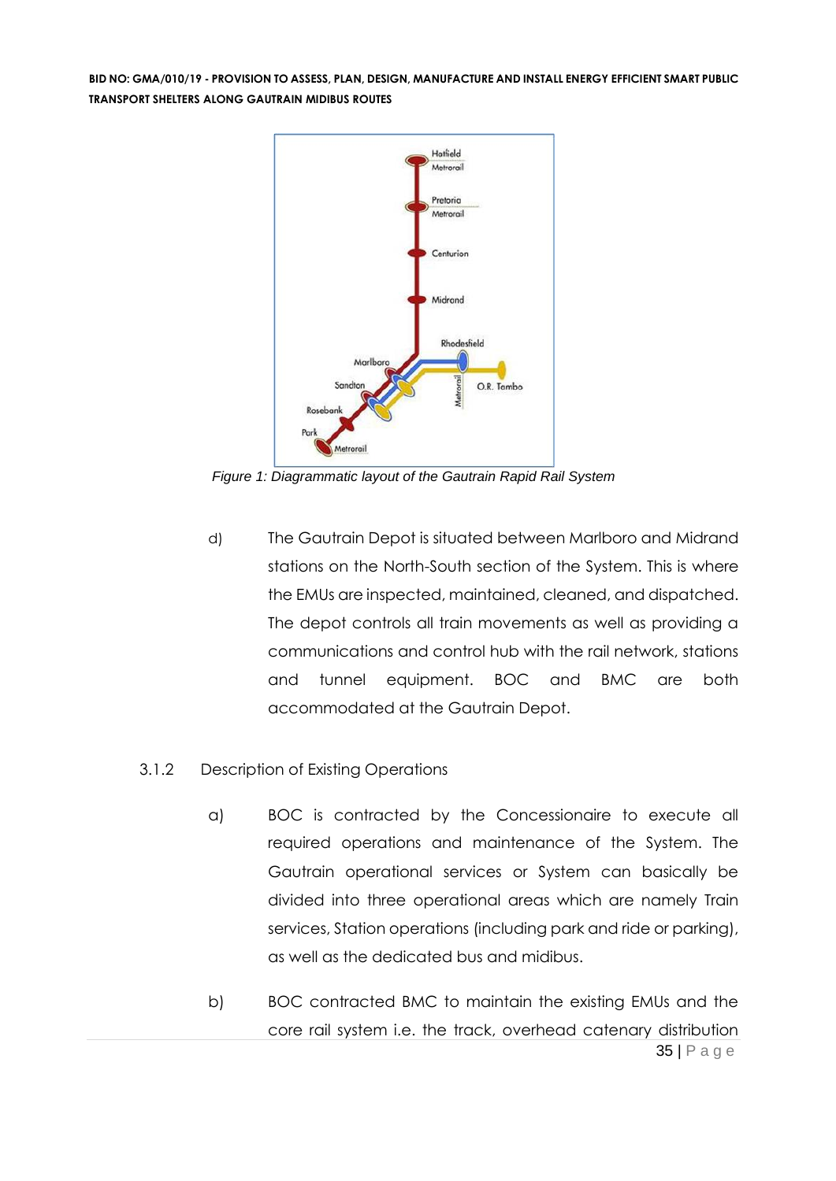*Figure 1: Diagrammatic layout of the Gautrain Rapid Rail System*

d) The Gautrain Depot is situated between Marlboro and Midrand stations on the North-South section of the System. This is where the EMUs are inspected, maintained, cleaned, and dispatched. The depot controls all train movements as well as providing a communications and control hub with the rail network, stations and tunnel equipment. BOC and BMC are both accommodated at the Gautrain Depot.

### 3.1.2 Description of Existing Operations

a) BOC is contracted by the Concessionaire to execute all required operations and maintenance of the System. The Gautrain operational services or System can basically be divided into three operational areas which are namely Train services, Station operations (including park and ride or parking), as well as the dedicated bus and midibus.

b) BOC contracted BMC to maintain the existing EMUs and the core rail system i.e. the track, overhead catenary distribution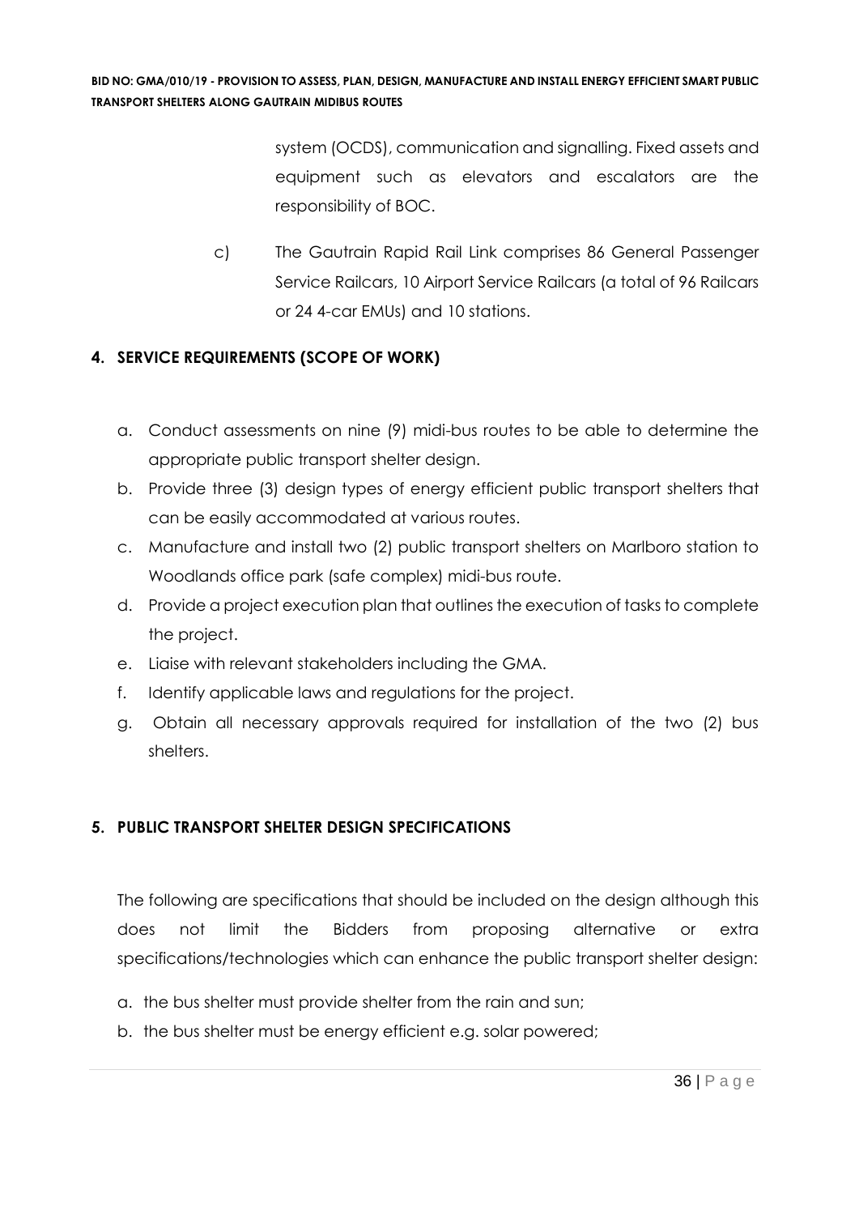system (OCDS), communication and signalling. Fixed assets and equipment such as elevators and escalators are the responsibility of BOC.

c) The Gautrain Rapid Rail Link comprises 86 General Passenger Service Railcars, 10 Airport Service Railcars (a total of 96 Railcars or 24 4-car EMUs) and 10 stations.

## 4. SERVICE REQUIREMENTS (SCOPE OF WORK)

a. Conduct assessments on nine (9) midi-bus routes to be able to determine the appropriate public transport shelter design.
b. Provide three (3) design types of energy efficient public transport shelters that can be easily accommodated at various routes.
c. Manufacture and install two (2) public transport shelters on Marlboro station to Woodlands office park (safe complex) midi-bus route.
d. Provide a project execution plan that outlines the execution of tasks to complete the project.
e. Liaise with relevant stakeholders including the GMA.
f. Identify applicable laws and regulations for the project.
g. Obtain all necessary approvals required for installation of the two (2) bus shelters.

## 5. PUBLIC TRANSPORT SHELTER DESIGN SPECIFICATIONS

The following are specifications that should be included on the design although this does not limit the Bidders from proposing alternative or extra specifications/technologies which can enhance the public transport shelter design:

a. the bus shelter must provide shelter from the rain and sun;
b. the bus shelter must be energy efficient e.g. solar powered;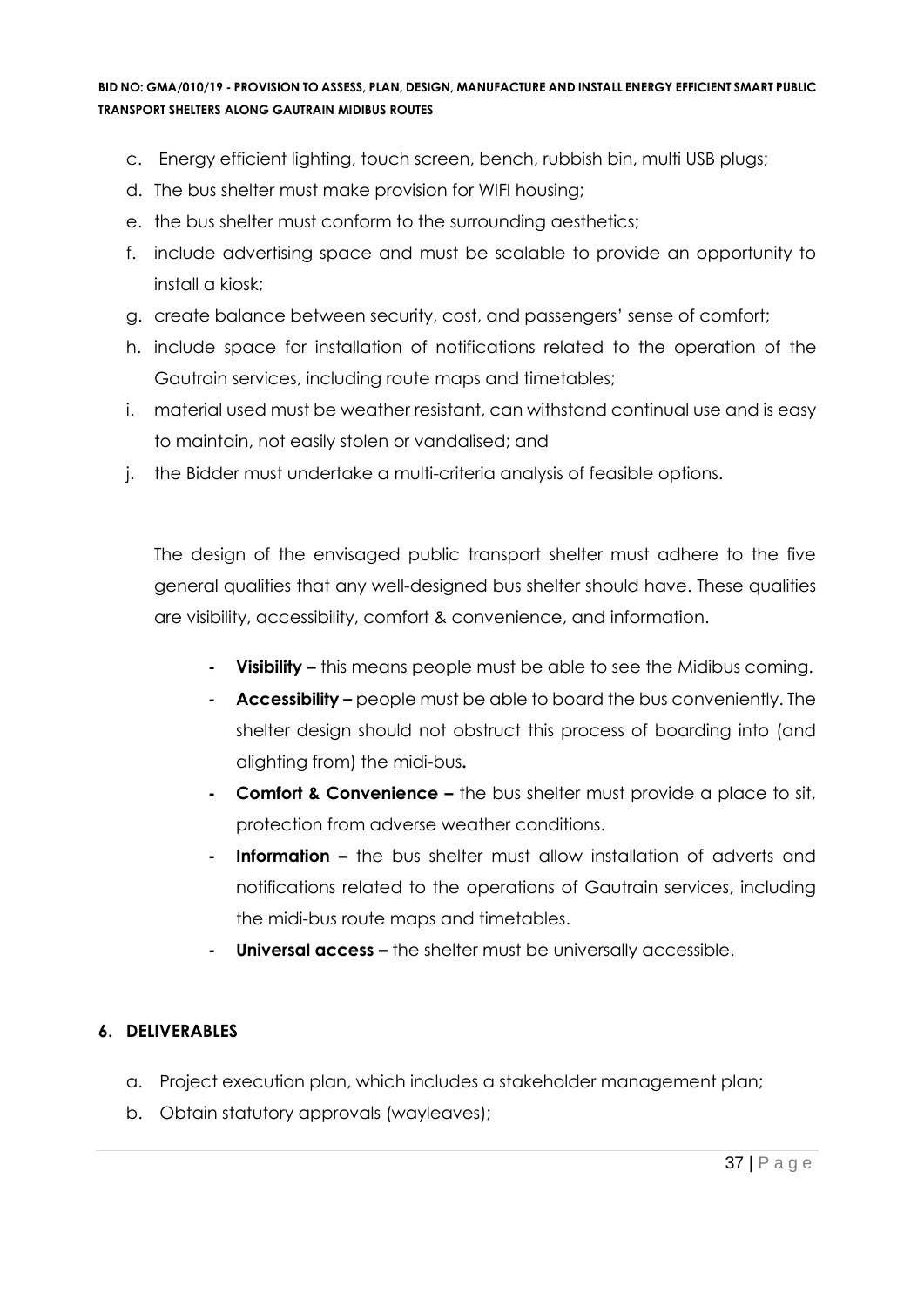c. Energy efficient lighting, touch screen, bench, rubbish bin, multi USB plugs;
d. The bus shelter must make provision for WIFI housing;
e. the bus shelter must conform to the surrounding aesthetics;
f. include advertising space and must be scalable to provide an opportunity to install a kiosk;
g. create balance between security, cost, and passengers' sense of comfort;
h. include space for installation of notifications related to the operation of the Gautrain services, including route maps and timetables;
i. material used must be weather resistant, can withstand continual use and is easy to maintain, not easily stolen or vandalised; and
j. the Bidder must undertake a multi-criteria analysis of feasible options.

The design of the envisaged public transport shelter must adhere to the five general qualities that any well-designed bus shelter should have. These qualities are visibility, accessibility, comfort & convenience, and information.

- **Visibility –** this means people must be able to see the Midibus coming.
- **Accessibility –** people must be able to board the bus conveniently. The shelter design should not obstruct this process of boarding into (and alighting from) the midi-bus**.**
- **Comfort & Convenience –** the bus shelter must provide a place to sit, protection from adverse weather conditions.
- **Information –** the bus shelter must allow installation of adverts and notifications related to the operations of Gautrain services, including the midi-bus route maps and timetables.
- **Universal access –** the shelter must be universally accessible.

**6. DELIVERABLES**

a. Project execution plan, which includes a stakeholder management plan;
b. Obtain statutory approvals (wayleaves);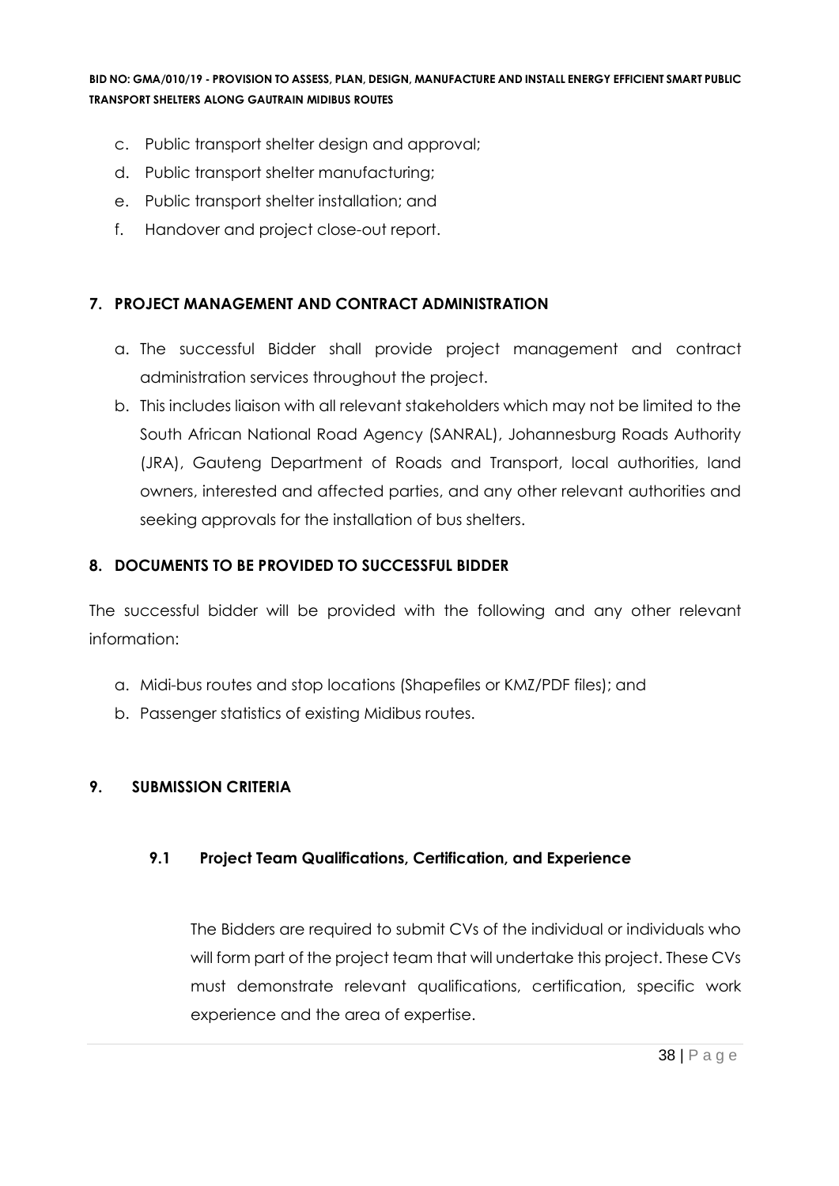c. Public transport shelter design and approval;

d. Public transport shelter manufacturing;

e. Public transport shelter installation; and

f. Handover and project close-out report.

## 7. PROJECT MANAGEMENT AND CONTRACT ADMINISTRATION

a. The successful Bidder shall provide project management and contract administration services throughout the project.

b. This includes liaison with all relevant stakeholders which may not be limited to the South African National Road Agency (SANRAL), Johannesburg Roads Authority (JRA), Gauteng Department of Roads and Transport, local authorities, land owners, interested and affected parties, and any other relevant authorities and seeking approvals for the installation of bus shelters.

## 8. DOCUMENTS TO BE PROVIDED TO SUCCESSFUL BIDDER

The successful bidder will be provided with the following and any other relevant information:

a. Midi-bus routes and stop locations (Shapefiles or KMZ/PDF files); and

b. Passenger statistics of existing Midibus routes.

## 9. SUBMISSION CRITERIA

### 9.1 Project Team Qualifications, Certification, and Experience

The Bidders are required to submit CVs of the individual or individuals who will form part of the project team that will undertake this project. These CVs must demonstrate relevant qualifications, certification, specific work experience and the area of expertise.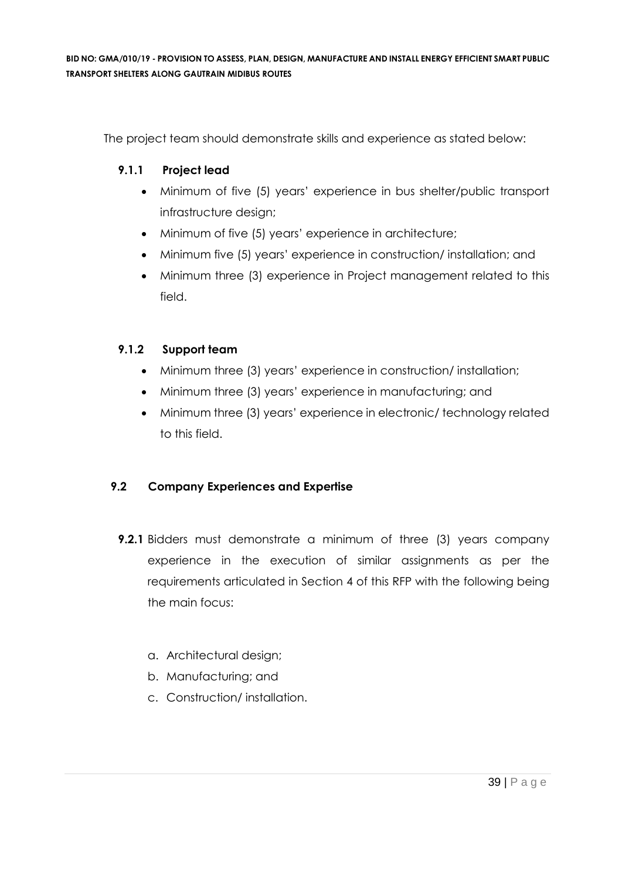The project team should demonstrate skills and experience as stated below:

#### 9.1.1 Project lead

- Minimum of five (5) years' experience in bus shelter/public transport infrastructure design;
- Minimum of five (5) years' experience in architecture;
- Minimum five (5) years' experience in construction/ installation; and
- Minimum three (3) experience in Project management related to this field.

#### 9.1.2 Support team

- Minimum three (3) years' experience in construction/ installation;
- Minimum three (3) years' experience in manufacturing; and
- Minimum three (3) years' experience in electronic/ technology related to this field.

### 9.2 Company Experiences and Expertise

**9.2.1** Bidders must demonstrate a minimum of three (3) years company experience in the execution of similar assignments as per the requirements articulated in Section 4 of this RFP with the following being the main focus:

a. Architectural design;
b. Manufacturing; and
c. Construction/ installation.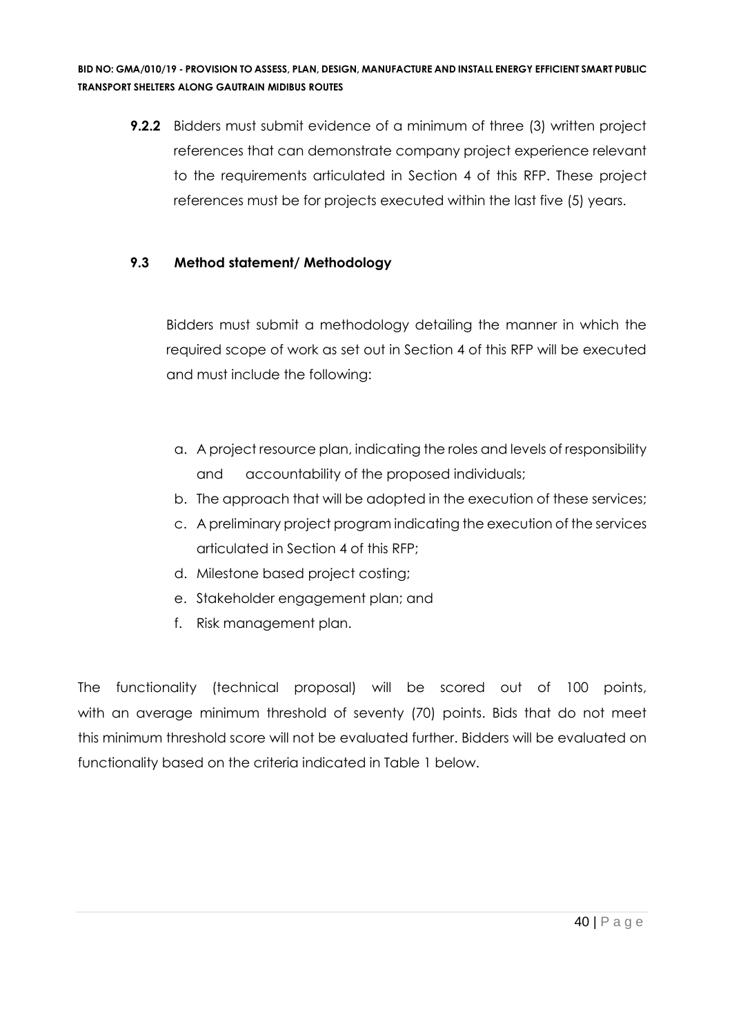**9.2.2** Bidders must submit evidence of a minimum of three (3) written project references that can demonstrate company project experience relevant to the requirements articulated in Section 4 of this RFP. These project references must be for projects executed within the last five (5) years.

### 9.3 Method statement/ Methodology

Bidders must submit a methodology detailing the manner in which the required scope of work as set out in Section 4 of this RFP will be executed and must include the following:

a. A project resource plan, indicating the roles and levels of responsibility and accountability of the proposed individuals;
b. The approach that will be adopted in the execution of these services;
c. A preliminary project program indicating the execution of the services articulated in Section 4 of this RFP;
d. Milestone based project costing;
e. Stakeholder engagement plan; and
f. Risk management plan.

The functionality (technical proposal) will be scored out of 100 points, with an average minimum threshold of seventy (70) points. Bids that do not meet this minimum threshold score will not be evaluated further. Bidders will be evaluated on functionality based on the criteria indicated in Table 1 below.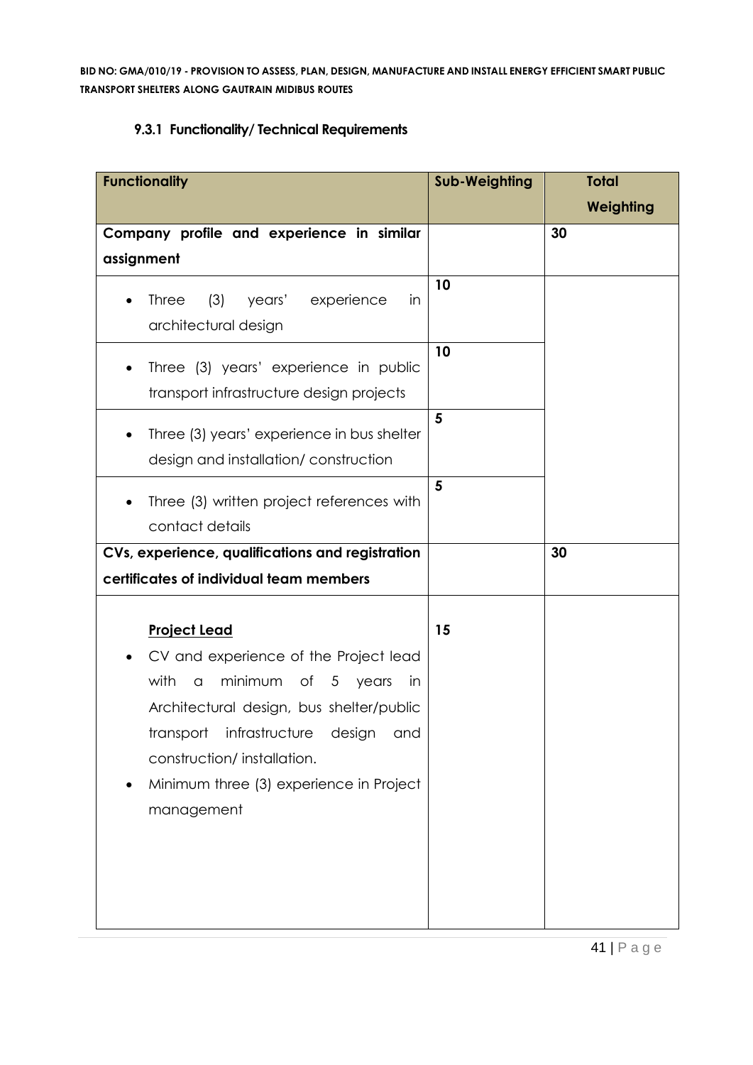### 9.3.1 Functionality/ Technical Requirements

| **Functionality** | **Sub-Weighting** | **Total Weighting** |
|---|---|---|
| **Company profile and experience in similar assignment** | | **30** |
| • Three (3) years' experience in architectural design | **10** | |
| • Three (3) years' experience in public transport infrastructure design projects | **10** | |
| • Three (3) years' experience in bus shelter design and installation/ construction | **5** | |
| • Three (3) written project references with contact details | **5** | |
| **CVs, experience, qualifications and registration certificates of individual team members** | | **30** |
| **<u>Project Lead</u>**<br>• CV and experience of the Project lead with a minimum of 5 years in Architectural design, bus shelter/public transport infrastructure design and construction/ installation.<br>• Minimum three (3) experience in Project management | **15** | |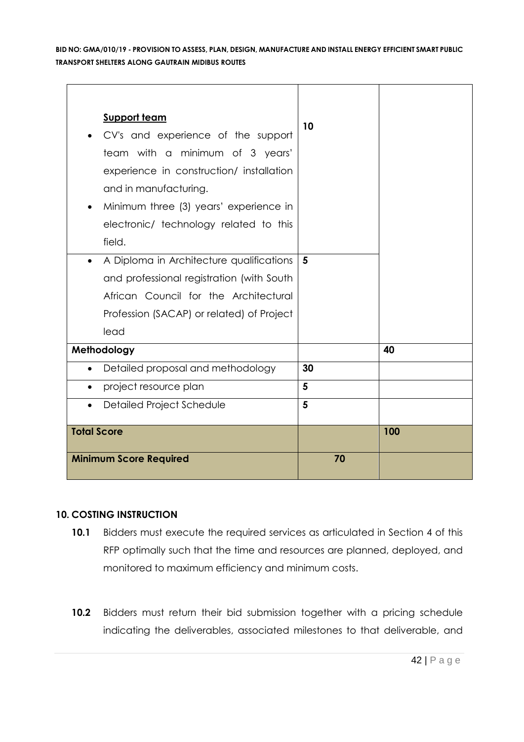| | | |
|---|---|---|
| **Support team**<br>• CV's and experience of the support team with a minimum of 3 years' experience in construction/ installation and in manufacturing.<br>• Minimum three (3) years' experience in electronic/ technology related to this field. | **10** | |
| • A Diploma in Architecture qualifications and professional registration (with South African Council for the Architectural Profession (SACAP) or related) of Project lead | **5** | |
| **Methodology** | | **40** |
| • Detailed proposal and methodology | **30** | |
| • project resource plan | **5** | |
| • Detailed Project Schedule | **5** | |
| **Total Score** | | **100** |
| **Minimum Score Required** | **70** | |

## 10. COSTING INSTRUCTION

**10.1** Bidders must execute the required services as articulated in Section 4 of this RFP optimally such that the time and resources are planned, deployed, and monitored to maximum efficiency and minimum costs.

**10.2** Bidders must return their bid submission together with a pricing schedule indicating the deliverables, associated milestones to that deliverable, and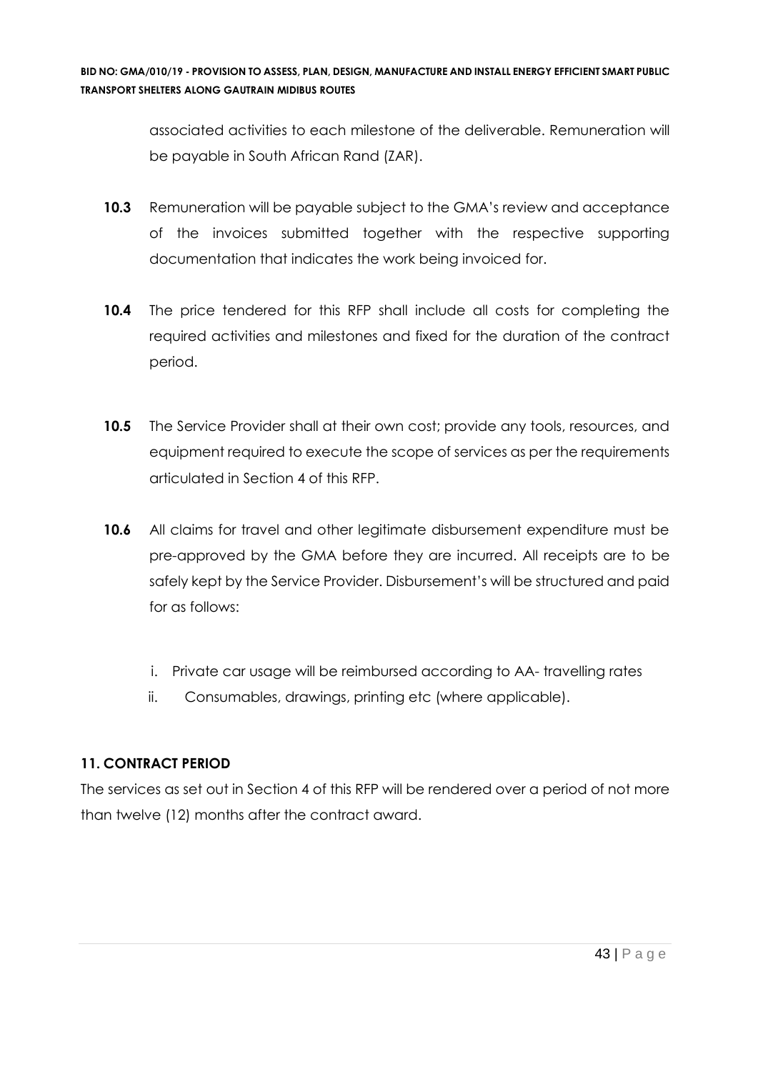associated activities to each milestone of the deliverable. Remuneration will be payable in South African Rand (ZAR).

**10.3** Remuneration will be payable subject to the GMA's review and acceptance of the invoices submitted together with the respective supporting documentation that indicates the work being invoiced for.

**10.4** The price tendered for this RFP shall include all costs for completing the required activities and milestones and fixed for the duration of the contract period.

**10.5** The Service Provider shall at their own cost; provide any tools, resources, and equipment required to execute the scope of services as per the requirements articulated in Section 4 of this RFP.

**10.6** All claims for travel and other legitimate disbursement expenditure must be pre-approved by the GMA before they are incurred. All receipts are to be safely kept by the Service Provider. Disbursement's will be structured and paid for as follows:

i. Private car usage will be reimbursed according to AA- travelling rates

ii. Consumables, drawings, printing etc (where applicable).

## 11. CONTRACT PERIOD

The services as set out in Section 4 of this RFP will be rendered over a period of not more than twelve (12) months after the contract award.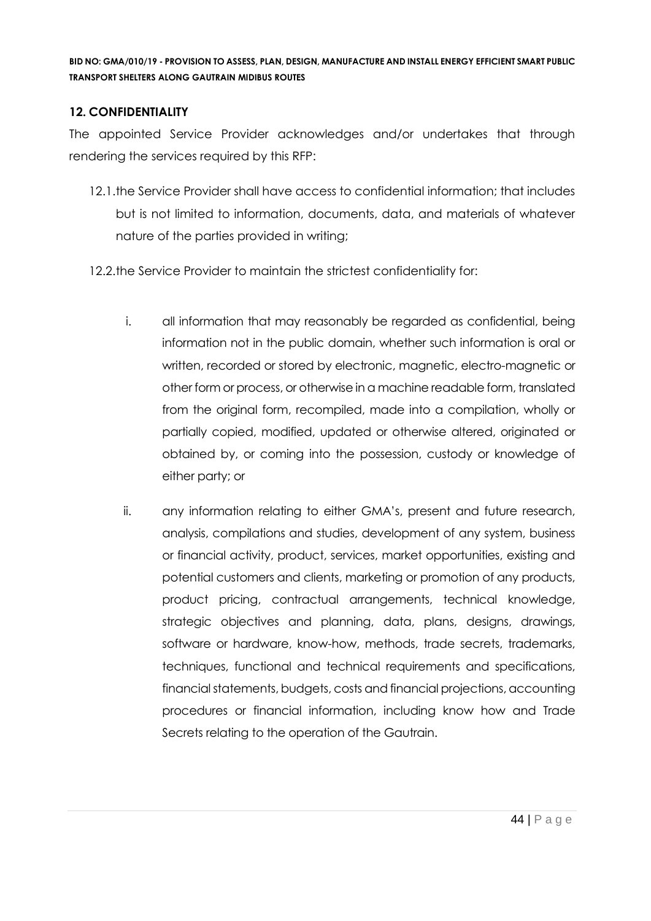## 12. CONFIDENTIALITY

The appointed Service Provider acknowledges and/or undertakes that through rendering the services required by this RFP:

12.1. the Service Provider shall have access to confidential information; that includes but is not limited to information, documents, data, and materials of whatever nature of the parties provided in writing;

12.2. the Service Provider to maintain the strictest confidentiality for:

i. all information that may reasonably be regarded as confidential, being information not in the public domain, whether such information is oral or written, recorded or stored by electronic, magnetic, electro-magnetic or other form or process, or otherwise in a machine readable form, translated from the original form, recompiled, made into a compilation, wholly or partially copied, modified, updated or otherwise altered, originated or obtained by, or coming into the possession, custody or knowledge of either party; or

ii. any information relating to either GMA's, present and future research, analysis, compilations and studies, development of any system, business or financial activity, product, services, market opportunities, existing and potential customers and clients, marketing or promotion of any products, product pricing, contractual arrangements, technical knowledge, strategic objectives and planning, data, plans, designs, drawings, software or hardware, know-how, methods, trade secrets, trademarks, techniques, functional and technical requirements and specifications, financial statements, budgets, costs and financial projections, accounting procedures or financial information, including know how and Trade Secrets relating to the operation of the Gautrain.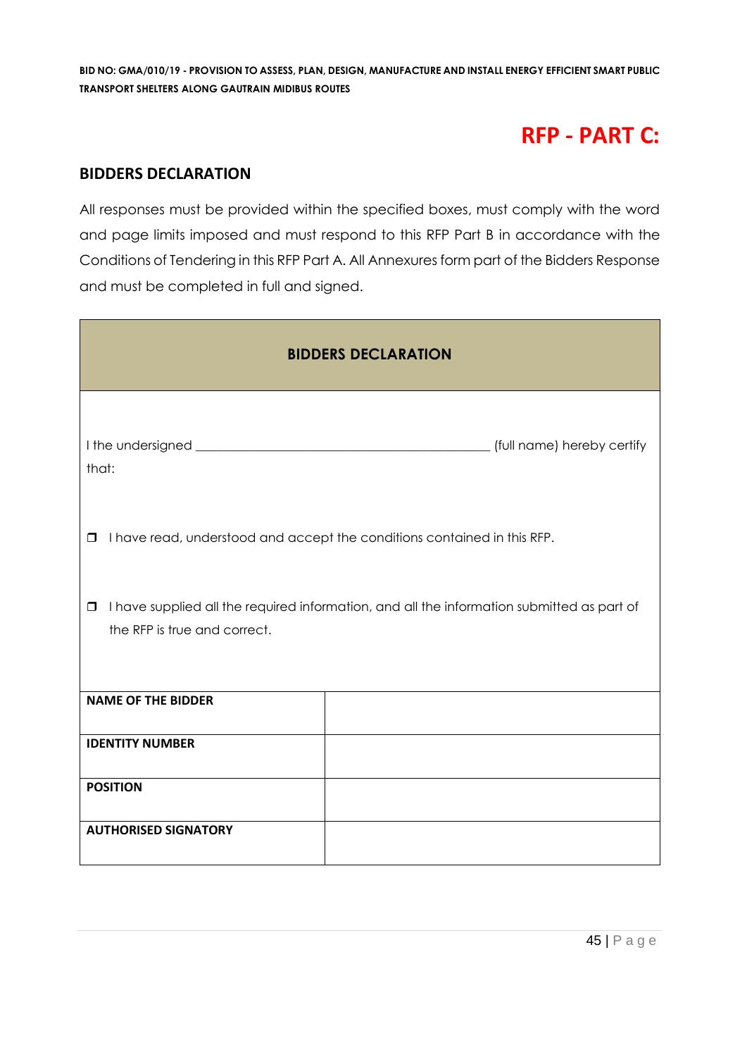# RFP - PART C:

## BIDDERS DECLARATION

All responses must be provided within the specified boxes, must comply with the word and page limits imposed and must respond to this RFP Part B in accordance with the Conditions of Tendering in this RFP Part A. All Annexures form part of the Bidders Response and must be completed in full and signed.

| BIDDERS DECLARATION | |
|---|---|
| I the undersigned _____________________________________________ (full name) hereby certify that:<br><br>☐ I have read, understood and accept the conditions contained in this RFP.<br><br>☐ I have supplied all the required information, and all the information submitted as part of the RFP is true and correct. | |
| **NAME OF THE BIDDER** | |
| **IDENTITY NUMBER** | |
| **POSITION** | |
| **AUTHORISED SIGNATORY** | |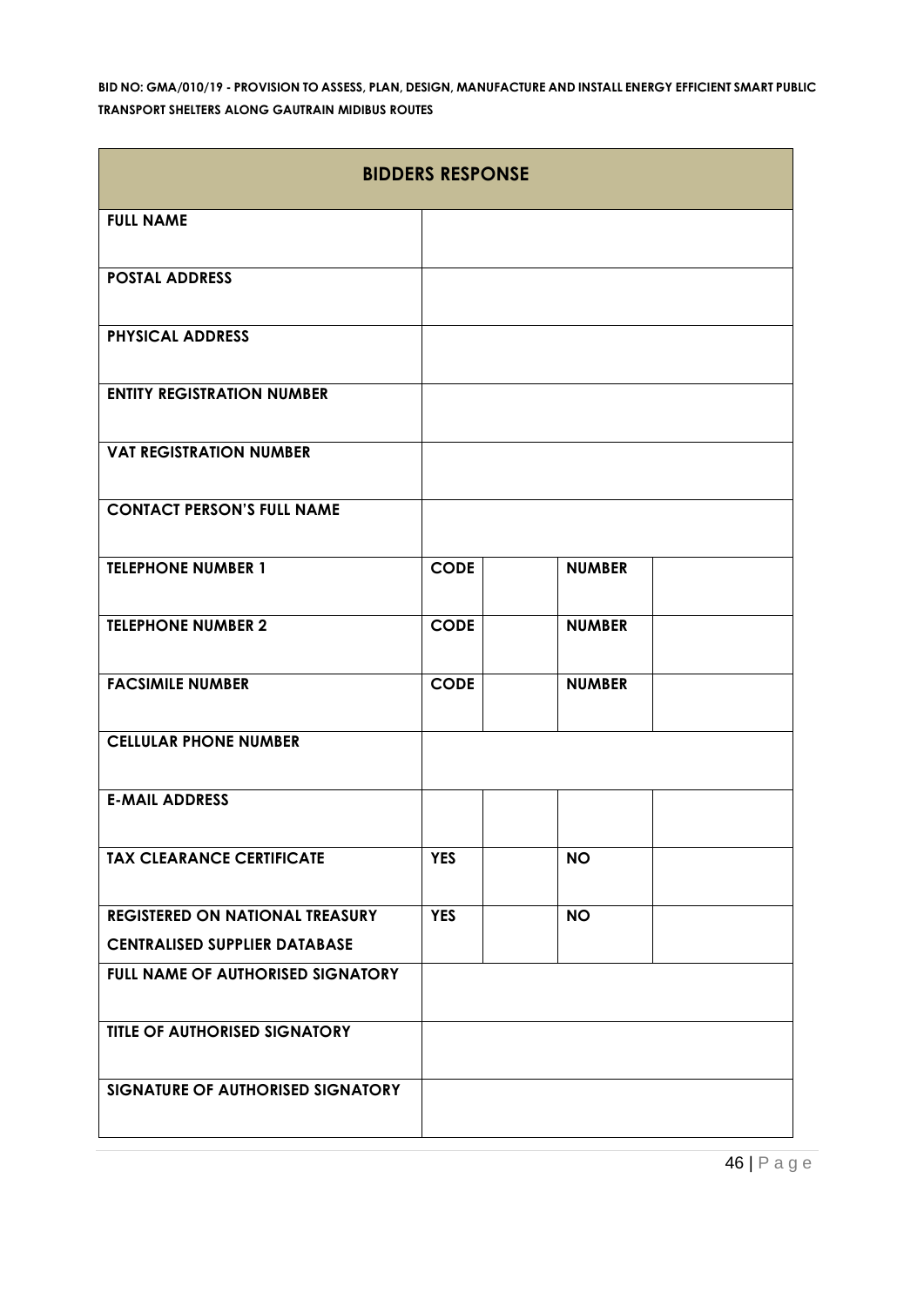| BIDDERS RESPONSE | | | | |
|---|---|---|---|---|
| **FULL NAME** | | | | |
| **POSTAL ADDRESS** | | | | |
| **PHYSICAL ADDRESS** | | | | |
| **ENTITY REGISTRATION NUMBER** | | | | |
| **VAT REGISTRATION NUMBER** | | | | |
| **CONTACT PERSON'S FULL NAME** | | | | |
| **TELEPHONE NUMBER 1** | **CODE** | | **NUMBER** | |
| **TELEPHONE NUMBER 2** | **CODE** | | **NUMBER** | |
| **FACSIMILE NUMBER** | **CODE** | | **NUMBER** | |
| **CELLULAR PHONE NUMBER** | | | | |
| **E-MAIL ADDRESS** | | | | |
| **TAX CLEARANCE CERTIFICATE** | **YES** | | **NO** | |
| **REGISTERED ON NATIONAL TREASURY CENTRALISED SUPPLIER DATABASE** | **YES** | | **NO** | |
| **FULL NAME OF AUTHORISED SIGNATORY** | | | | |
| **TITLE OF AUTHORISED SIGNATORY** | | | | |
| **SIGNATURE OF AUTHORISED SIGNATORY** | | | | |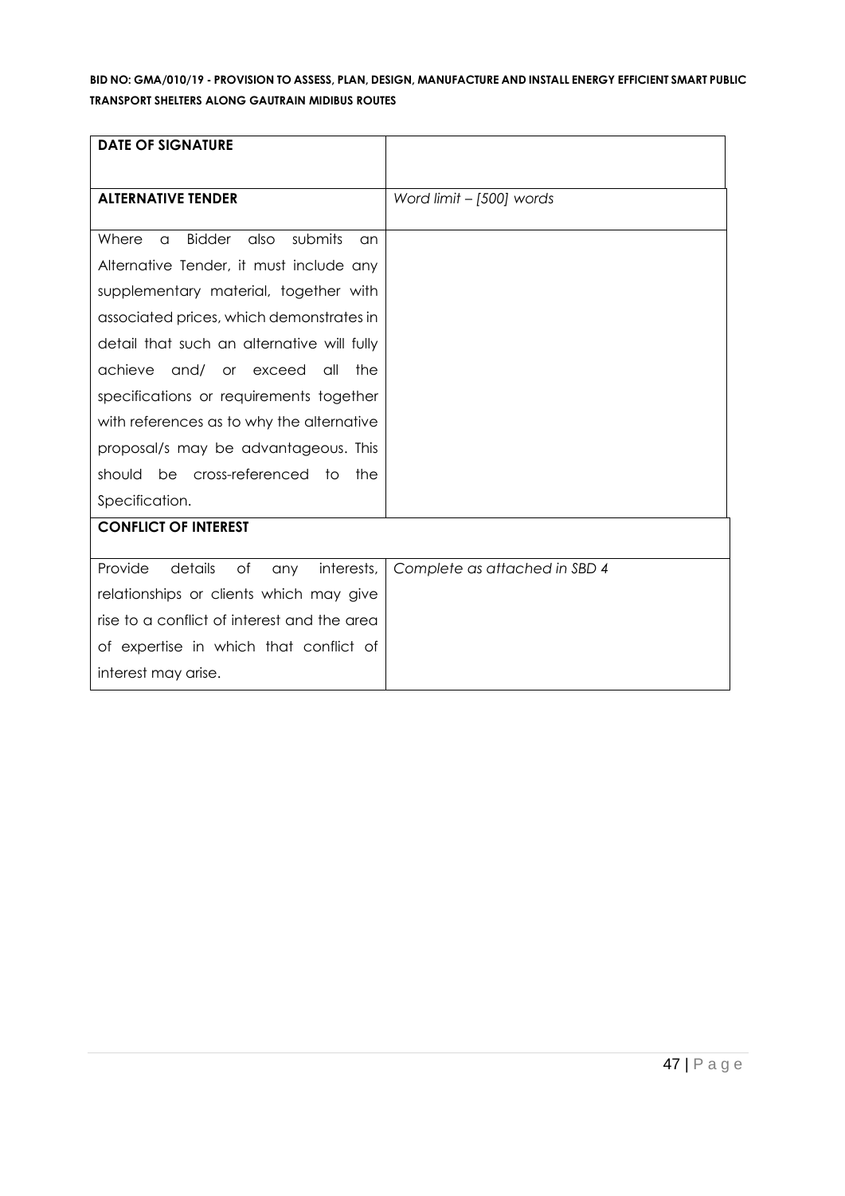**BID NO: GMA/010/19 - PROVISION TO ASSESS, PLAN, DESIGN, MANUFACTURE AND INSTALL ENERGY EFFICIENT SMART PUBLIC TRANSPORT SHELTERS ALONG GAUTRAIN MIDIBUS ROUTES**

| **DATE OF SIGNATURE** | |
|---|---|
| **ALTERNATIVE TENDER** | *Word limit – [500] words* |
| Where a Bidder also submits an Alternative Tender, it must include any supplementary material, together with associated prices, which demonstrates in detail that such an alternative will fully achieve and/ or exceed all the specifications or requirements together with references as to why the alternative proposal/s may be advantageous. This should be cross-referenced to the Specification. | |
| **CONFLICT OF INTEREST** | |
| Provide details of any interests, relationships or clients which may give rise to a conflict of interest and the area of expertise in which that conflict of interest may arise. | *Complete as attached in SBD 4* |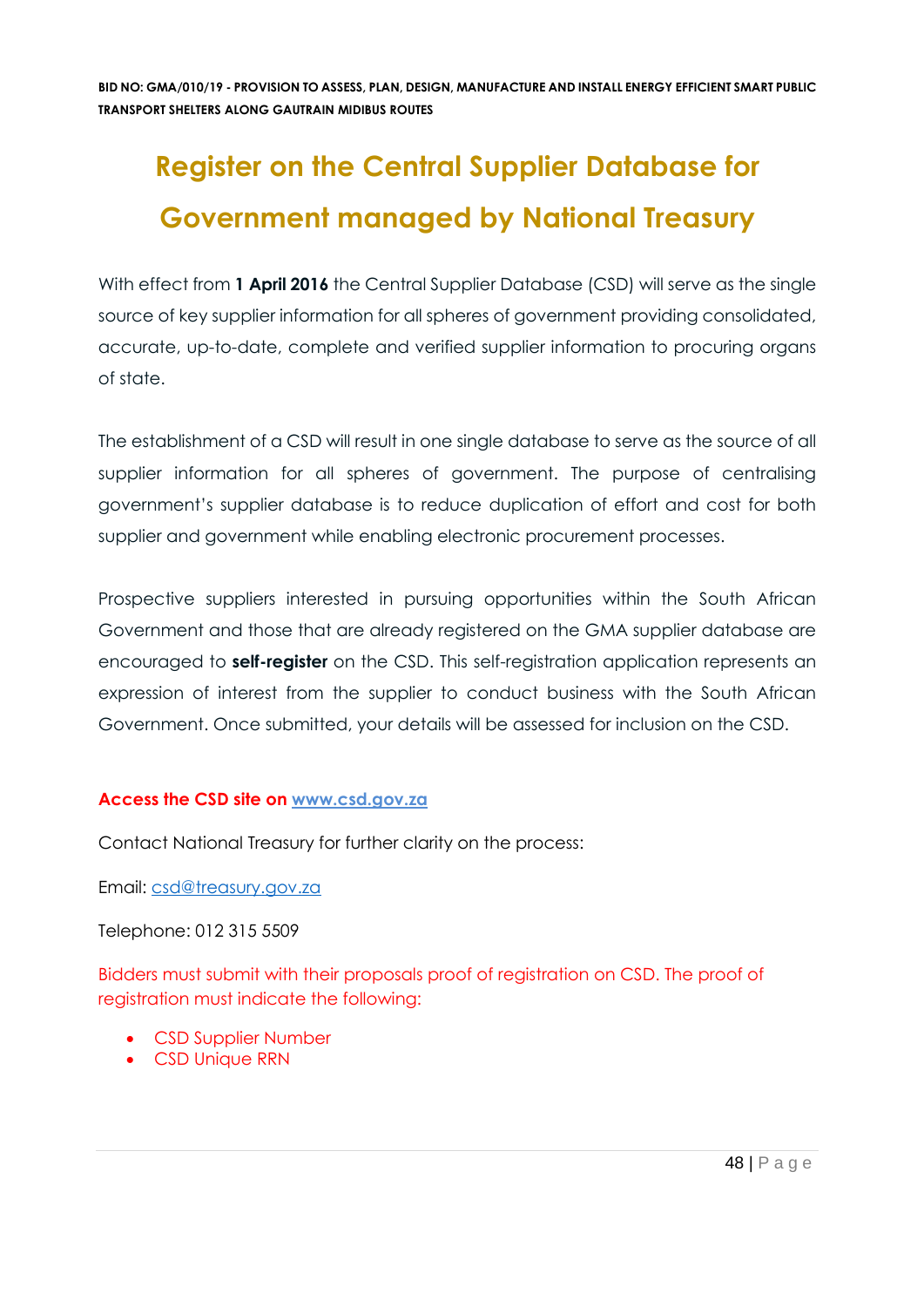# Register on the Central Supplier Database for Government managed by National Treasury

With effect from **1 April 2016** the Central Supplier Database (CSD) will serve as the single source of key supplier information for all spheres of government providing consolidated, accurate, up-to-date, complete and verified supplier information to procuring organs of state.

The establishment of a CSD will result in one single database to serve as the source of all supplier information for all spheres of government. The purpose of centralising government's supplier database is to reduce duplication of effort and cost for both supplier and government while enabling electronic procurement processes.

Prospective suppliers interested in pursuing opportunities within the South African Government and those that are already registered on the GMA supplier database are encouraged to **self-register** on the CSD. This self-registration application represents an expression of interest from the supplier to conduct business with the South African Government. Once submitted, your details will be assessed for inclusion on the CSD.

**Access the CSD site on [www.csd.gov.za](http://www.csd.gov.za)**

Contact National Treasury for further clarity on the process:

Email: [csd@treasury.gov.za](mailto:csd@treasury.gov.za)

Telephone: 012 315 5509

Bidders must submit with their proposals proof of registration on CSD. The proof of registration must indicate the following:

- CSD Supplier Number
- CSD Unique RRN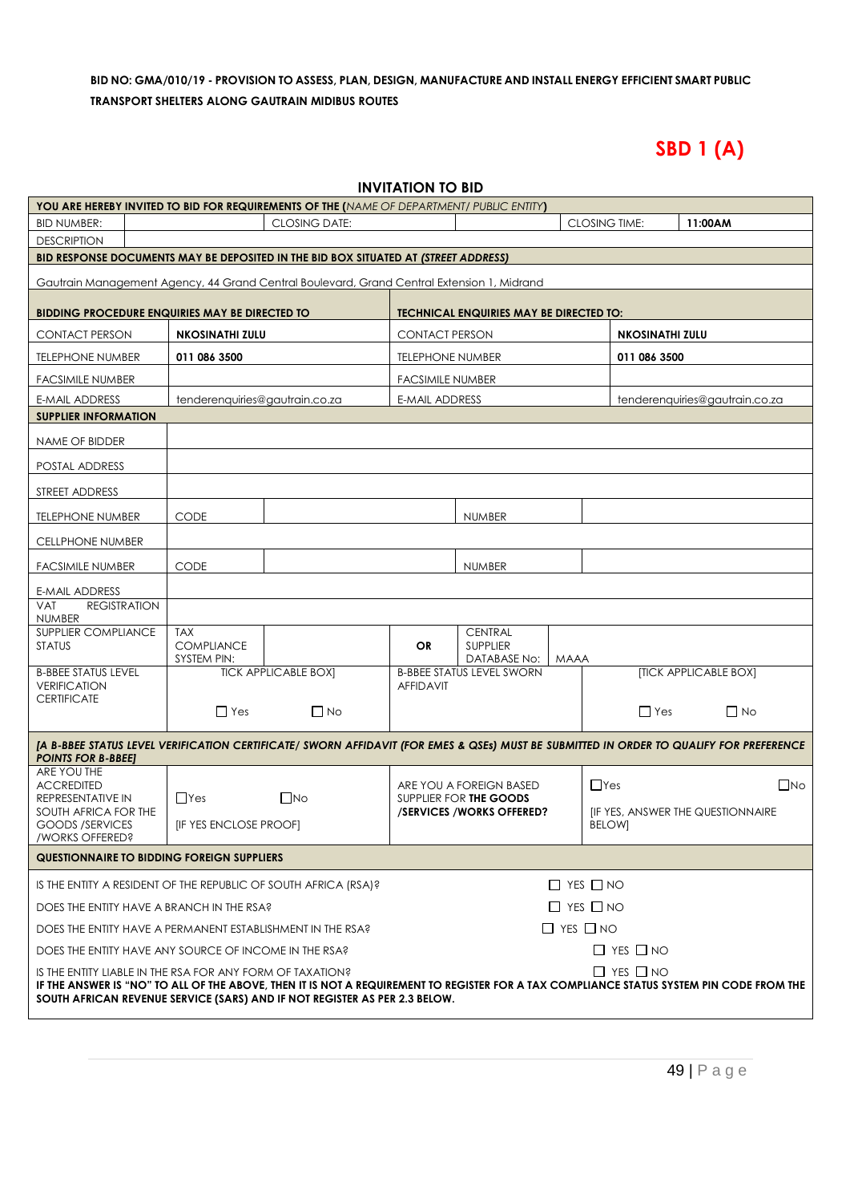**BID NO: GMA/010/19 - PROVISION TO ASSESS, PLAN, DESIGN, MANUFACTURE AND INSTALL ENERGY EFFICIENT SMART PUBLIC TRANSPORT SHELTERS ALONG GAUTRAIN MIDIBUS ROUTES**

# SBD 1 (A)

## INVITATION TO BID

| **YOU ARE HEREBY INVITED TO BID FOR REQUIREMENTS OF THE (***NAME OF DEPARTMENT/ PUBLIC ENTITY***)** | | | | | | |
|---|---|---|---|---|---|---|
| BID NUMBER: | | CLOSING DATE: | | | CLOSING TIME: | **11:00AM** |
| DESCRIPTION | | | | | | |
| **BID RESPONSE DOCUMENTS MAY BE DEPOSITED IN THE BID BOX SITUATED AT** ***(STREET ADDRESS)*** | | | | | | |
| Gautrain Management Agency, 44 Grand Central Boulevard, Grand Central Extension 1, Midrand | | | | | | |
| **BIDDING PROCEDURE ENQUIRIES MAY BE DIRECTED TO** | | | **TECHNICAL ENQUIRIES MAY BE DIRECTED TO:** | | | |
| CONTACT PERSON | **NKOSINATHI ZULU** | | CONTACT PERSON | | **NKOSINATHI ZULU** | |
| TELEPHONE NUMBER | **011 086 3500** | | TELEPHONE NUMBER | | **011 086 3500** | |
| FACSIMILE NUMBER | | | FACSIMILE NUMBER | | | |
| E-MAIL ADDRESS | tenderenquiries@gautrain.co.za | | E-MAIL ADDRESS | | tenderenquiries@gautrain.co.za | |
| **SUPPLIER INFORMATION** | | | | | | |
| NAME OF BIDDER | | | | | | |
| POSTAL ADDRESS | | | | | | |
| STREET ADDRESS | | | | | | |
| TELEPHONE NUMBER | CODE | | | NUMBER | | |
| CELLPHONE NUMBER | | | | | | |
| FACSIMILE NUMBER | CODE | | | NUMBER | | |
| E-MAIL ADDRESS | | | | | | |
| VAT REGISTRATION NUMBER | | | | | | |
| SUPPLIER COMPLIANCE STATUS | TAX COMPLIANCE SYSTEM PIN: | | **OR** | CENTRAL SUPPLIER DATABASE No: | MAAA | |
| B-BBEE STATUS LEVEL VERIFICATION CERTIFICATE | TICK APPLICABLE BOX] ☐ Yes ☐ No | | B-BBEE STATUS LEVEL SWORN AFFIDAVIT | | [TICK APPLICABLE BOX] ☐ Yes ☐ No | |
| ***[A B-BBEE STATUS LEVEL VERIFICATION CERTIFICATE/ SWORN AFFIDAVIT (FOR EMES & QSEs) MUST BE SUBMITTED IN ORDER TO QUALIFY FOR PREFERENCE POINTS FOR B-BBEE]*** | | | | | | |
| ARE YOU THE ACCREDITED REPRESENTATIVE IN SOUTH AFRICA FOR THE GOODS /SERVICES /WORKS OFFERED? | ☐Yes ☐No [IF YES ENCLOSE PROOF] | | ARE YOU A FOREIGN BASED SUPPLIER FOR **THE GOODS /SERVICES /WORKS OFFERED?** | | ☐Yes ☐No [IF YES, ANSWER THE QUESTIONNAIRE BELOW] | |
| **QUESTIONNAIRE TO BIDDING FOREIGN SUPPLIERS** | | | | | | |
| IS THE ENTITY A RESIDENT OF THE REPUBLIC OF SOUTH AFRICA (RSA)? | | | | | ☐ YES ☐ NO | |
| DOES THE ENTITY HAVE A BRANCH IN THE RSA? | | | | | ☐ YES ☐ NO | |
| DOES THE ENTITY HAVE A PERMANENT ESTABLISHMENT IN THE RSA? | | | | | ☐ YES ☐ NO | |
| DOES THE ENTITY HAVE ANY SOURCE OF INCOME IN THE RSA? | | | | | ☐ YES ☐ NO | |
| IS THE ENTITY LIABLE IN THE RSA FOR ANY FORM OF TAXATION? | | | | | ☐ YES ☐ NO | |
| **IF THE ANSWER IS "NO" TO ALL OF THE ABOVE, THEN IT IS NOT A REQUIREMENT TO REGISTER FOR A TAX COMPLIANCE STATUS SYSTEM PIN CODE FROM THE SOUTH AFRICAN REVENUE SERVICE (SARS) AND IF NOT REGISTER AS PER 2.3 BELOW.** | | | | | | |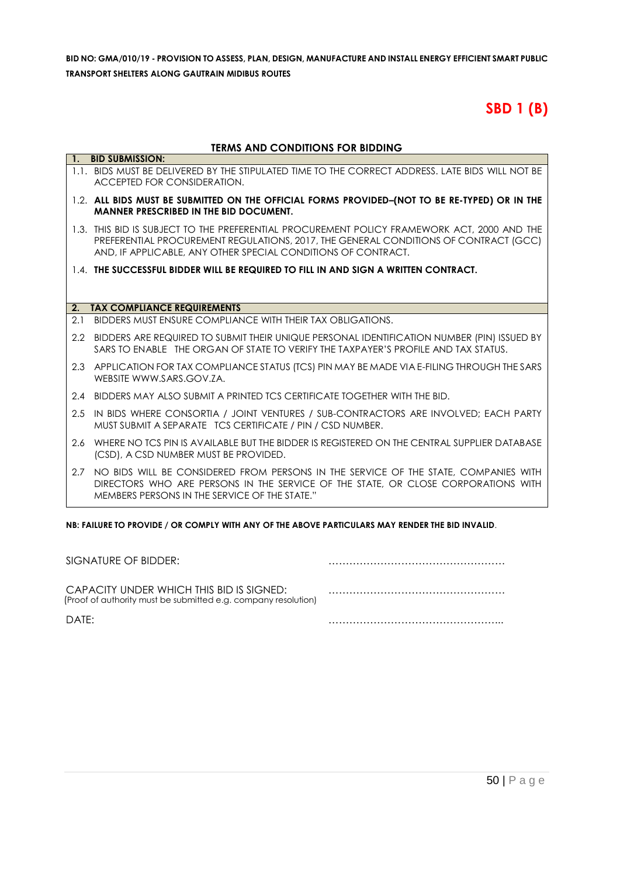**BID NO: GMA/010/19 - PROVISION TO ASSESS, PLAN, DESIGN, MANUFACTURE AND INSTALL ENERGY EFFICIENT SMART PUBLIC TRANSPORT SHELTERS ALONG GAUTRAIN MIDIBUS ROUTES**

# SBD 1 (B)

## TERMS AND CONDITIONS FOR BIDDING

**1. BID SUBMISSION:**

1.1. BIDS MUST BE DELIVERED BY THE STIPULATED TIME TO THE CORRECT ADDRESS. LATE BIDS WILL NOT BE ACCEPTED FOR CONSIDERATION.

1.2. **ALL BIDS MUST BE SUBMITTED ON THE OFFICIAL FORMS PROVIDED–(NOT TO BE RE-TYPED) OR IN THE MANNER PRESCRIBED IN THE BID DOCUMENT.**

1.3. THIS BID IS SUBJECT TO THE PREFERENTIAL PROCUREMENT POLICY FRAMEWORK ACT, 2000 AND THE PREFERENTIAL PROCUREMENT REGULATIONS, 2017, THE GENERAL CONDITIONS OF CONTRACT (GCC) AND, IF APPLICABLE, ANY OTHER SPECIAL CONDITIONS OF CONTRACT.

1.4. **THE SUCCESSFUL BIDDER WILL BE REQUIRED TO FILL IN AND SIGN A WRITTEN CONTRACT.**

**2. TAX COMPLIANCE REQUIREMENTS**

2.1 BIDDERS MUST ENSURE COMPLIANCE WITH THEIR TAX OBLIGATIONS.

2.2 BIDDERS ARE REQUIRED TO SUBMIT THEIR UNIQUE PERSONAL IDENTIFICATION NUMBER (PIN) ISSUED BY SARS TO ENABLE THE ORGAN OF STATE TO VERIFY THE TAXPAYER'S PROFILE AND TAX STATUS.

2.3 APPLICATION FOR TAX COMPLIANCE STATUS (TCS) PIN MAY BE MADE VIA E-FILING THROUGH THE SARS WEBSITE WWW.SARS.GOV.ZA.

2.4 BIDDERS MAY ALSO SUBMIT A PRINTED TCS CERTIFICATE TOGETHER WITH THE BID.

2.5 IN BIDS WHERE CONSORTIA / JOINT VENTURES / SUB-CONTRACTORS ARE INVOLVED; EACH PARTY MUST SUBMIT A SEPARATE TCS CERTIFICATE / PIN / CSD NUMBER.

2.6 WHERE NO TCS PIN IS AVAILABLE BUT THE BIDDER IS REGISTERED ON THE CENTRAL SUPPLIER DATABASE (CSD), A CSD NUMBER MUST BE PROVIDED.

2.7 NO BIDS WILL BE CONSIDERED FROM PERSONS IN THE SERVICE OF THE STATE, COMPANIES WITH DIRECTORS WHO ARE PERSONS IN THE SERVICE OF THE STATE, OR CLOSE CORPORATIONS WITH MEMBERS PERSONS IN THE SERVICE OF THE STATE."

**NB: FAILURE TO PROVIDE / OR COMPLY WITH ANY OF THE ABOVE PARTICULARS MAY RENDER THE BID INVALID**.

SIGNATURE OF BIDDER: ……………………………………………

CAPACITY UNDER WHICH THIS BID IS SIGNED: ……………………………………………
(Proof of authority must be submitted e.g. company resolution)

DATE: …………………………………………...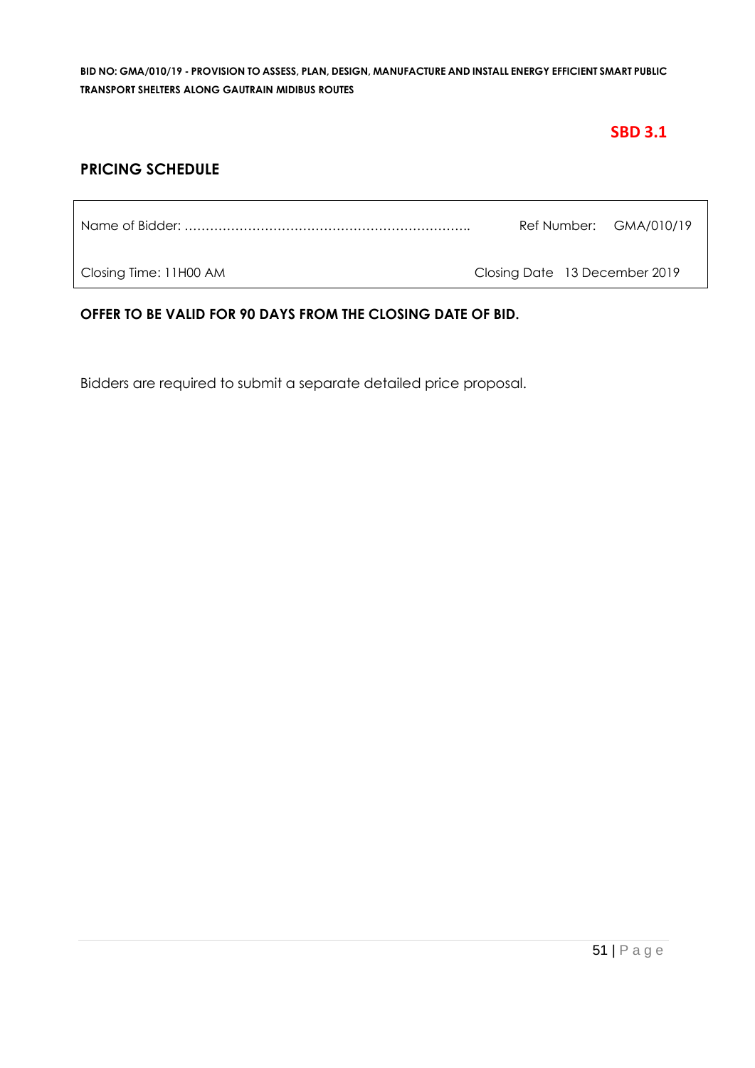**SBD 3.1**

## PRICING SCHEDULE

| Name of Bidder: ………………………………………………………….. | Ref Number: GMA/010/19 |
|---|---|
| Closing Time: 11H00 AM | Closing Date 13 December 2019 |

**OFFER TO BE VALID FOR 90 DAYS FROM THE CLOSING DATE OF BID.**

Bidders are required to submit a separate detailed price proposal.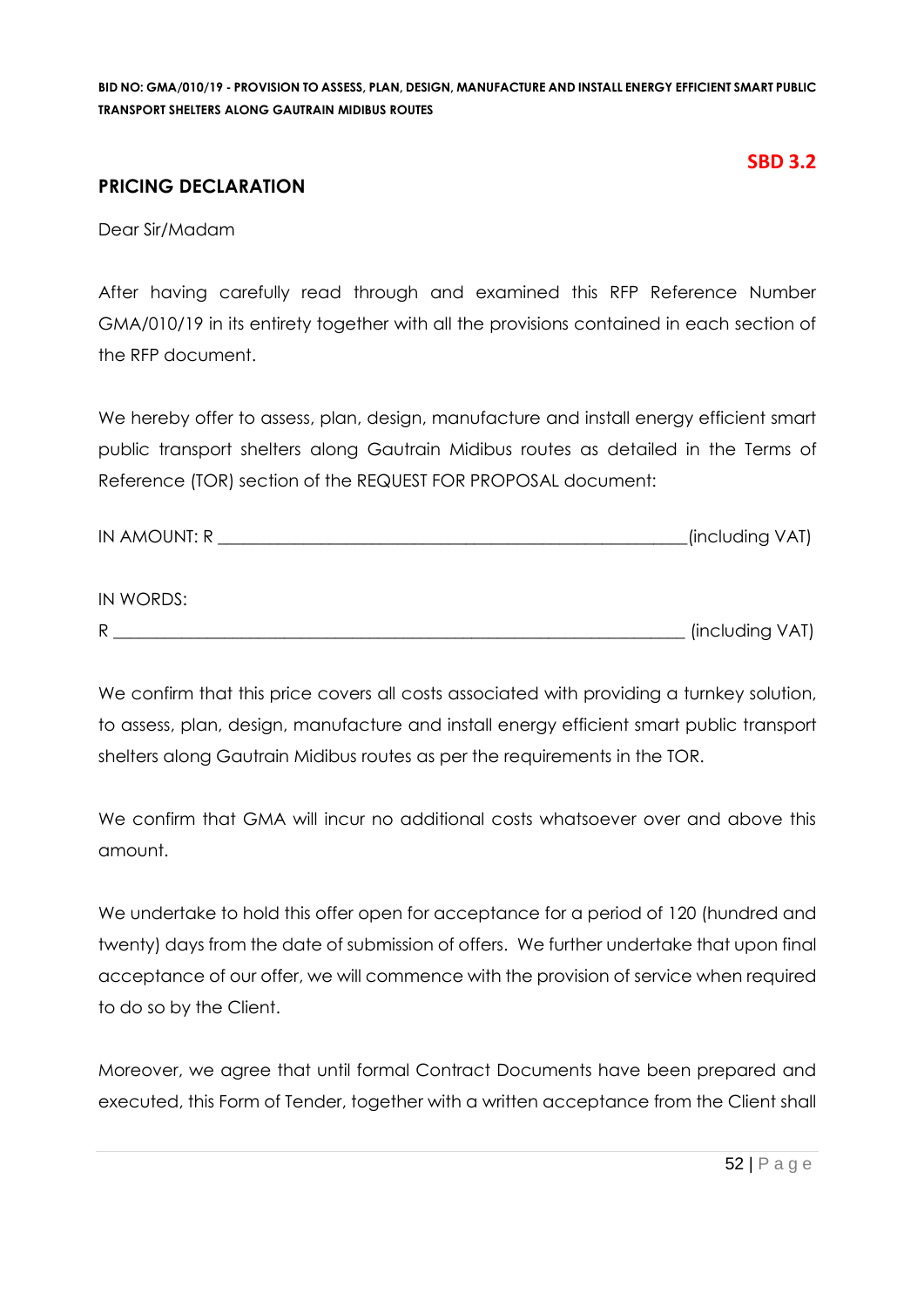**SBD 3.2**

## PRICING DECLARATION

Dear Sir/Madam

After having carefully read through and examined this RFP Reference Number GMA/010/19 in its entirety together with all the provisions contained in each section of the RFP document.

We hereby offer to assess, plan, design, manufacture and install energy efficient smart public transport shelters along Gautrain Midibus routes as detailed in the Terms of Reference (TOR) section of the REQUEST FOR PROPOSAL document:

IN AMOUNT: R \_\_\_\_\_\_\_\_\_\_\_\_\_\_\_\_\_\_\_\_\_\_\_\_\_\_\_\_\_\_\_\_\_\_\_\_\_\_\_\_\_\_\_\_\_\_\_\_\_\_\_\_\_\_(including VAT)

IN WORDS:

R \_\_\_\_\_\_\_\_\_\_\_\_\_\_\_\_\_\_\_\_\_\_\_\_\_\_\_\_\_\_\_\_\_\_\_\_\_\_\_\_\_\_\_\_\_\_\_\_\_\_\_\_\_\_\_\_\_\_\_\_\_\_\_\_\_\_ (including VAT)

We confirm that this price covers all costs associated with providing a turnkey solution, to assess, plan, design, manufacture and install energy efficient smart public transport shelters along Gautrain Midibus routes as per the requirements in the TOR.

We confirm that GMA will incur no additional costs whatsoever over and above this amount.

We undertake to hold this offer open for acceptance for a period of 120 (hundred and twenty) days from the date of submission of offers. We further undertake that upon final acceptance of our offer, we will commence with the provision of service when required to do so by the Client.

Moreover, we agree that until formal Contract Documents have been prepared and executed, this Form of Tender, together with a written acceptance from the Client shall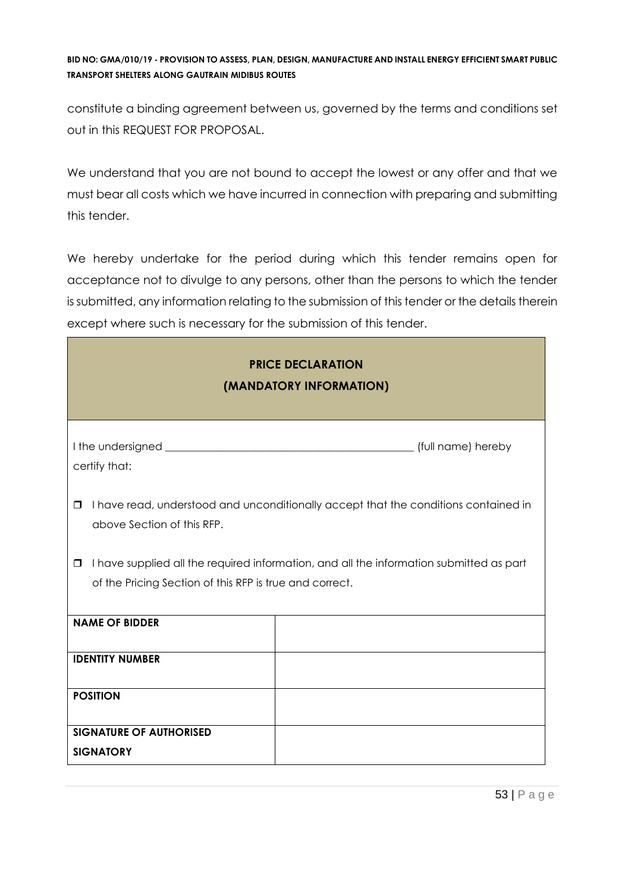constitute a binding agreement between us, governed by the terms and conditions set out in this REQUEST FOR PROPOSAL.

We understand that you are not bound to accept the lowest or any offer and that we must bear all costs which we have incurred in connection with preparing and submitting this tender.

We hereby undertake for the period during which this tender remains open for acceptance not to divulge to any persons, other than the persons to which the tender is submitted, any information relating to the submission of this tender or the details therein except where such is necessary for the submission of this tender.

**PRICE DECLARATION**
**(MANDATORY INFORMATION)**

I the undersigned _______________________________________________ (full name) hereby certify that:

- ☐ I have read, understood and unconditionally accept that the conditions contained in above Section of this RFP.
- ☐ I have supplied all the required information, and all the information submitted as part of the Pricing Section of this RFP is true and correct.

| | |
|---|---|
| **NAME OF BIDDER** | |
| **IDENTITY NUMBER** | |
| **POSITION** | |
| **SIGNATURE OF AUTHORISED SIGNATORY** | |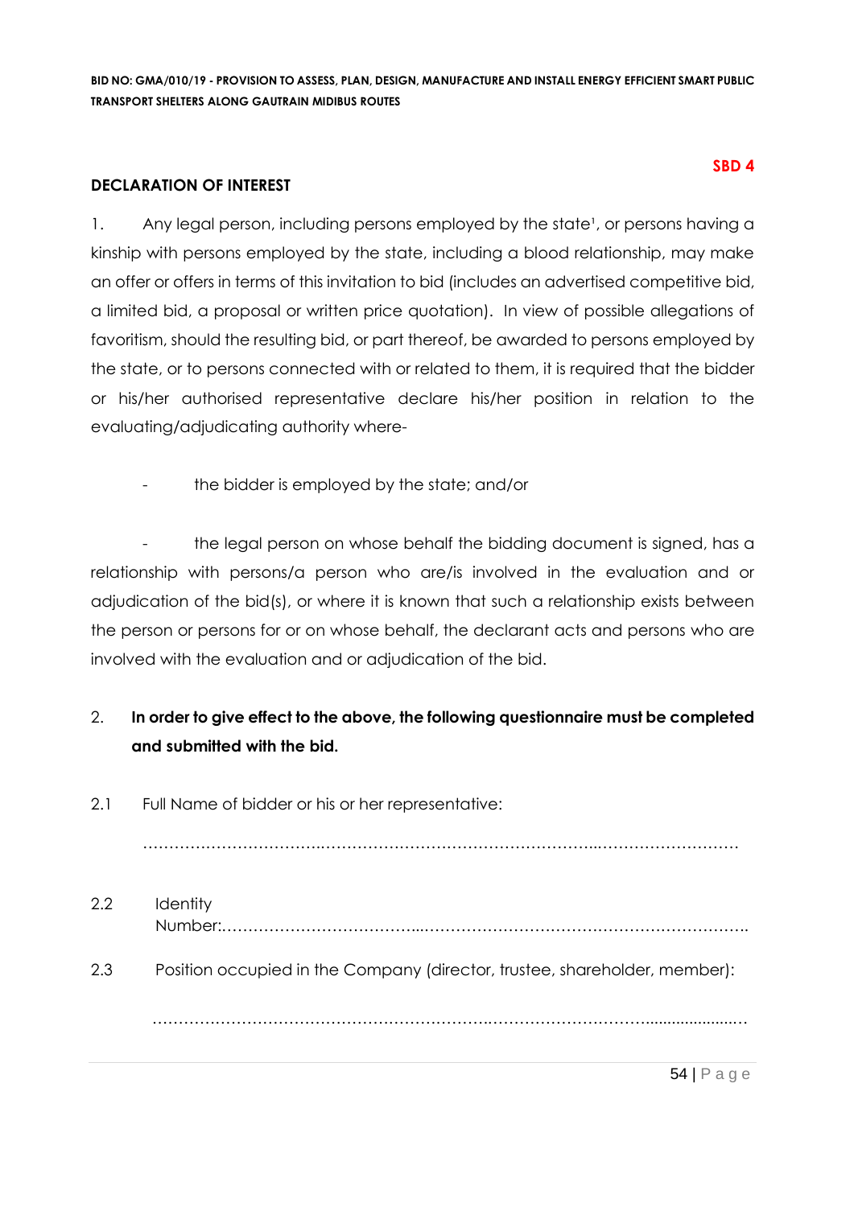**SBD 4**

**DECLARATION OF INTEREST**

1. Any legal person, including persons employed by the state[1], or persons having a kinship with persons employed by the state, including a blood relationship, may make an offer or offers in terms of this invitation to bid (includes an advertised competitive bid, a limited bid, a proposal or written price quotation). In view of possible allegations of favoritism, should the resulting bid, or part thereof, be awarded to persons employed by the state, or to persons connected with or related to them, it is required that the bidder or his/her authorised representative declare his/her position in relation to the evaluating/adjudicating authority where-

- the bidder is employed by the state; and/or

- the legal person on whose behalf the bidding document is signed, has a relationship with persons/a person who are/is involved in the evaluation and or adjudication of the bid(s), or where it is known that such a relationship exists between the person or persons for or on whose behalf, the declarant acts and persons who are involved with the evaluation and or adjudication of the bid.

2. **In order to give effect to the above, the following questionnaire must be completed and submitted with the bid.**

2.1 Full Name of bidder or his or her representative:

……………………………………………………………………………………………………………

2.2 Identity Number:……………………………………………………………………………………….

2.3 Position occupied in the Company (director, trustee, shareholder, member):

……………………………………………………………………………………………………………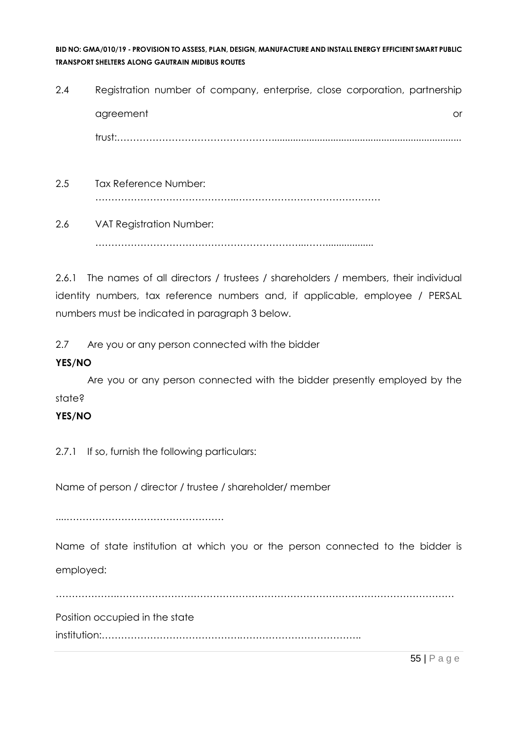2.4 Registration number of company, enterprise, close corporation, partnership agreement or trust:……………………………………………......................................................................

2.5 Tax Reference Number: ……………………………………..………………………………………

2.6 VAT Registration Number: ……………………………………………………….....……..................

2.6.1 The names of all directors / trustees / shareholders / members, their individual identity numbers, tax reference numbers and, if applicable, employee / PERSAL numbers must be indicated in paragraph 3 below.

2.7 Are you or any person connected with the bidder

**YES/NO**

Are you or any person connected with the bidder presently employed by the state?

**YES/NO**

2.7.1 If so, furnish the following particulars:

Name of person / director / trustee / shareholder/ member

....……………………………………………

Name of state institution at which you or the person connected to the bidder is employed:

……………….……………………………………………………………………………………………

Position occupied in the state institution:…………………………………….………………………………..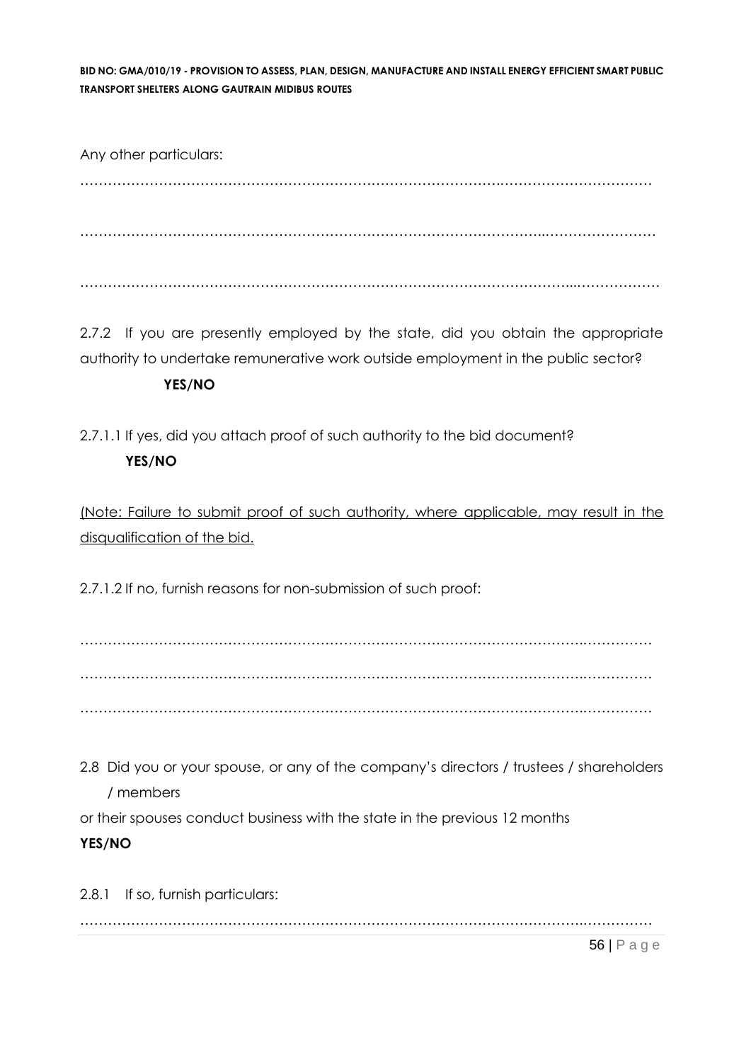Any other particulars:

…………………………………………………………………………………………………………………

…………………………………………………………………………………………………………………

…………………………………………………………………………………………………………………

2.7.2 If you are presently employed by the state, did you obtain the appropriate authority to undertake remunerative work outside employment in the public sector?

**YES/NO**

2.7.1.1 If yes, did you attach proof of such authority to the bid document?

**YES/NO**

<u>(Note: Failure to submit proof of such authority, where applicable, may result in the disqualification of the bid.</u>

2.7.1.2 If no, furnish reasons for non-submission of such proof:

…………………………………………………………………………………………………………………

…………………………………………………………………………………………………………………

…………………………………………………………………………………………………………………

2.8 Did you or your spouse, or any of the company's directors / trustees / shareholders / members

or their spouses conduct business with the state in the previous 12 months

**YES/NO**

2.8.1 If so, furnish particulars:

…………………………………………………………………………………………………………………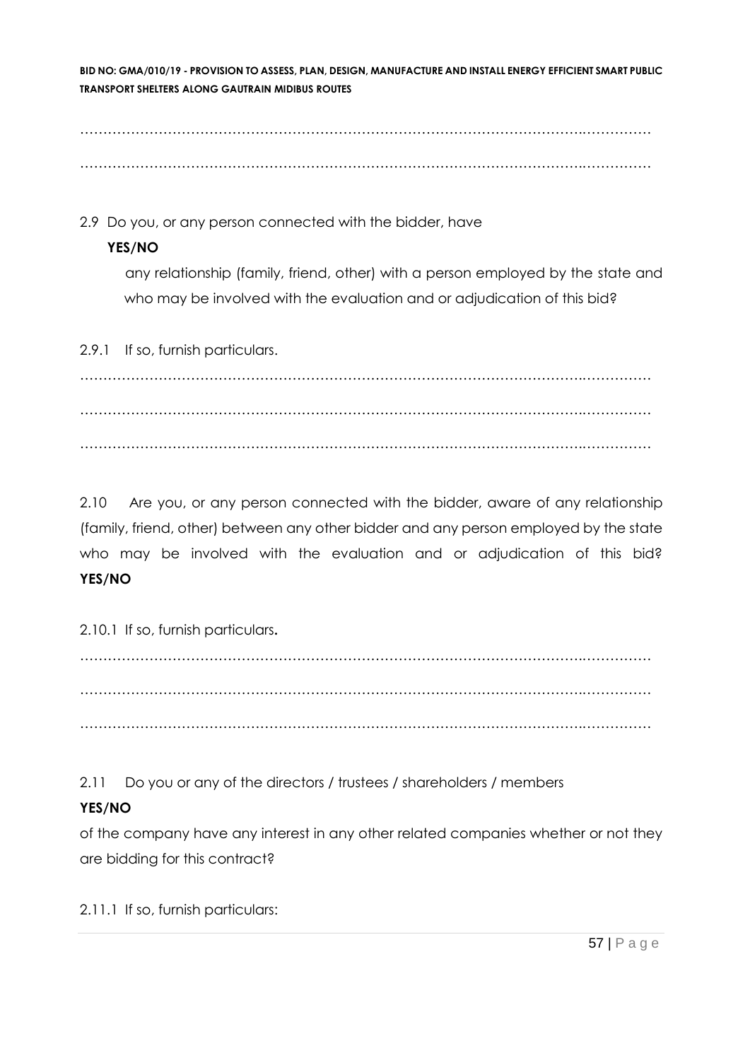…………………………………………………………………………………………………………

…………………………………………………………………………………………………………

2.9 Do you, or any person connected with the bidder, have **YES/NO**

any relationship (family, friend, other) with a person employed by the state and who may be involved with the evaluation and or adjudication of this bid?

2.9.1 If so, furnish particulars.

…………………………………………………………………………………………………………

…………………………………………………………………………………………………………

…………………………………………………………………………………………………………

2.10 Are you, or any person connected with the bidder, aware of any relationship (family, friend, other) between any other bidder and any person employed by the state who may be involved with the evaluation and or adjudication of this bid? **YES/NO**

2.10.1 If so, furnish particulars.

…………………………………………………………………………………………………………

…………………………………………………………………………………………………………

…………………………………………………………………………………………………………

2.11 Do you or any of the directors / trustees / shareholders / members **YES/NO**

of the company have any interest in any other related companies whether or not they are bidding for this contract?

2.11.1 If so, furnish particulars: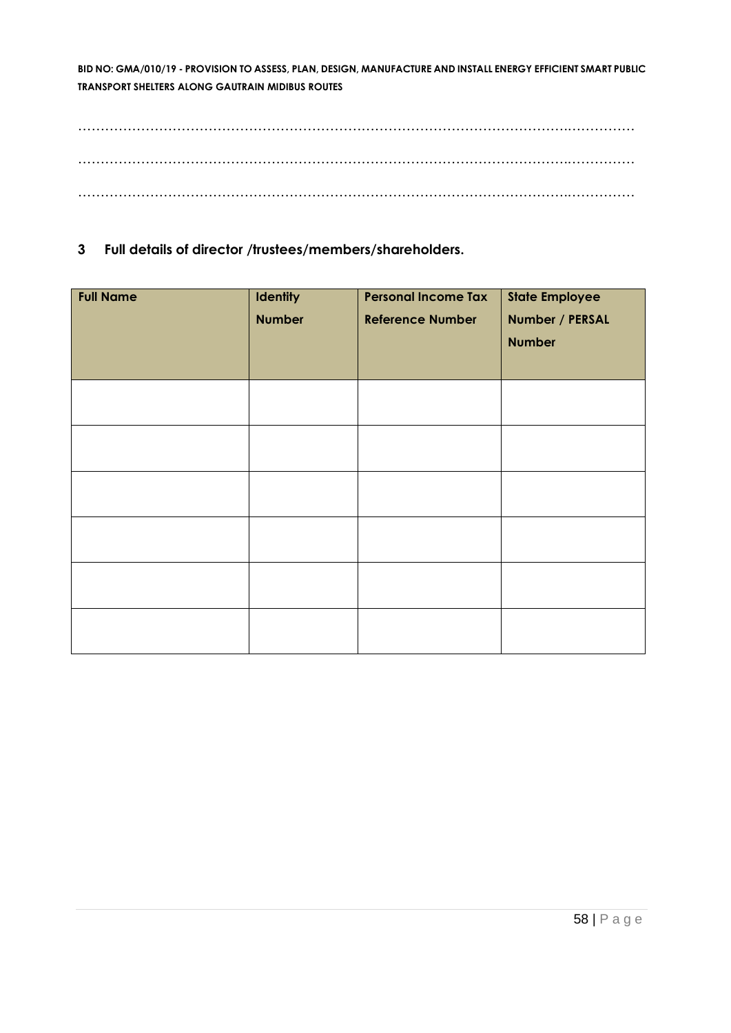…………………………………………………………………………………………………………………

…………………………………………………………………………………………………………………

…………………………………………………………………………………………………………………

## 3 Full details of director /trustees/members/shareholders.

| Full Name | Identity Number | Personal Income Tax Reference Number | State Employee Number / PERSAL Number |
|---|---|---|---|
| | | | |
| | | | |
| | | | |
| | | | |
| | | | |
| | | | |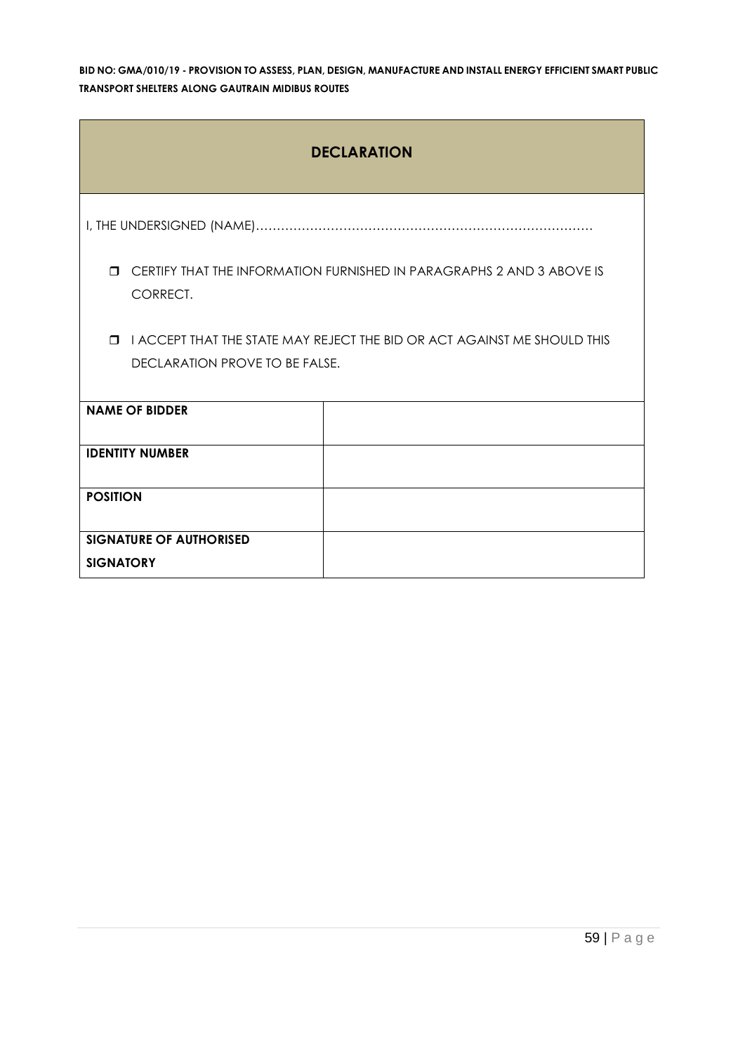## DECLARATION

I, THE UNDERSIGNED (NAME)………………………………………………………………………

- ☐ CERTIFY THAT THE INFORMATION FURNISHED IN PARAGRAPHS 2 AND 3 ABOVE IS CORRECT.
- ☐ I ACCEPT THAT THE STATE MAY REJECT THE BID OR ACT AGAINST ME SHOULD THIS DECLARATION PROVE TO BE FALSE.

| | |
|---|---|
| **NAME OF BIDDER** | |
| **IDENTITY NUMBER** | |
| **POSITION** | |
| **SIGNATURE OF AUTHORISED SIGNATORY** | |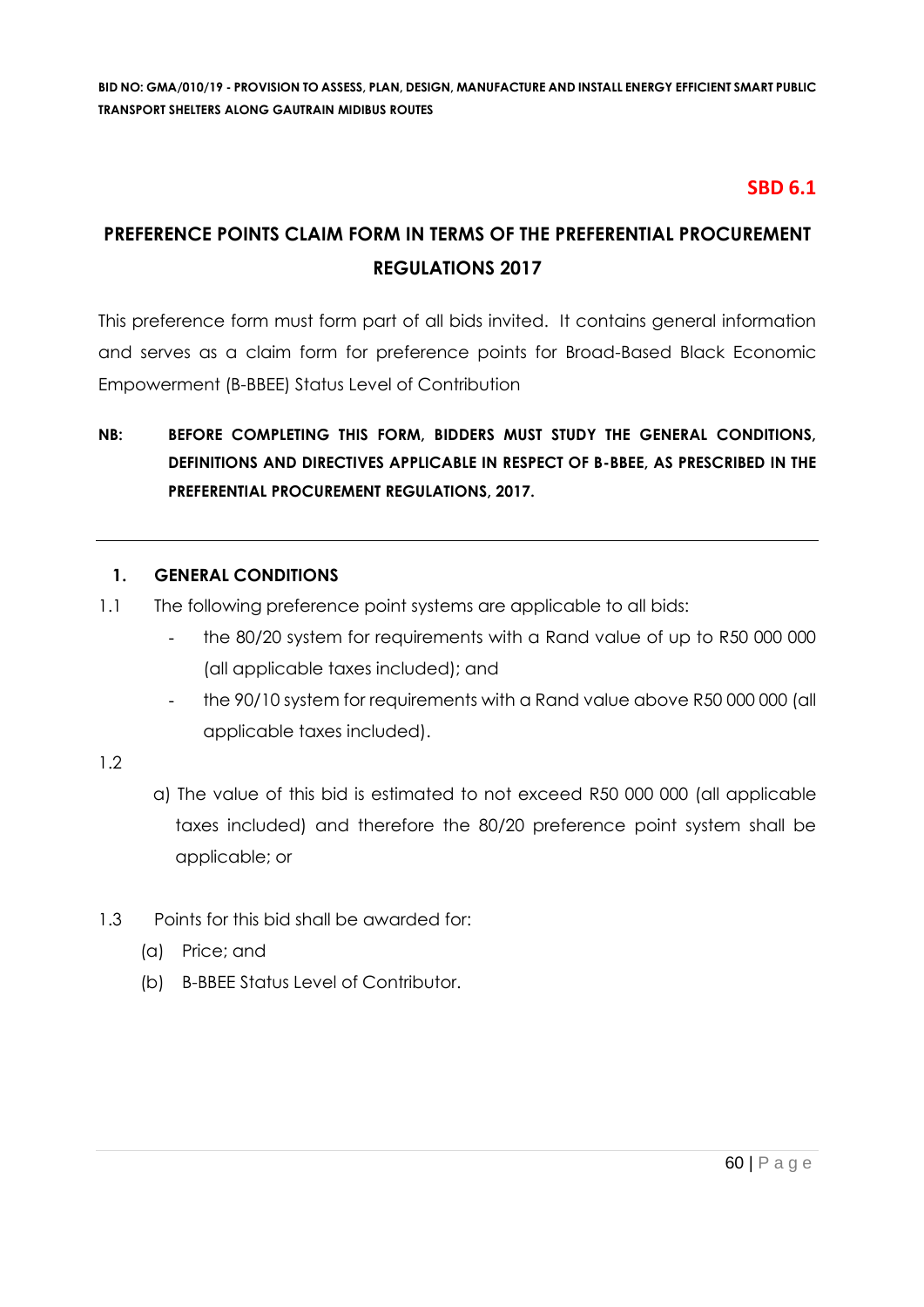**BID NO: GMA/010/19 - PROVISION TO ASSESS, PLAN, DESIGN, MANUFACTURE AND INSTALL ENERGY EFFICIENT SMART PUBLIC TRANSPORT SHELTERS ALONG GAUTRAIN MIDIBUS ROUTES**

**SBD 6.1**

# PREFERENCE POINTS CLAIM FORM IN TERMS OF THE PREFERENTIAL PROCUREMENT REGULATIONS 2017

This preference form must form part of all bids invited. It contains general information and serves as a claim form for preference points for Broad-Based Black Economic Empowerment (B-BBEE) Status Level of Contribution

**NB: BEFORE COMPLETING THIS FORM, BIDDERS MUST STUDY THE GENERAL CONDITIONS, DEFINITIONS AND DIRECTIVES APPLICABLE IN RESPECT OF B-BBEE, AS PRESCRIBED IN THE PREFERENTIAL PROCUREMENT REGULATIONS, 2017.**

---

## 1. GENERAL CONDITIONS

1.1 The following preference point systems are applicable to all bids:

- the 80/20 system for requirements with a Rand value of up to R50 000 000 (all applicable taxes included); and
- the 90/10 system for requirements with a Rand value above R50 000 000 (all applicable taxes included).

1.2

a) The value of this bid is estimated to not exceed R50 000 000 (all applicable taxes included) and therefore the 80/20 preference point system shall be applicable; or

1.3 Points for this bid shall be awarded for:

(a) Price; and

(b) B-BBEE Status Level of Contributor.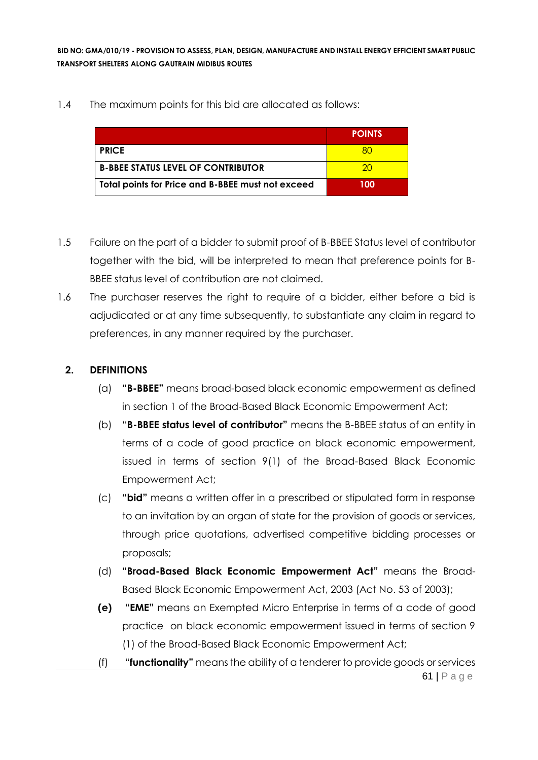1.4 The maximum points for this bid are allocated as follows:

| | POINTS |
|---|---|
| **PRICE** | 80 |
| **B-BBEE STATUS LEVEL OF CONTRIBUTOR** | 20 |
| **Total points for Price and B-BBEE must not exceed** | **100** |

1.5 Failure on the part of a bidder to submit proof of B-BBEE Status level of contributor together with the bid, will be interpreted to mean that preference points for B-BBEE status level of contribution are not claimed.

1.6 The purchaser reserves the right to require of a bidder, either before a bid is adjudicated or at any time subsequently, to substantiate any claim in regard to preferences, in any manner required by the purchaser.

**2. DEFINITIONS**

(a) **"B-BBEE"** means broad-based black economic empowerment as defined in section 1 of the Broad-Based Black Economic Empowerment Act;

(b) "**B-BBEE status level of contributor"** means the B-BBEE status of an entity in terms of a code of good practice on black economic empowerment, issued in terms of section 9(1) of the Broad-Based Black Economic Empowerment Act;

(c) **"bid"** means a written offer in a prescribed or stipulated form in response to an invitation by an organ of state for the provision of goods or services, through price quotations, advertised competitive bidding processes or proposals;

(d) **"Broad-Based Black Economic Empowerment Act"** means the Broad-Based Black Economic Empowerment Act, 2003 (Act No. 53 of 2003);

**(e)** **"EME"** means an Exempted Micro Enterprise in terms of a code of good practice on black economic empowerment issued in terms of section 9 (1) of the Broad-Based Black Economic Empowerment Act;

(f) **"functionality"** means the ability of a tenderer to provide goods or services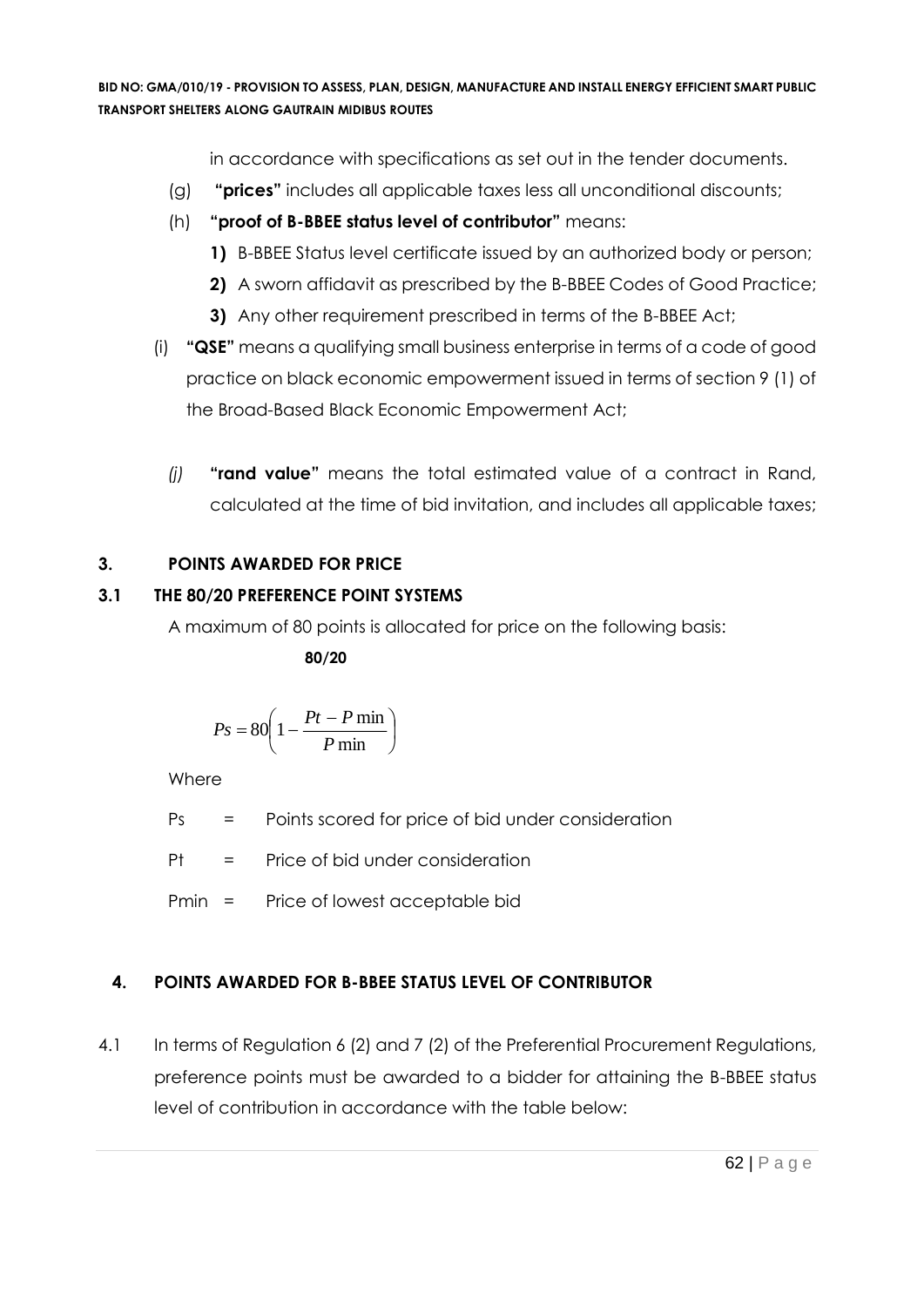in accordance with specifications as set out in the tender documents.

(g) **"prices"** includes all applicable taxes less all unconditional discounts;

(h) **"proof of B-BBEE status level of contributor"** means:

**1)** B-BBEE Status level certificate issued by an authorized body or person;

**2)** A sworn affidavit as prescribed by the B-BBEE Codes of Good Practice;

**3)** Any other requirement prescribed in terms of the B-BBEE Act;

(i) **"QSE"** means a qualifying small business enterprise in terms of a code of good practice on black economic empowerment issued in terms of section 9 (1) of the Broad-Based Black Economic Empowerment Act;

*(j)* **"rand value"** means the total estimated value of a contract in Rand, calculated at the time of bid invitation, and includes all applicable taxes;

## 3. POINTS AWARDED FOR PRICE

### 3.1 THE 80/20 PREFERENCE POINT SYSTEMS

A maximum of 80 points is allocated for price on the following basis:

**80/20**

$$Ps = 80\left(1 - \frac{Pt - P\min}{P\min}\right)$$

Where

Ps = Points scored for price of bid under consideration

Pt = Price of bid under consideration

Pmin = Price of lowest acceptable bid

## 4. POINTS AWARDED FOR B-BBEE STATUS LEVEL OF CONTRIBUTOR

4.1 In terms of Regulation 6 (2) and 7 (2) of the Preferential Procurement Regulations, preference points must be awarded to a bidder for attaining the B-BBEE status level of contribution in accordance with the table below: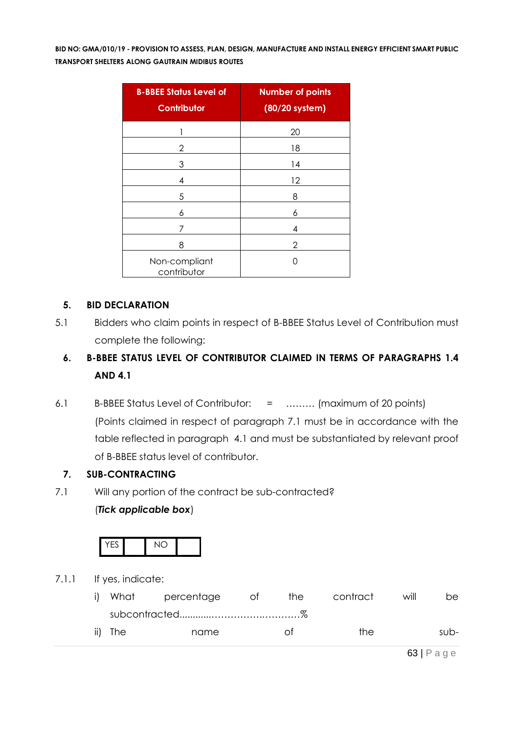| B-BBEE Status Level of Contributor | Number of points (80/20 system) |
|---|---|
| 1 | 20 |
| 2 | 18 |
| 3 | 14 |
| 4 | 12 |
| 5 | 8 |
| 6 | 6 |
| 7 | 4 |
| 8 | 2 |
| Non-compliant contributor | 0 |

## 5. BID DECLARATION

5.1 Bidders who claim points in respect of B-BBEE Status Level of Contribution must complete the following:

## 6. B-BBEE STATUS LEVEL OF CONTRIBUTOR CLAIMED IN TERMS OF PARAGRAPHS 1.4 AND 4.1

6.1 B-BBEE Status Level of Contributor: = ……… (maximum of 20 points)

(Points claimed in respect of paragraph 7.1 must be in accordance with the table reflected in paragraph 4.1 and must be substantiated by relevant proof of B-BBEE status level of contributor.

## 7. SUB-CONTRACTING

7.1 Will any portion of the contract be sub-contracted?

(***Tick applicable box***)

| YES | | NO | |
|---|---|---|---|

7.1.1 If yes, indicate:

i) What percentage of the contract will be subcontracted............…………….…………%

ii) The name of the sub-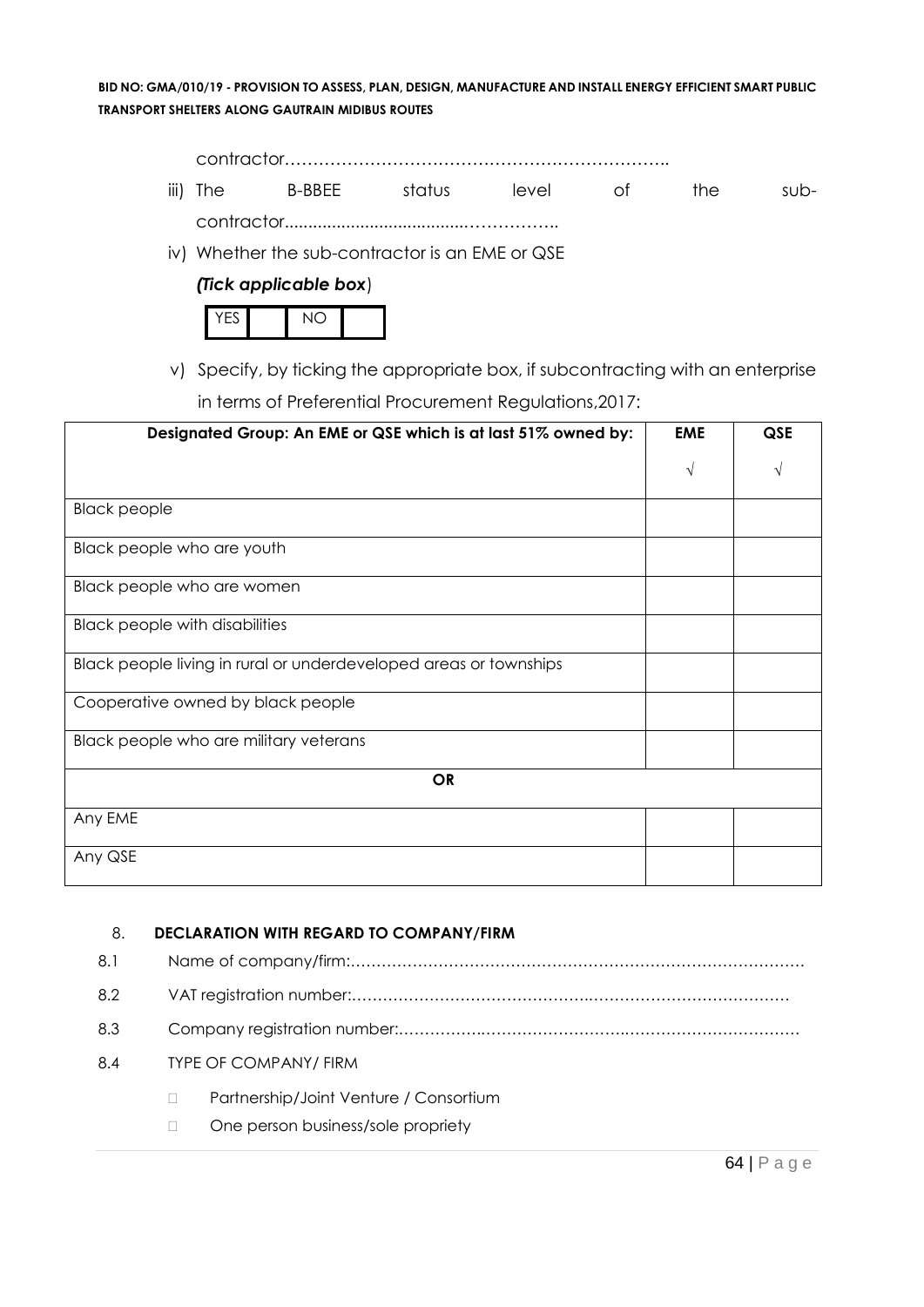contractor……………………………………………………………..

iii) The B-BBEE status level of the sub-contractor......................................……………..

iv) Whether the sub-contractor is an EME or QSE

*(Tick applicable box*)

| YES | | NO | |
|---|---|---|---|

v) Specify, by ticking the appropriate box, if subcontracting with an enterprise in terms of Preferential Procurement Regulations,2017:

| Designated Group: An EME or QSE which is at last 51% owned by: | EME | QSE |
|---|---|---|
| | √ | √ |
| Black people | | |
| Black people who are youth | | |
| Black people who are women | | |
| Black people with disabilities | | |
| Black people living in rural or underdeveloped areas or townships | | |
| Cooperative owned by black people | | |
| Black people who are military veterans | | |
| **OR** | | |
| Any EME | | |
| Any QSE | | |

8. **DECLARATION WITH REGARD TO COMPANY/FIRM**

8.1 Name of company/firm:……………………………………………………………………………

8.2 VAT registration number:……………………………………..………………………………

8.3 Company registration number:…………….……………………….…………………………

8.4 TYPE OF COMPANY/ FIRM

- Partnership/Joint Venture / Consortium
- One person business/sole propriety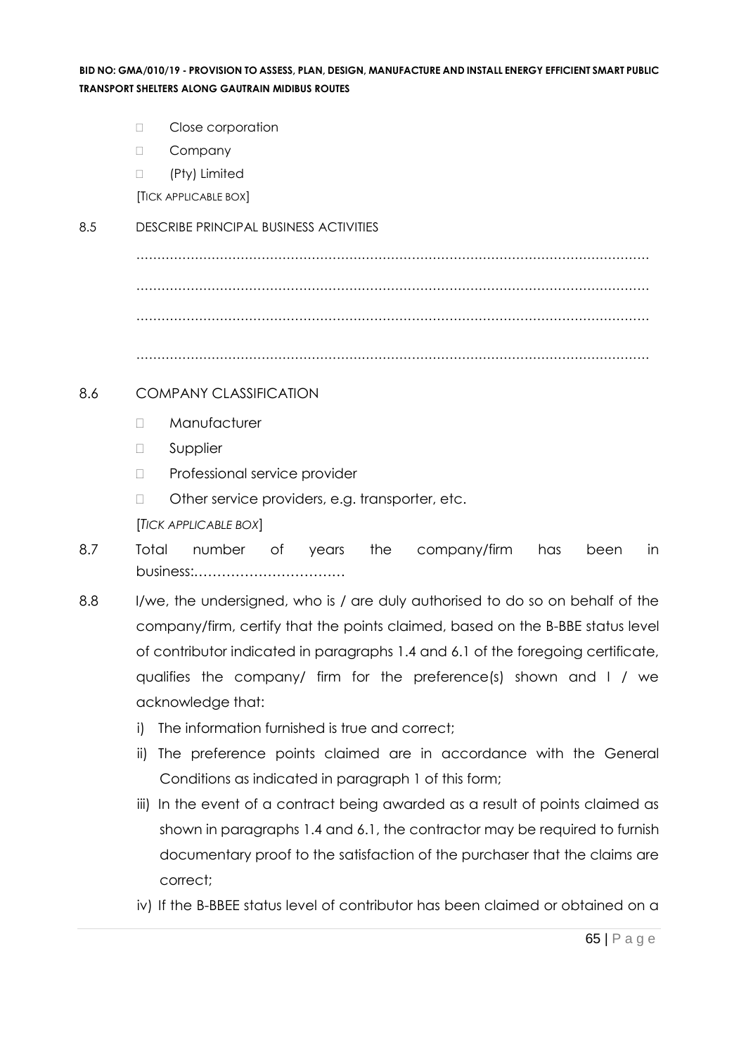- Close corporation
- Company
- (Pty) Limited

[TICK APPLICABLE BOX]

8.5 DESCRIBE PRINCIPAL BUSINESS ACTIVITIES

……………………………………………………………………………………………………

……………………………………………………………………………………………………

……………………………………………………………………………………………………

……………………………………………………………………………………………………

8.6 COMPANY CLASSIFICATION

- Manufacturer
- Supplier
- Professional service provider
- Other service providers, e.g. transporter, etc.

[*TICK APPLICABLE BOX*]

8.7 Total number of years the company/firm has been in business:……………………………

8.8 I/we, the undersigned, who is / are duly authorised to do so on behalf of the company/firm, certify that the points claimed, based on the B-BBE status level of contributor indicated in paragraphs 1.4 and 6.1 of the foregoing certificate, qualifies the company/ firm for the preference(s) shown and I / we acknowledge that:

i) The information furnished is true and correct;

ii) The preference points claimed are in accordance with the General Conditions as indicated in paragraph 1 of this form;

iii) In the event of a contract being awarded as a result of points claimed as shown in paragraphs 1.4 and 6.1, the contractor may be required to furnish documentary proof to the satisfaction of the purchaser that the claims are correct;

iv) If the B-BBEE status level of contributor has been claimed or obtained on a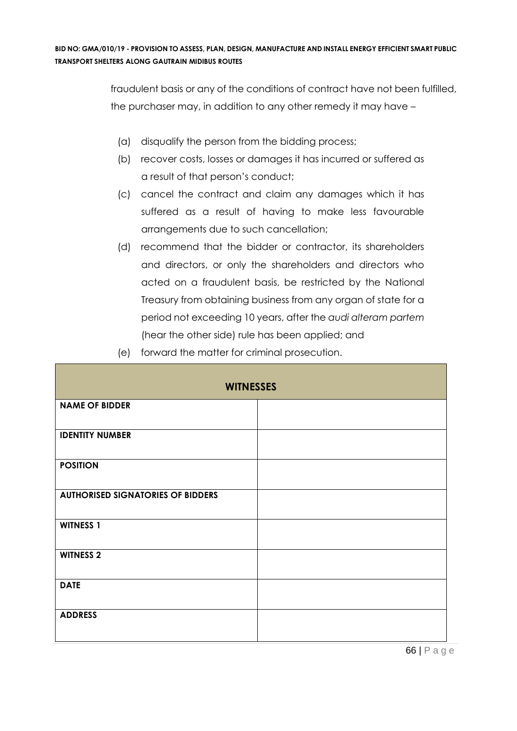fraudulent basis or any of the conditions of contract have not been fulfilled, the purchaser may, in addition to any other remedy it may have –

(a) disqualify the person from the bidding process;

(b) recover costs, losses or damages it has incurred or suffered as a result of that person's conduct;

(c) cancel the contract and claim any damages which it has suffered as a result of having to make less favourable arrangements due to such cancellation;

(d) recommend that the bidder or contractor, its shareholders and directors, or only the shareholders and directors who acted on a fraudulent basis, be restricted by the National Treasury from obtaining business from any organ of state for a period not exceeding 10 years, after the *audi alteram partem* (hear the other side) rule has been applied; and

(e) forward the matter for criminal prosecution.

| **WITNESSES** | |
|---|---|
| **NAME OF BIDDER** | |
| **IDENTITY NUMBER** | |
| **POSITION** | |
| **AUTHORISED SIGNATORIES OF BIDDERS** | |
| **WITNESS 1** | |
| **WITNESS 2** | |
| **DATE** | |
| **ADDRESS** | |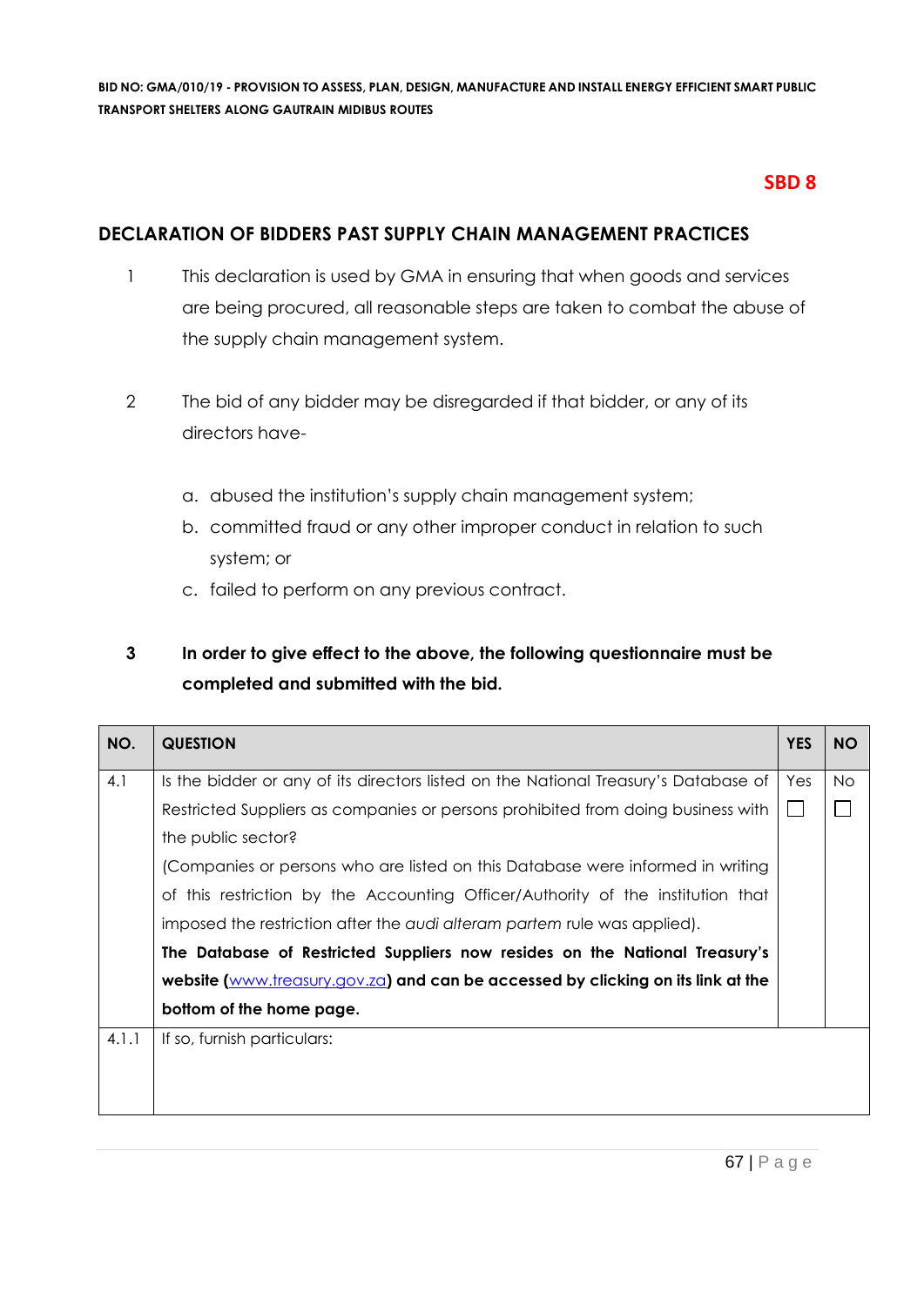**SBD 8**

## DECLARATION OF BIDDERS PAST SUPPLY CHAIN MANAGEMENT PRACTICES

1. This declaration is used by GMA in ensuring that when goods and services are being procured, all reasonable steps are taken to combat the abuse of the supply chain management system.

2. The bid of any bidder may be disregarded if that bidder, or any of its directors have-

   a. abused the institution's supply chain management system;
   b. committed fraud or any other improper conduct in relation to such system; or
   c. failed to perform on any previous contract.

3. **In order to give effect to the above, the following questionnaire must be completed and submitted with the bid.**

| NO. | QUESTION | YES | NO |
|---|---|---|---|
| 4.1 | Is the bidder or any of its directors listed on the National Treasury's Database of Restricted Suppliers as companies or persons prohibited from doing business with the public sector?<br>(Companies or persons who are listed on this Database were informed in writing of this restriction by the Accounting Officer/Authority of the institution that imposed the restriction after the *audi alteram partem* rule was applied).<br>**The Database of Restricted Suppliers now resides on the National Treasury's website ([www.treasury.gov.za](http://www.treasury.gov.za)) and can be accessed by clicking on its link at the bottom of the home page.** | Yes ☐ | No ☐ |
| 4.1.1 | If so, furnish particulars: | | |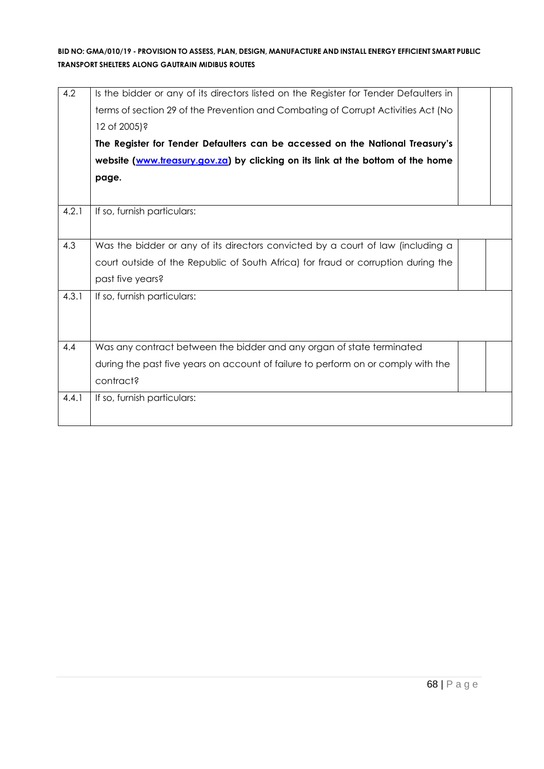| | | | |
|---|---|---|---|
| 4.2 | Is the bidder or any of its directors listed on the Register for Tender Defaulters in terms of section 29 of the Prevention and Combating of Corrupt Activities Act (No 12 of 2005)?<br>**The Register for Tender Defaulters can be accessed on the National Treasury's website ([www.treasury.gov.za](www.treasury.gov.za)) by clicking on its link at the bottom of the home page.** | | |
| 4.2.1 | If so, furnish particulars: | | |
| 4.3 | Was the bidder or any of its directors convicted by a court of law (including a court outside of the Republic of South Africa) for fraud or corruption during the past five years? | | |
| 4.3.1 | If so, furnish particulars: | | |
| 4.4 | Was any contract between the bidder and any organ of state terminated during the past five years on account of failure to perform on or comply with the contract? | | |
| 4.4.1 | If so, furnish particulars: | | |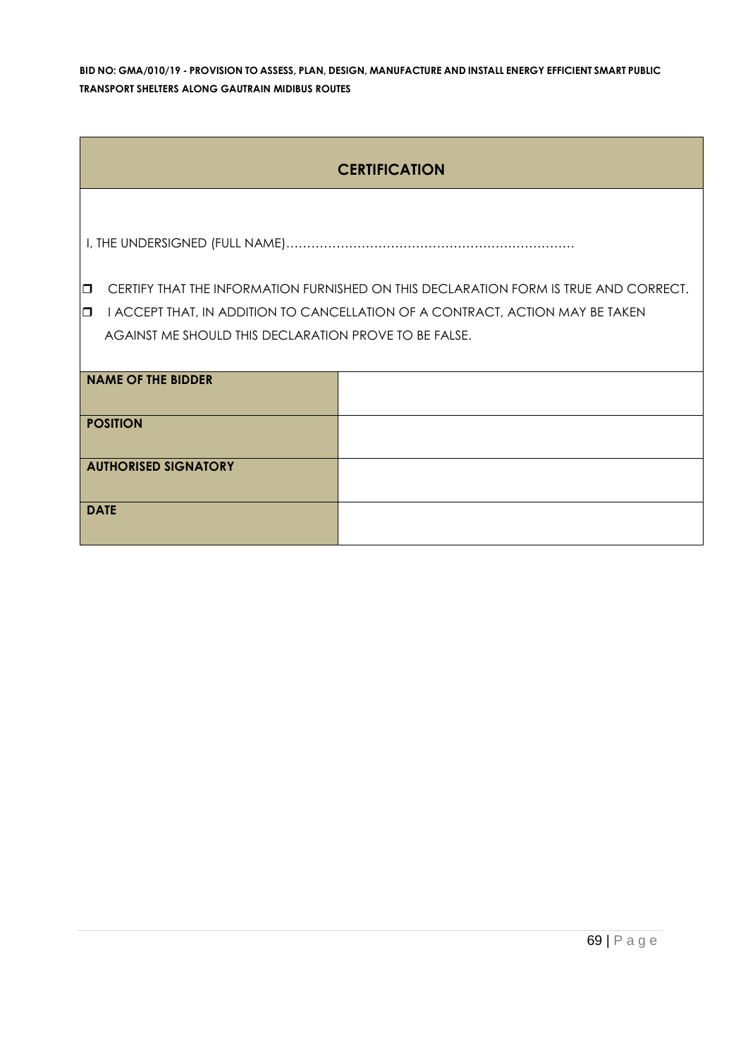## CERTIFICATION

I, THE UNDERSIGNED (FULL NAME)……………………………………………………………

- ❐ CERTIFY THAT THE INFORMATION FURNISHED ON THIS DECLARATION FORM IS TRUE AND CORRECT.
- ❐ I ACCEPT THAT, IN ADDITION TO CANCELLATION OF A CONTRACT, ACTION MAY BE TAKEN AGAINST ME SHOULD THIS DECLARATION PROVE TO BE FALSE.

| | |
|---|---|
| **NAME OF THE BIDDER** | |
| **POSITION** | |
| **AUTHORISED SIGNATORY** | |
| **DATE** | |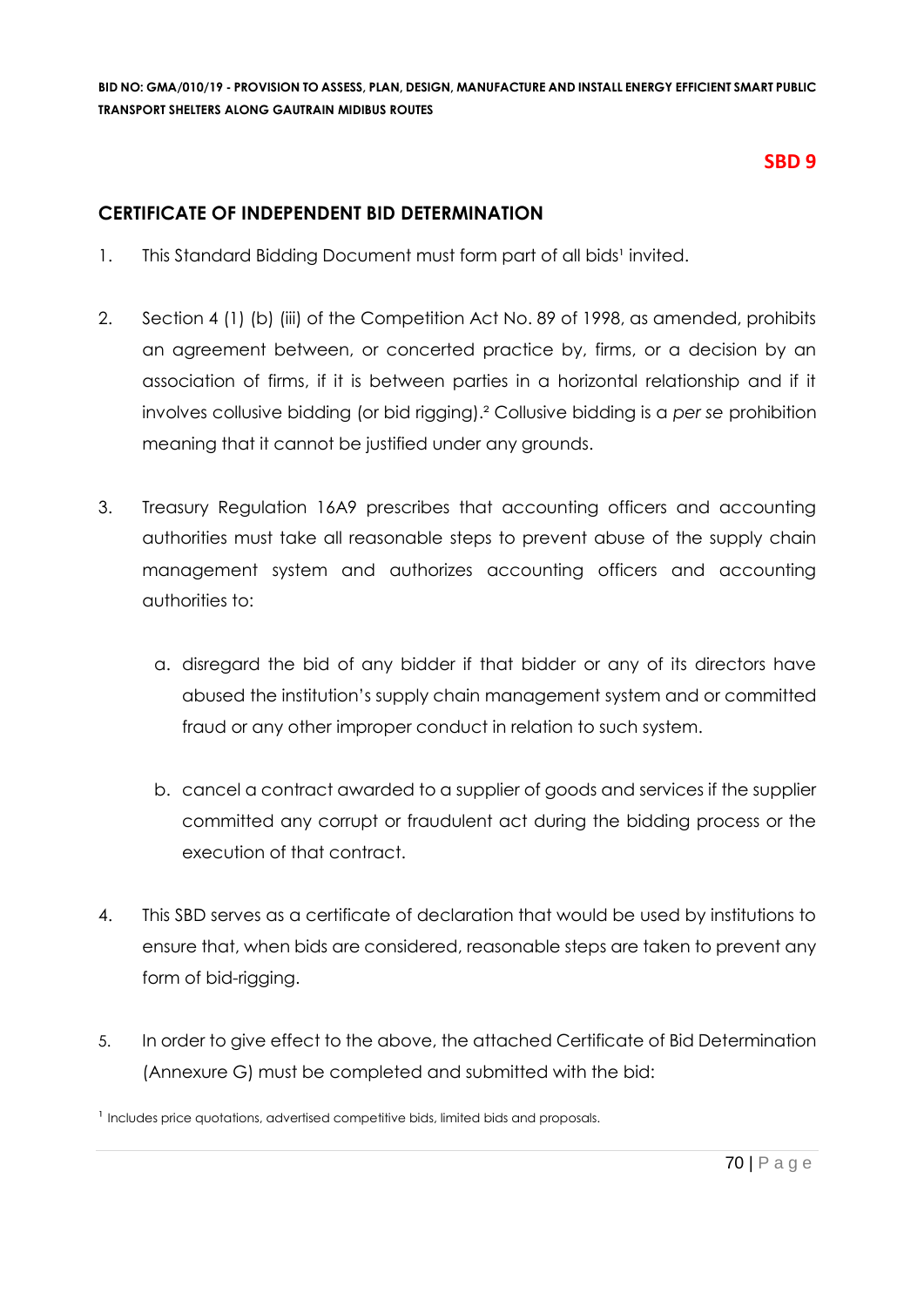**SBD 9**

## CERTIFICATE OF INDEPENDENT BID DETERMINATION

1. This Standard Bidding Document must form part of all bids[1] invited.

2. Section 4 (1) (b) (iii) of the Competition Act No. 89 of 1998, as amended, prohibits an agreement between, or concerted practice by, firms, or a decision by an association of firms, if it is between parties in a horizontal relationship and if it involves collusive bidding (or bid rigging).[2] Collusive bidding is a *per se* prohibition meaning that it cannot be justified under any grounds.

3. Treasury Regulation 16A9 prescribes that accounting officers and accounting authorities must take all reasonable steps to prevent abuse of the supply chain management system and authorizes accounting officers and accounting authorities to:

   a. disregard the bid of any bidder if that bidder or any of its directors have abused the institution's supply chain management system and or committed fraud or any other improper conduct in relation to such system.

   b. cancel a contract awarded to a supplier of goods and services if the supplier committed any corrupt or fraudulent act during the bidding process or the execution of that contract.

4. This SBD serves as a certificate of declaration that would be used by institutions to ensure that, when bids are considered, reasonable steps are taken to prevent any form of bid-rigging.

5. In order to give effect to the above, the attached Certificate of Bid Determination (Annexure G) must be completed and submitted with the bid:

[1] Includes price quotations, advertised competitive bids, limited bids and proposals.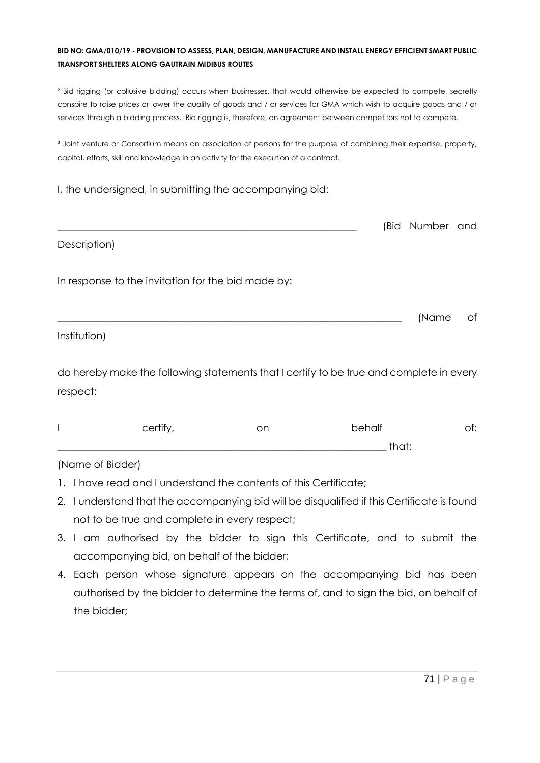**BID NO: GMA/010/19 - PROVISION TO ASSESS, PLAN, DESIGN, MANUFACTURE AND INSTALL ENERGY EFFICIENT SMART PUBLIC TRANSPORT SHELTERS ALONG GAUTRAIN MIDIBUS ROUTES**

[2] Bid rigging (or collusive bidding) occurs when businesses, that would otherwise be expected to compete, secretly conspire to raise prices or lower the quality of goods and / or services for GMA which wish to acquire goods and / or services through a bidding process. Bid rigging is, therefore, an agreement between competitors not to compete.

[3] Joint venture or Consortium means an association of persons for the purpose of combining their expertise, property, capital, efforts, skill and knowledge in an activity for the execution of a contract.

I, the undersigned, in submitting the accompanying bid:

_____________________________________________ (Bid Number and Description)

In response to the invitation for the bid made by:

_____________________________________________ (Name of Institution)

do hereby make the following statements that I certify to be true and complete in every respect:

I certify, on behalf of: _____________________________________________ that:

(Name of Bidder)

1. I have read and I understand the contents of this Certificate;
2. I understand that the accompanying bid will be disqualified if this Certificate is found not to be true and complete in every respect;
3. I am authorised by the bidder to sign this Certificate, and to submit the accompanying bid, on behalf of the bidder;
4. Each person whose signature appears on the accompanying bid has been authorised by the bidder to determine the terms of, and to sign the bid, on behalf of the bidder;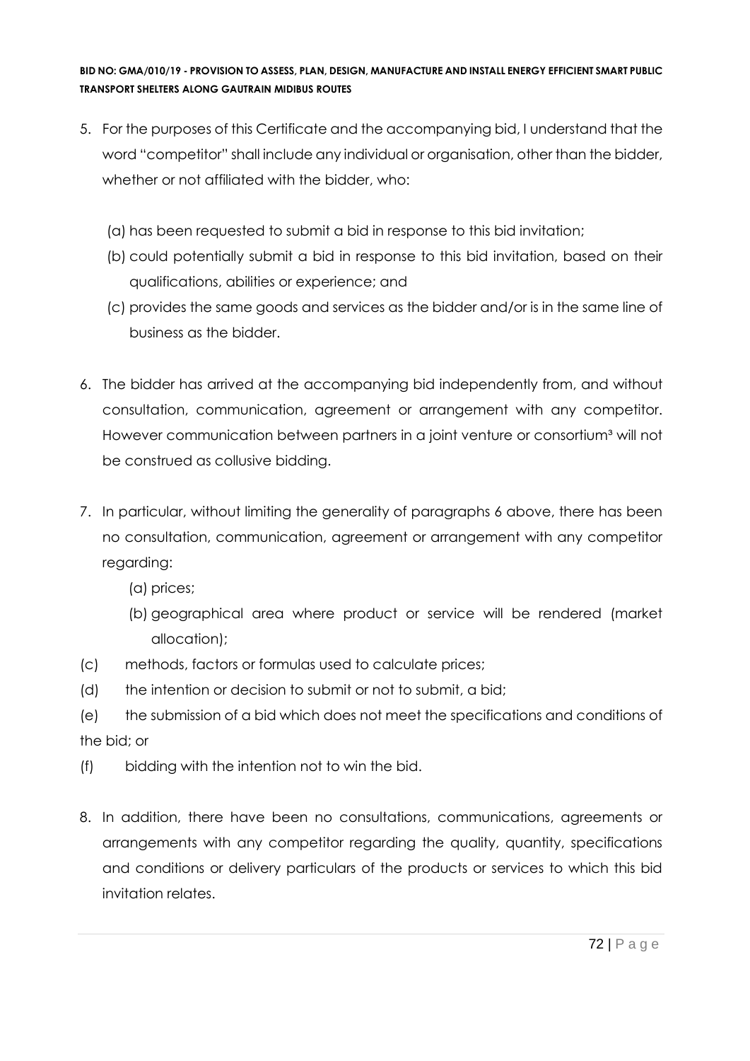5. For the purposes of this Certificate and the accompanying bid, I understand that the word "competitor" shall include any individual or organisation, other than the bidder, whether or not affiliated with the bidder, who:

   (a) has been requested to submit a bid in response to this bid invitation;

   (b) could potentially submit a bid in response to this bid invitation, based on their qualifications, abilities or experience; and

   (c) provides the same goods and services as the bidder and/or is in the same line of business as the bidder.

6. The bidder has arrived at the accompanying bid independently from, and without consultation, communication, agreement or arrangement with any competitor. However communication between partners in a joint venture or consortium[3] will not be construed as collusive bidding.

7. In particular, without limiting the generality of paragraphs 6 above, there has been no consultation, communication, agreement or arrangement with any competitor regarding:

   (a) prices;

   (b) geographical area where product or service will be rendered (market allocation);

(c) methods, factors or formulas used to calculate prices;

(d) the intention or decision to submit or not to submit, a bid;

(e) the submission of a bid which does not meet the specifications and conditions of the bid; or

(f) bidding with the intention not to win the bid.

8. In addition, there have been no consultations, communications, agreements or arrangements with any competitor regarding the quality, quantity, specifications and conditions or delivery particulars of the products or services to which this bid invitation relates.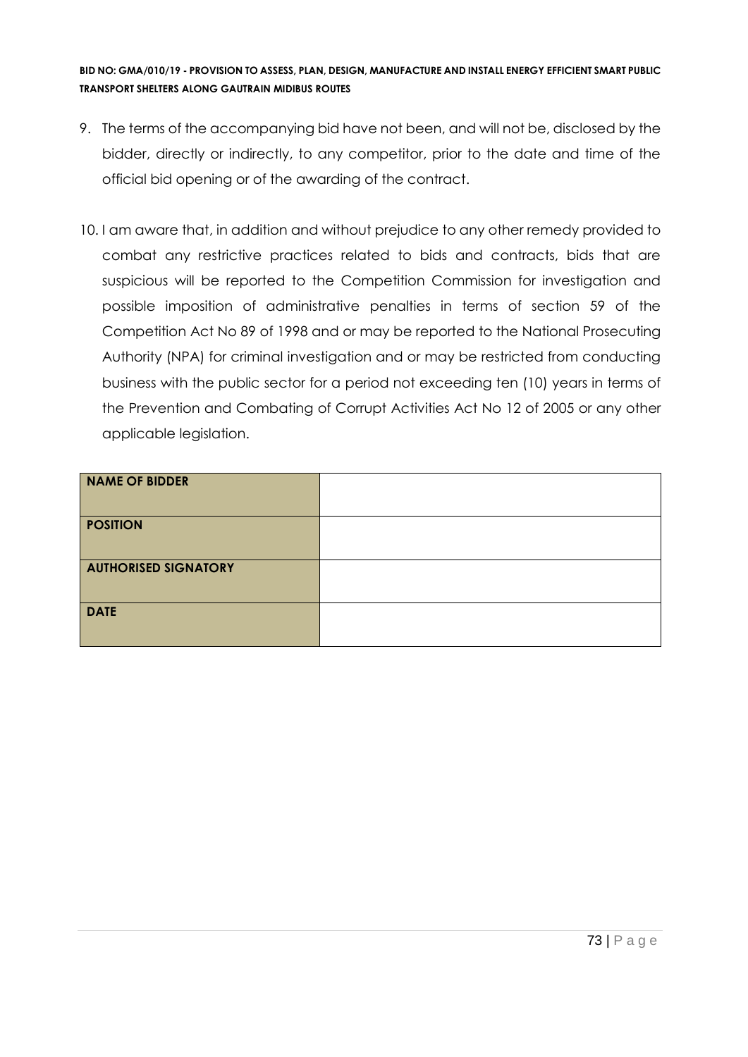9. The terms of the accompanying bid have not been, and will not be, disclosed by the bidder, directly or indirectly, to any competitor, prior to the date and time of the official bid opening or of the awarding of the contract.

10. I am aware that, in addition and without prejudice to any other remedy provided to combat any restrictive practices related to bids and contracts, bids that are suspicious will be reported to the Competition Commission for investigation and possible imposition of administrative penalties in terms of section 59 of the Competition Act No 89 of 1998 and or may be reported to the National Prosecuting Authority (NPA) for criminal investigation and or may be restricted from conducting business with the public sector for a period not exceeding ten (10) years in terms of the Prevention and Combating of Corrupt Activities Act No 12 of 2005 or any other applicable legislation.

| **NAME OF BIDDER** | |
|---|---|
| **POSITION** | |
| **AUTHORISED SIGNATORY** | |
| **DATE** | |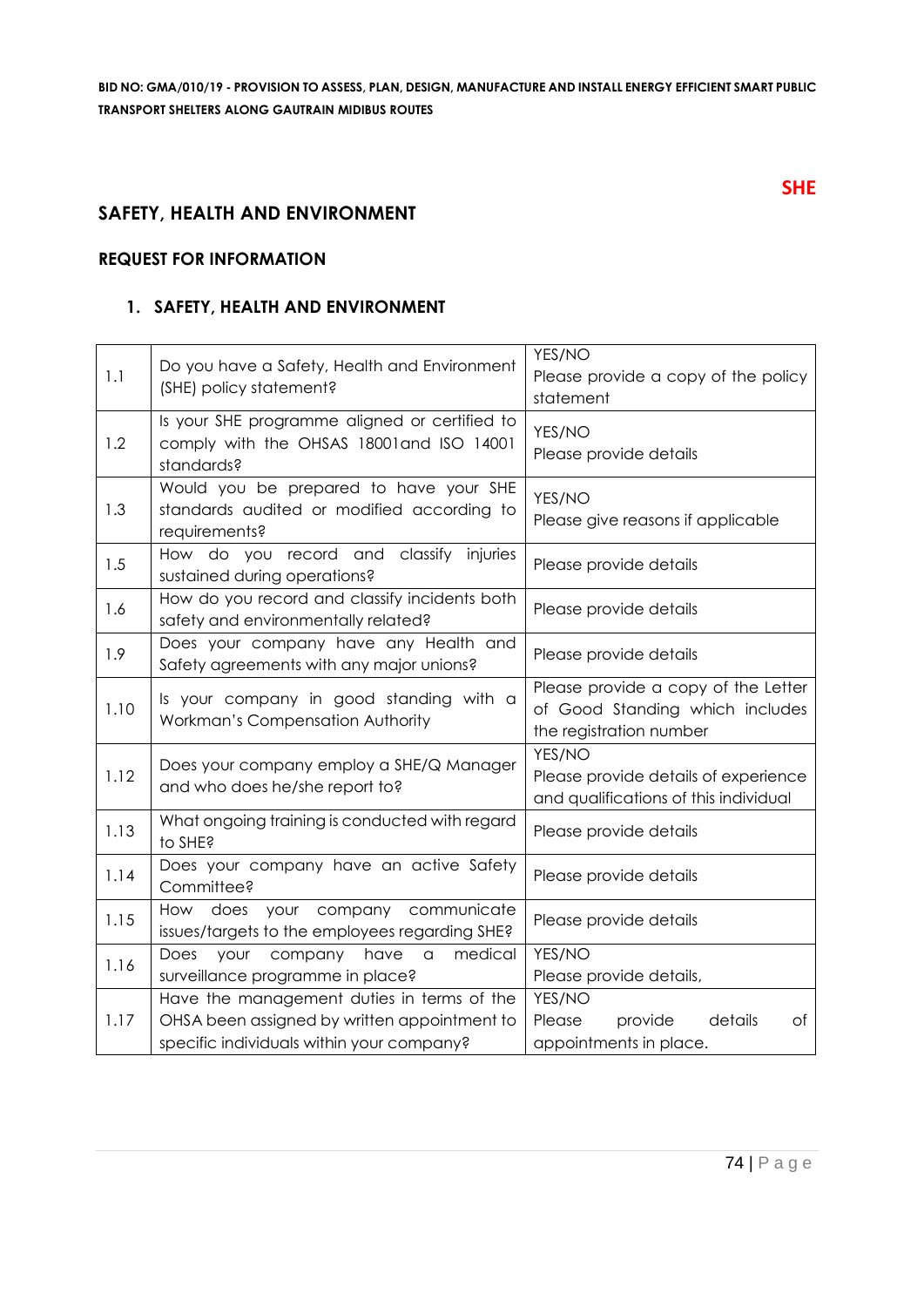**SHE**

## SAFETY, HEALTH AND ENVIRONMENT

### REQUEST FOR INFORMATION

### 1. SAFETY, HEALTH AND ENVIRONMENT

| | | |
|---|---|---|
| 1.1 | Do you have a Safety, Health and Environment (SHE) policy statement? | YES/NO<br>Please provide a copy of the policy statement |
| 1.2 | Is your SHE programme aligned or certified to comply with the OHSAS 18001and ISO 14001 standards? | YES/NO<br>Please provide details |
| 1.3 | Would you be prepared to have your SHE standards audited or modified according to requirements? | YES/NO<br>Please give reasons if applicable |
| 1.5 | How do you record and classify injuries sustained during operations? | Please provide details |
| 1.6 | How do you record and classify incidents both safety and environmentally related? | Please provide details |
| 1.9 | Does your company have any Health and Safety agreements with any major unions? | Please provide details |
| 1.10 | Is your company in good standing with a Workman's Compensation Authority | Please provide a copy of the Letter of Good Standing which includes the registration number |
| 1.12 | Does your company employ a SHE/Q Manager and who does he/she report to? | YES/NO<br>Please provide details of experience and qualifications of this individual |
| 1.13 | What ongoing training is conducted with regard to SHE? | Please provide details |
| 1.14 | Does your company have an active Safety Committee? | Please provide details |
| 1.15 | How does your company communicate issues/targets to the employees regarding SHE? | Please provide details |
| 1.16 | Does your company have a medical surveillance programme in place? | YES/NO<br>Please provide details, |
| 1.17 | Have the management duties in terms of the OHSA been assigned by written appointment to specific individuals within your company? | YES/NO<br>Please provide details of appointments in place. |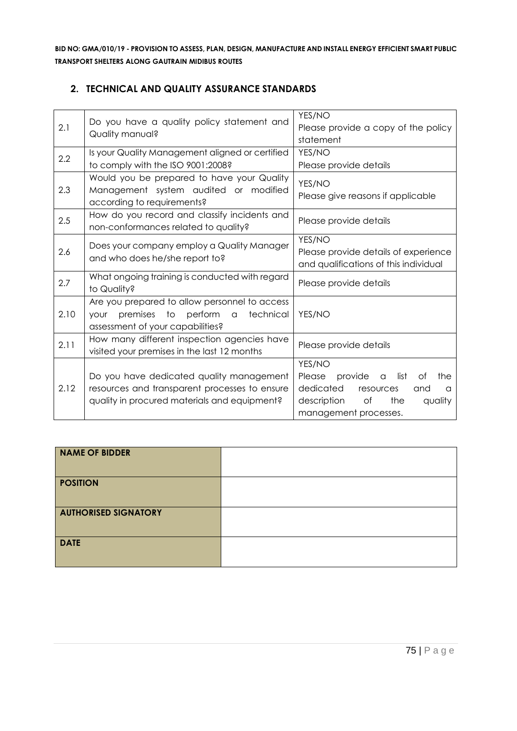## 2. TECHNICAL AND QUALITY ASSURANCE STANDARDS

| | | |
|---|---|---|
| 2.1 | Do you have a quality policy statement and Quality manual? | YES/NO<br>Please provide a copy of the policy statement |
| 2.2 | Is your Quality Management aligned or certified to comply with the ISO 9001:2008? | YES/NO<br>Please provide details |
| 2.3 | Would you be prepared to have your Quality Management system audited or modified according to requirements? | YES/NO<br>Please give reasons if applicable |
| 2.5 | How do you record and classify incidents and non-conformances related to quality? | Please provide details |
| 2.6 | Does your company employ a Quality Manager and who does he/she report to? | YES/NO<br>Please provide details of experience and qualifications of this individual |
| 2.7 | What ongoing training is conducted with regard to Quality? | Please provide details |
| 2.10 | Are you prepared to allow personnel to access your premises to perform a technical assessment of your capabilities? | YES/NO |
| 2.11 | How many different inspection agencies have visited your premises in the last 12 months | Please provide details |
| 2.12 | Do you have dedicated quality management resources and transparent processes to ensure quality in procured materials and equipment? | YES/NO<br>Please provide a list of the dedicated resources and a description of the quality management processes. |

| | |
|---|---|
| **NAME OF BIDDER** | |
| **POSITION** | |
| **AUTHORISED SIGNATORY** | |
| **DATE** | |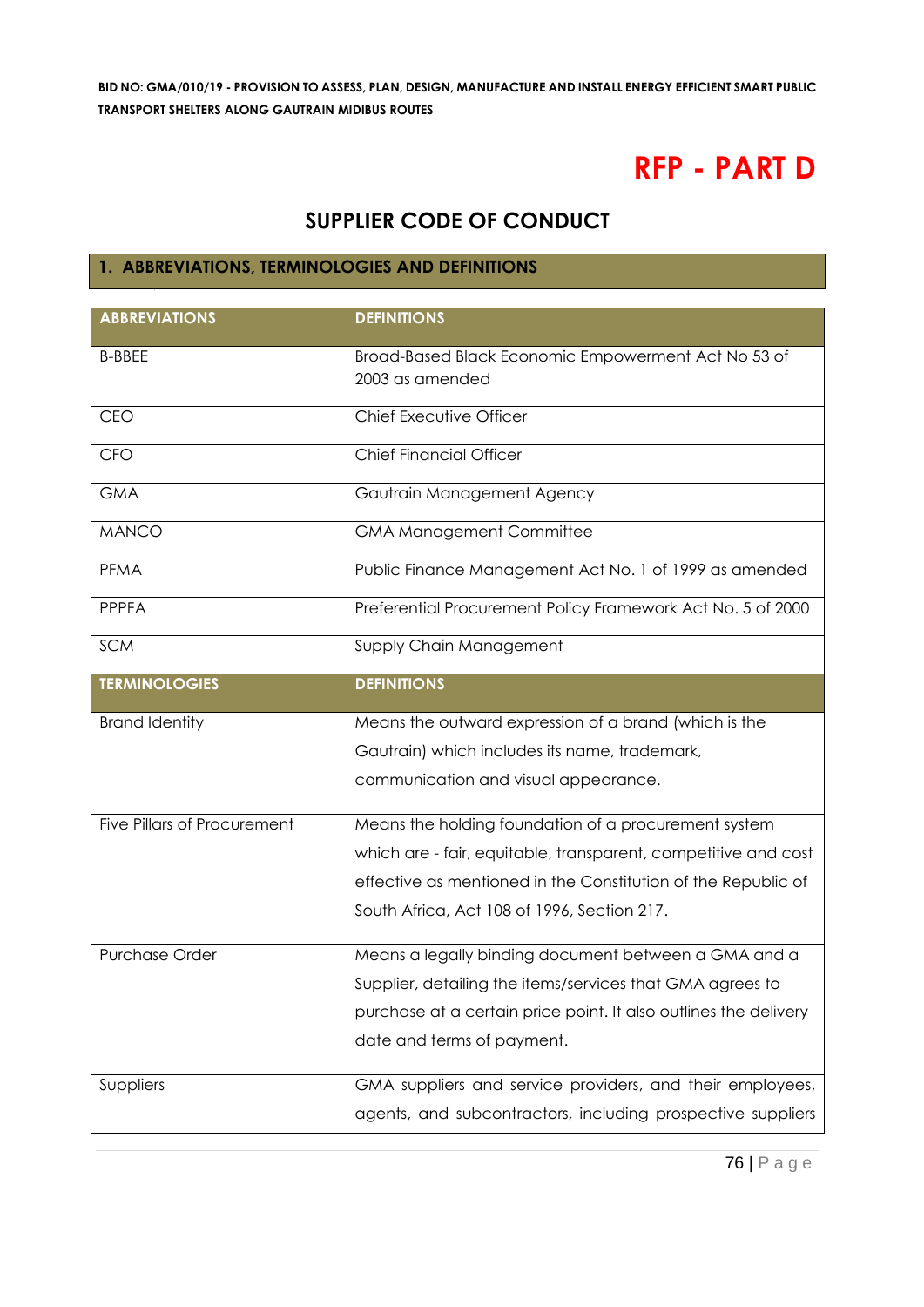# RFP - PART D

## SUPPLIER CODE OF CONDUCT

### 1. ABBREVIATIONS, TERMINOLOGIES AND DEFINITIONS

| ABBREVIATIONS | DEFINITIONS |
|---|---|
| B-BBEE | Broad-Based Black Economic Empowerment Act No 53 of 2003 as amended |
| CEO | Chief Executive Officer |
| CFO | Chief Financial Officer |
| GMA | Gautrain Management Agency |
| MANCO | GMA Management Committee |
| PFMA | Public Finance Management Act No. 1 of 1999 as amended |
| PPPFA | Preferential Procurement Policy Framework Act No. 5 of 2000 |
| SCM | Supply Chain Management |
| **TERMINOLOGIES** | **DEFINITIONS** |
| Brand Identity | Means the outward expression of a brand (which is the Gautrain) which includes its name, trademark, communication and visual appearance. |
| Five Pillars of Procurement | Means the holding foundation of a procurement system which are - fair, equitable, transparent, competitive and cost effective as mentioned in the Constitution of the Republic of South Africa, Act 108 of 1996, Section 217. |
| Purchase Order | Means a legally binding document between a GMA and a Supplier, detailing the items/services that GMA agrees to purchase at a certain price point. It also outlines the delivery date and terms of payment. |
| Suppliers | GMA suppliers and service providers, and their employees, agents, and subcontractors, including prospective suppliers |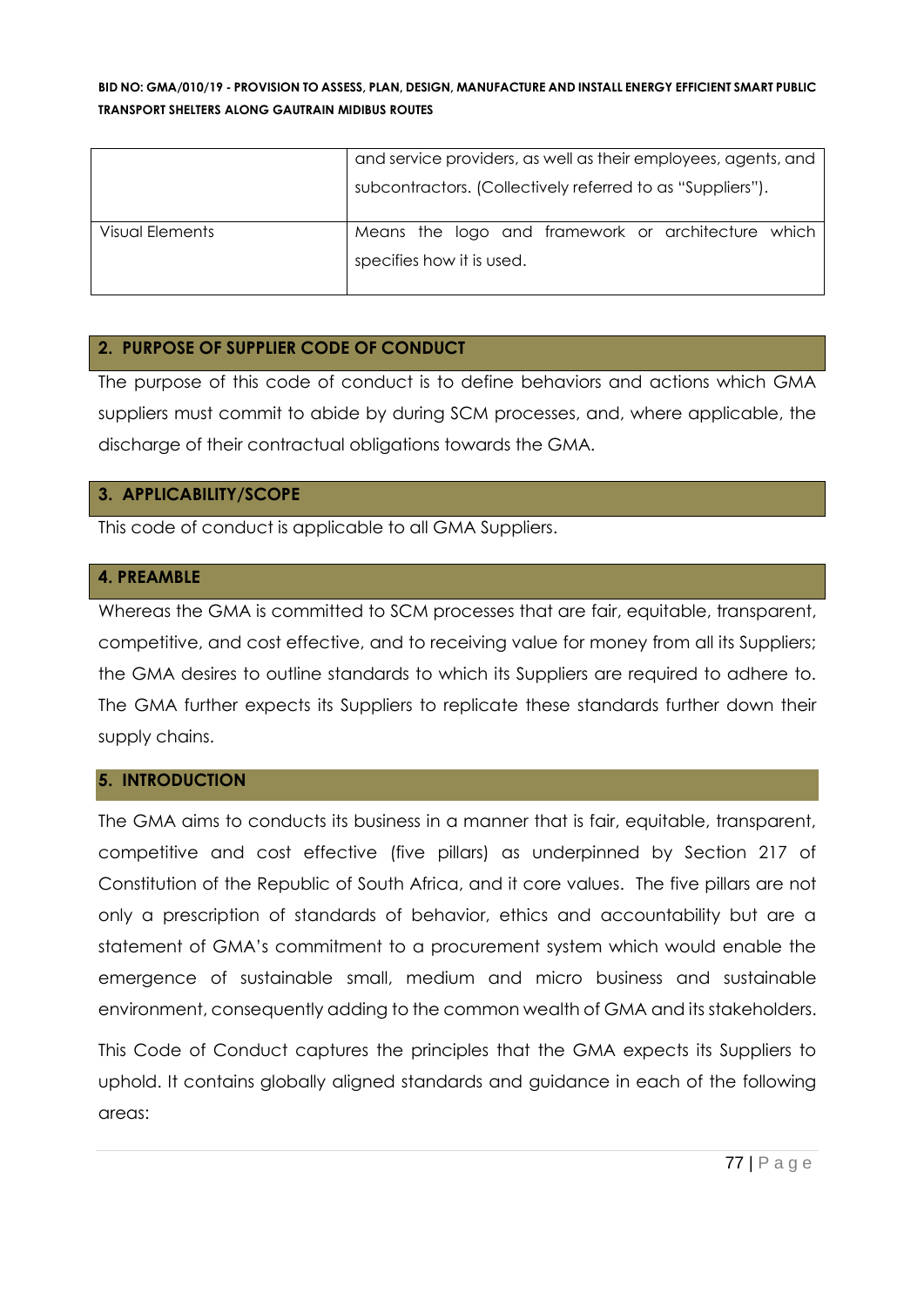| | |
|---|---|
| | and service providers, as well as their employees, agents, and subcontractors. (Collectively referred to as "Suppliers"). |
| Visual Elements | Means the logo and framework or architecture which specifies how it is used. |

## 2. PURPOSE OF SUPPLIER CODE OF CONDUCT

The purpose of this code of conduct is to define behaviors and actions which GMA suppliers must commit to abide by during SCM processes, and, where applicable, the discharge of their contractual obligations towards the GMA.

## 3. APPLICABILITY/SCOPE

This code of conduct is applicable to all GMA Suppliers.

## 4. PREAMBLE

Whereas the GMA is committed to SCM processes that are fair, equitable, transparent, competitive, and cost effective, and to receiving value for money from all its Suppliers; the GMA desires to outline standards to which its Suppliers are required to adhere to. The GMA further expects its Suppliers to replicate these standards further down their supply chains.

## 5. INTRODUCTION

The GMA aims to conducts its business in a manner that is fair, equitable, transparent, competitive and cost effective (five pillars) as underpinned by Section 217 of Constitution of the Republic of South Africa, and it core values. The five pillars are not only a prescription of standards of behavior, ethics and accountability but are a statement of GMA's commitment to a procurement system which would enable the emergence of sustainable small, medium and micro business and sustainable environment, consequently adding to the common wealth of GMA and its stakeholders.

This Code of Conduct captures the principles that the GMA expects its Suppliers to uphold. It contains globally aligned standards and guidance in each of the following areas: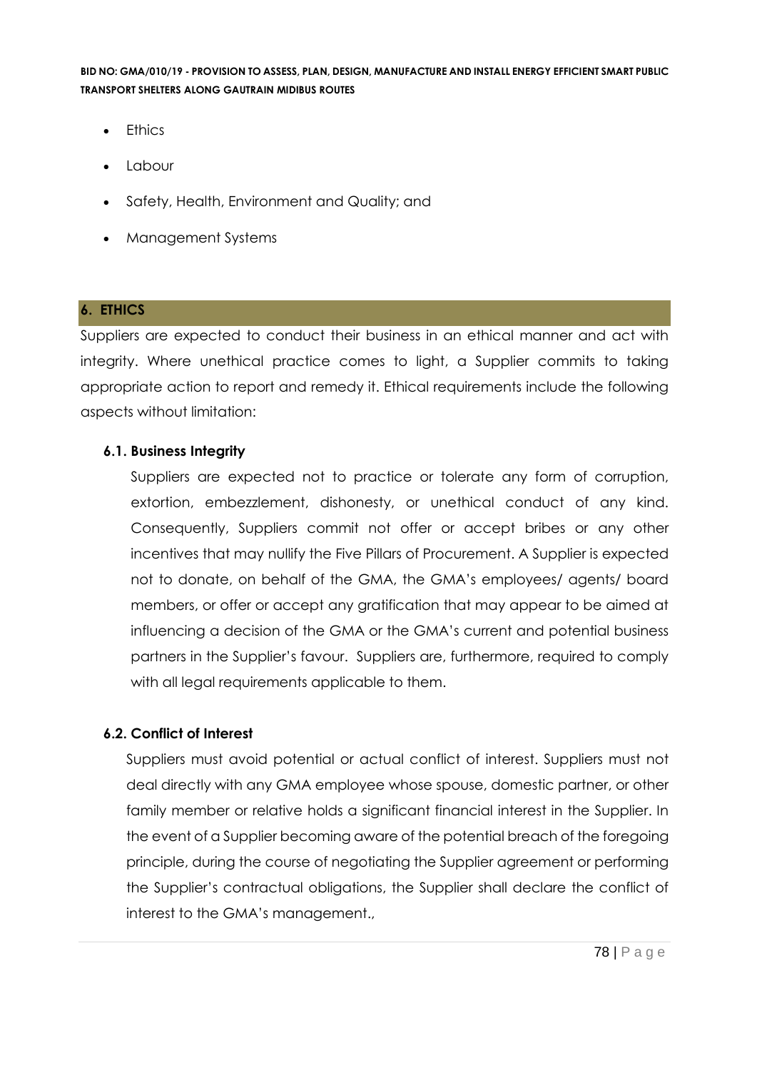- Ethics
- Labour
- Safety, Health, Environment and Quality; and
- Management Systems

## 6. ETHICS

Suppliers are expected to conduct their business in an ethical manner and act with integrity. Where unethical practice comes to light, a Supplier commits to taking appropriate action to report and remedy it. Ethical requirements include the following aspects without limitation:

### 6.1. Business Integrity

Suppliers are expected not to practice or tolerate any form of corruption, extortion, embezzlement, dishonesty, or unethical conduct of any kind. Consequently, Suppliers commit not offer or accept bribes or any other incentives that may nullify the Five Pillars of Procurement. A Supplier is expected not to donate, on behalf of the GMA, the GMA's employees/ agents/ board members, or offer or accept any gratification that may appear to be aimed at influencing a decision of the GMA or the GMA's current and potential business partners in the Supplier's favour. Suppliers are, furthermore, required to comply with all legal requirements applicable to them.

### 6.2. Conflict of Interest

Suppliers must avoid potential or actual conflict of interest. Suppliers must not deal directly with any GMA employee whose spouse, domestic partner, or other family member or relative holds a significant financial interest in the Supplier. In the event of a Supplier becoming aware of the potential breach of the foregoing principle, during the course of negotiating the Supplier agreement or performing the Supplier's contractual obligations, the Supplier shall declare the conflict of interest to the GMA's management.,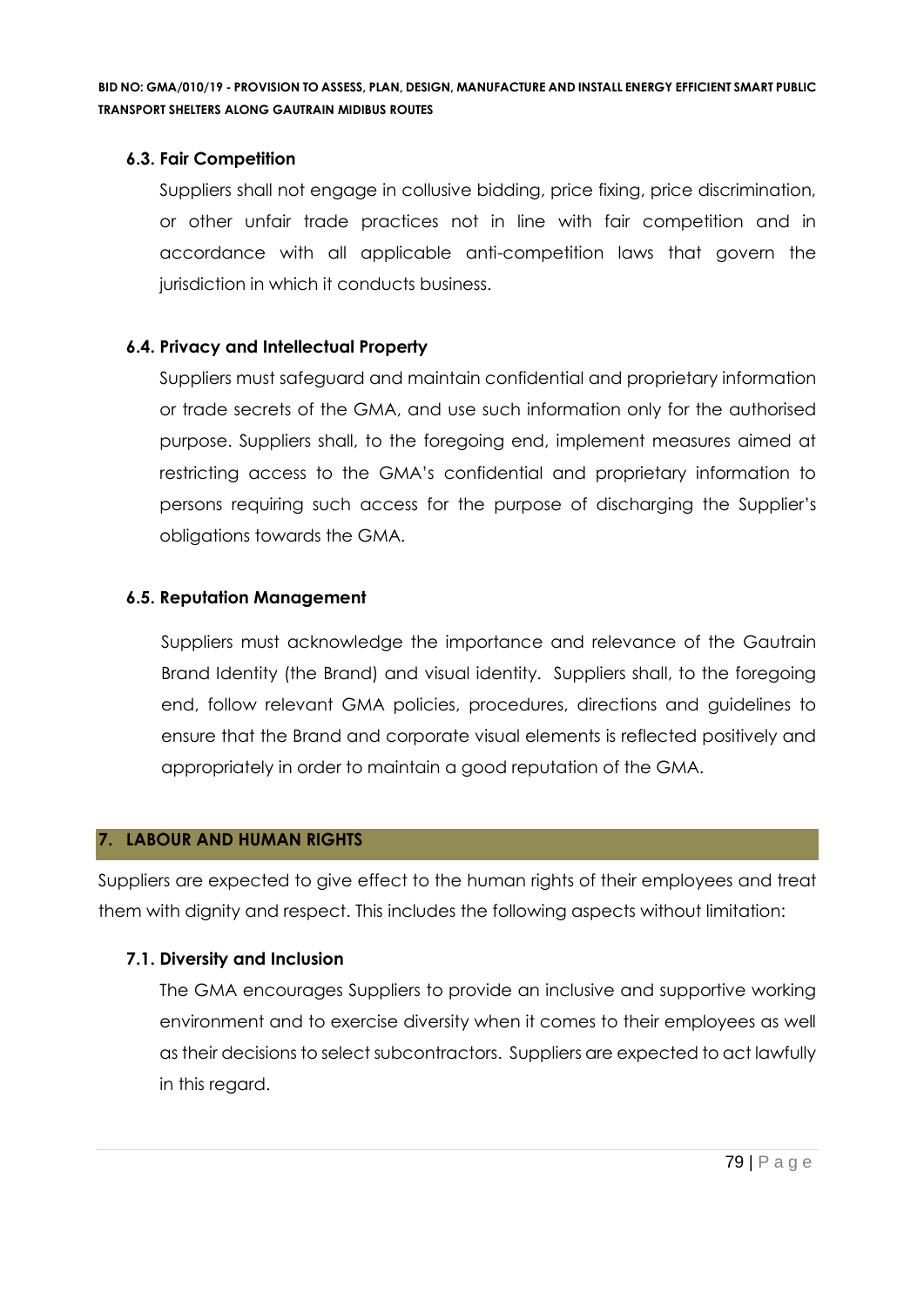### 6.3. Fair Competition

Suppliers shall not engage in collusive bidding, price fixing, price discrimination, or other unfair trade practices not in line with fair competition and in accordance with all applicable anti-competition laws that govern the jurisdiction in which it conducts business.

### 6.4. Privacy and Intellectual Property

Suppliers must safeguard and maintain confidential and proprietary information or trade secrets of the GMA, and use such information only for the authorised purpose. Suppliers shall, to the foregoing end, implement measures aimed at restricting access to the GMA's confidential and proprietary information to persons requiring such access for the purpose of discharging the Supplier's obligations towards the GMA.

### 6.5. Reputation Management

Suppliers must acknowledge the importance and relevance of the Gautrain Brand Identity (the Brand) and visual identity. Suppliers shall, to the foregoing end, follow relevant GMA policies, procedures, directions and guidelines to ensure that the Brand and corporate visual elements is reflected positively and appropriately in order to maintain a good reputation of the GMA.

## 7. LABOUR AND HUMAN RIGHTS

Suppliers are expected to give effect to the human rights of their employees and treat them with dignity and respect. This includes the following aspects without limitation:

### 7.1. Diversity and Inclusion

The GMA encourages Suppliers to provide an inclusive and supportive working environment and to exercise diversity when it comes to their employees as well as their decisions to select subcontractors. Suppliers are expected to act lawfully in this regard.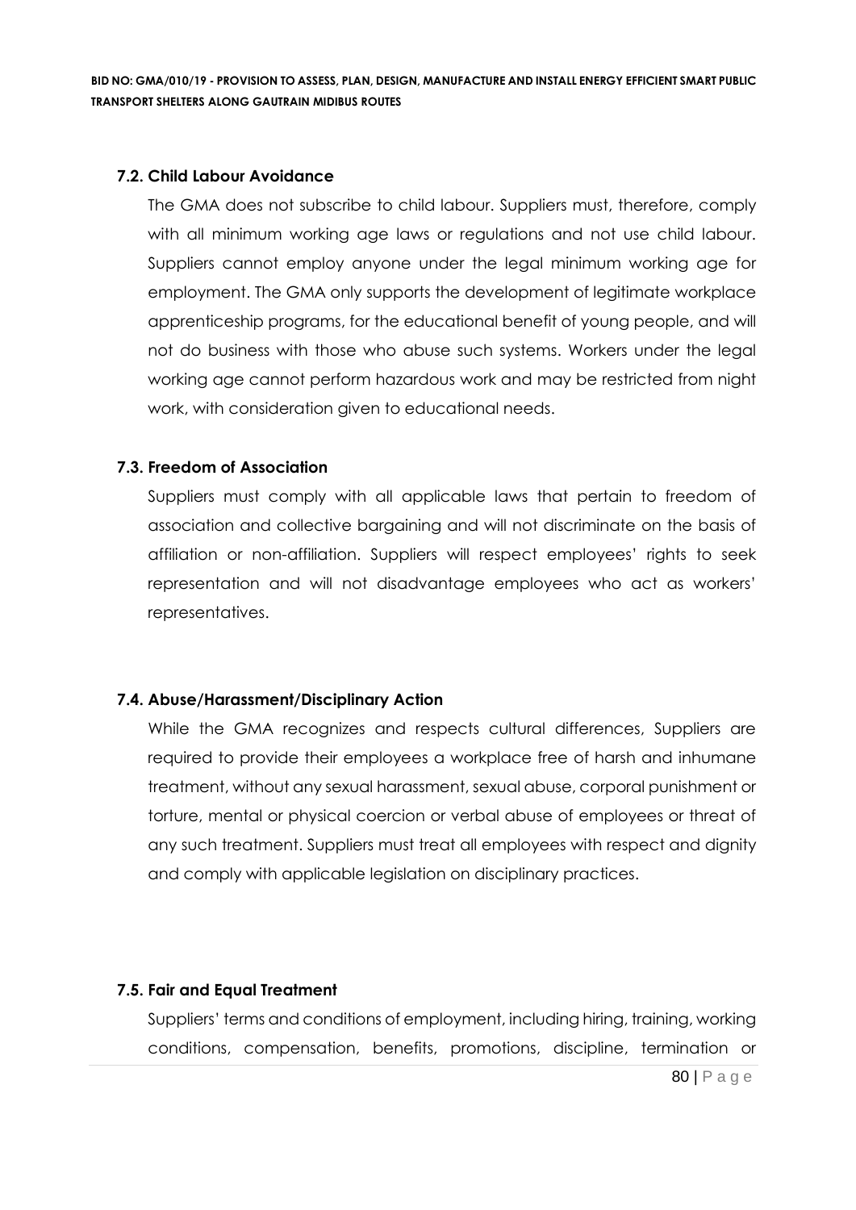### 7.2. Child Labour Avoidance

The GMA does not subscribe to child labour. Suppliers must, therefore, comply with all minimum working age laws or regulations and not use child labour. Suppliers cannot employ anyone under the legal minimum working age for employment. The GMA only supports the development of legitimate workplace apprenticeship programs, for the educational benefit of young people, and will not do business with those who abuse such systems. Workers under the legal working age cannot perform hazardous work and may be restricted from night work, with consideration given to educational needs.

### 7.3. Freedom of Association

Suppliers must comply with all applicable laws that pertain to freedom of association and collective bargaining and will not discriminate on the basis of affiliation or non-affiliation. Suppliers will respect employees' rights to seek representation and will not disadvantage employees who act as workers' representatives.

### 7.4. Abuse/Harassment/Disciplinary Action

While the GMA recognizes and respects cultural differences, Suppliers are required to provide their employees a workplace free of harsh and inhumane treatment, without any sexual harassment, sexual abuse, corporal punishment or torture, mental or physical coercion or verbal abuse of employees or threat of any such treatment. Suppliers must treat all employees with respect and dignity and comply with applicable legislation on disciplinary practices.

### 7.5. Fair and Equal Treatment

Suppliers' terms and conditions of employment, including hiring, training, working conditions, compensation, benefits, promotions, discipline, termination or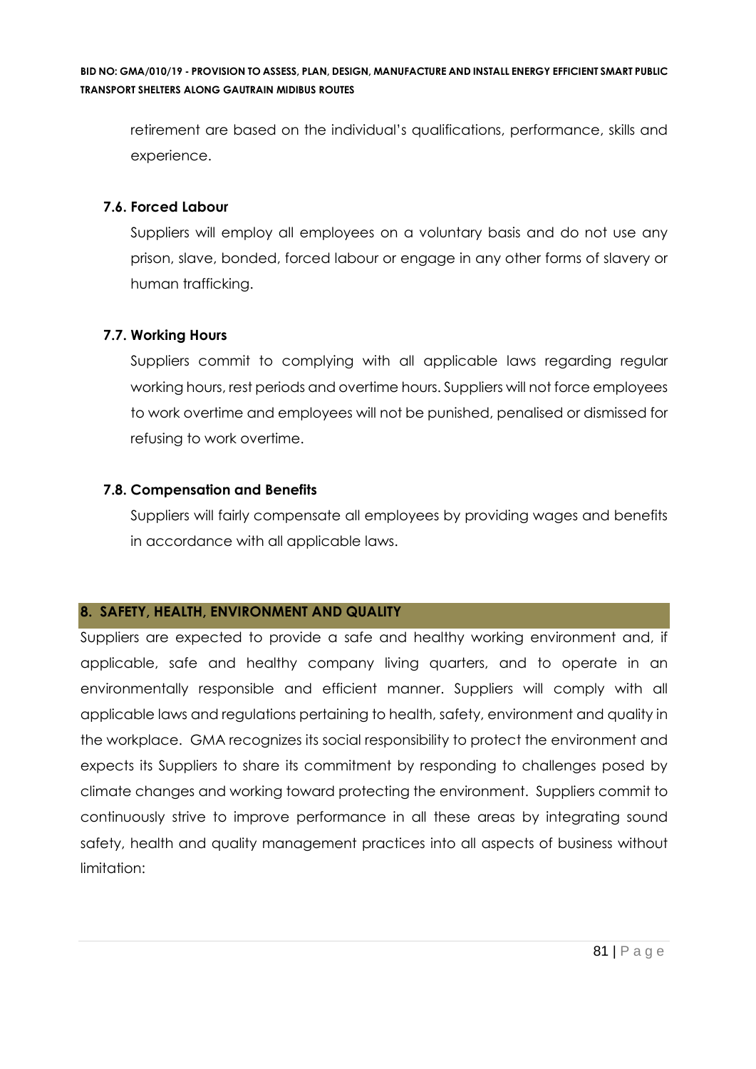retirement are based on the individual's qualifications, performance, skills and experience.

### 7.6. Forced Labour

Suppliers will employ all employees on a voluntary basis and do not use any prison, slave, bonded, forced labour or engage in any other forms of slavery or human trafficking.

### 7.7. Working Hours

Suppliers commit to complying with all applicable laws regarding regular working hours, rest periods and overtime hours. Suppliers will not force employees to work overtime and employees will not be punished, penalised or dismissed for refusing to work overtime.

### 7.8. Compensation and Benefits

Suppliers will fairly compensate all employees by providing wages and benefits in accordance with all applicable laws.

## 8. SAFETY, HEALTH, ENVIRONMENT AND QUALITY

Suppliers are expected to provide a safe and healthy working environment and, if applicable, safe and healthy company living quarters, and to operate in an environmentally responsible and efficient manner. Suppliers will comply with all applicable laws and regulations pertaining to health, safety, environment and quality in the workplace. GMA recognizes its social responsibility to protect the environment and expects its Suppliers to share its commitment by responding to challenges posed by climate changes and working toward protecting the environment. Suppliers commit to continuously strive to improve performance in all these areas by integrating sound safety, health and quality management practices into all aspects of business without limitation: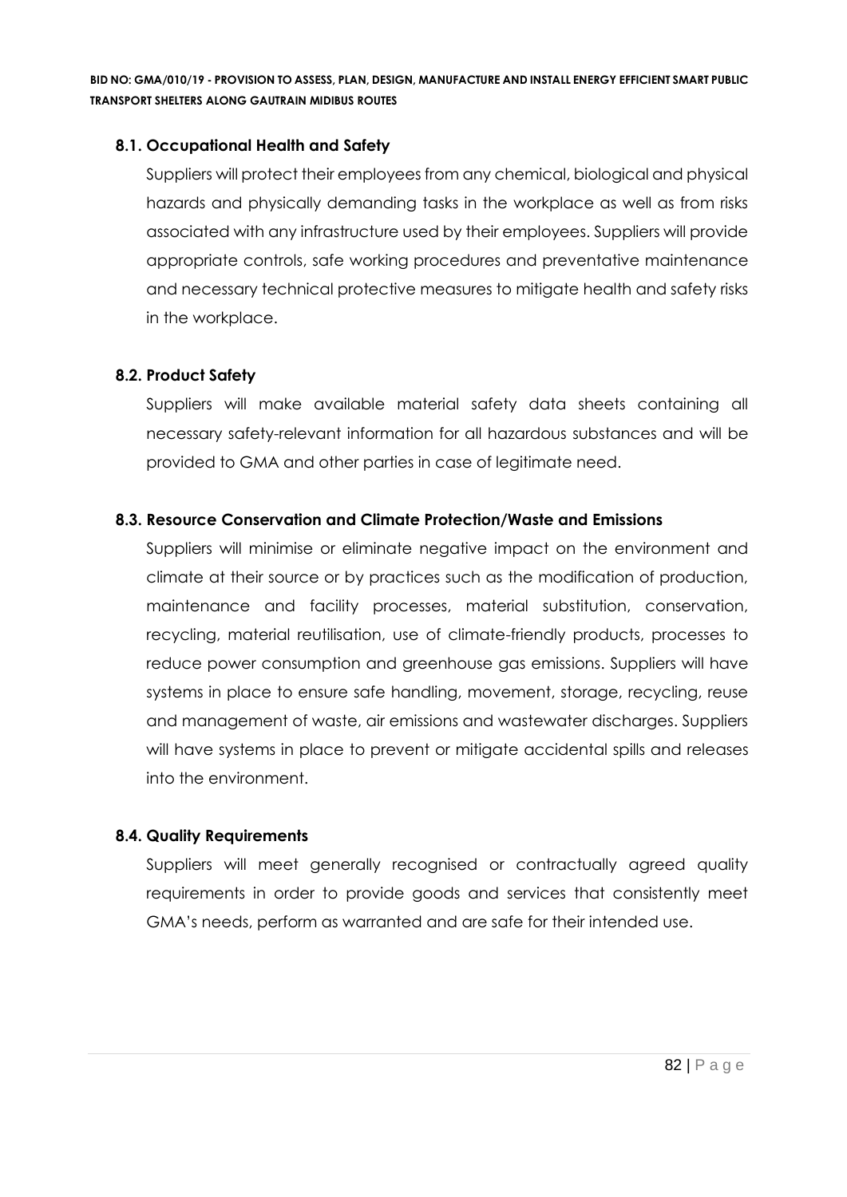### 8.1. Occupational Health and Safety

Suppliers will protect their employees from any chemical, biological and physical hazards and physically demanding tasks in the workplace as well as from risks associated with any infrastructure used by their employees. Suppliers will provide appropriate controls, safe working procedures and preventative maintenance and necessary technical protective measures to mitigate health and safety risks in the workplace.

### 8.2. Product Safety

Suppliers will make available material safety data sheets containing all necessary safety-relevant information for all hazardous substances and will be provided to GMA and other parties in case of legitimate need.

### 8.3. Resource Conservation and Climate Protection/Waste and Emissions

Suppliers will minimise or eliminate negative impact on the environment and climate at their source or by practices such as the modification of production, maintenance and facility processes, material substitution, conservation, recycling, material reutilisation, use of climate-friendly products, processes to reduce power consumption and greenhouse gas emissions. Suppliers will have systems in place to ensure safe handling, movement, storage, recycling, reuse and management of waste, air emissions and wastewater discharges. Suppliers will have systems in place to prevent or mitigate accidental spills and releases into the environment.

### 8.4. Quality Requirements

Suppliers will meet generally recognised or contractually agreed quality requirements in order to provide goods and services that consistently meet GMA's needs, perform as warranted and are safe for their intended use.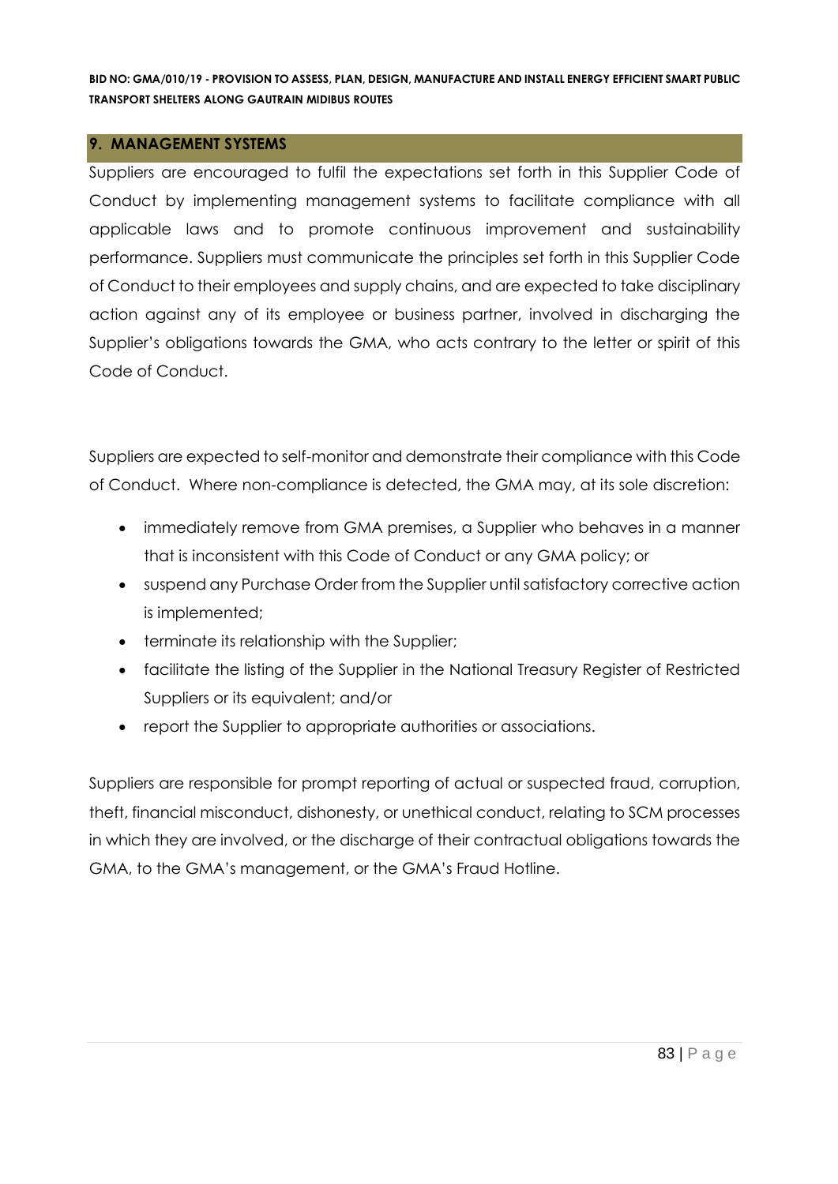## 9. MANAGEMENT SYSTEMS

Suppliers are encouraged to fulfil the expectations set forth in this Supplier Code of Conduct by implementing management systems to facilitate compliance with all applicable laws and to promote continuous improvement and sustainability performance. Suppliers must communicate the principles set forth in this Supplier Code of Conduct to their employees and supply chains, and are expected to take disciplinary action against any of its employee or business partner, involved in discharging the Supplier's obligations towards the GMA, who acts contrary to the letter or spirit of this Code of Conduct.

Suppliers are expected to self-monitor and demonstrate their compliance with this Code of Conduct. Where non-compliance is detected, the GMA may, at its sole discretion:

- immediately remove from GMA premises, a Supplier who behaves in a manner that is inconsistent with this Code of Conduct or any GMA policy; or
- suspend any Purchase Order from the Supplier until satisfactory corrective action is implemented;
- terminate its relationship with the Supplier;
- facilitate the listing of the Supplier in the National Treasury Register of Restricted Suppliers or its equivalent; and/or
- report the Supplier to appropriate authorities or associations.

Suppliers are responsible for prompt reporting of actual or suspected fraud, corruption, theft, financial misconduct, dishonesty, or unethical conduct, relating to SCM processes in which they are involved, or the discharge of their contractual obligations towards the GMA, to the GMA's management, or the GMA's Fraud Hotline.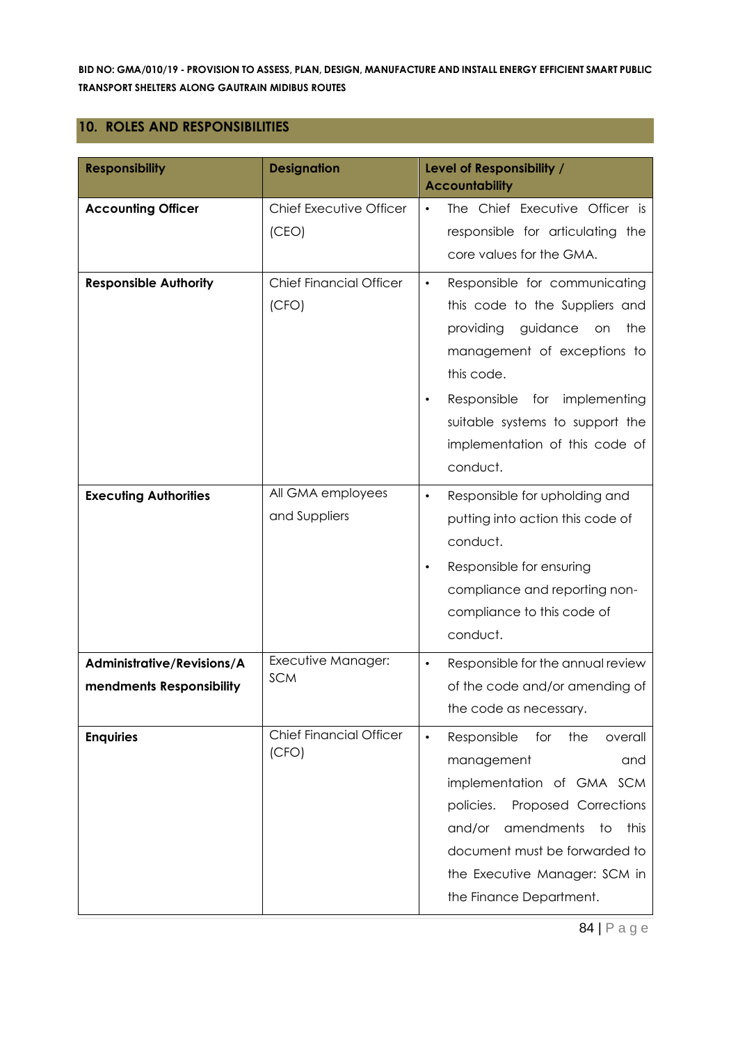## 10. ROLES AND RESPONSIBILITIES

| Responsibility | Designation | Level of Responsibility / Accountability |
|---|---|---|
| **Accounting Officer** | Chief Executive Officer (CEO) | • The Chief Executive Officer is responsible for articulating the core values for the GMA. |
| **Responsible Authority** | Chief Financial Officer (CFO) | • Responsible for communicating this code to the Suppliers and providing guidance on the management of exceptions to this code.<br>• Responsible for implementing suitable systems to support the implementation of this code of conduct. |
| **Executing Authorities** | All GMA employees and Suppliers | • Responsible for upholding and putting into action this code of conduct.<br>• Responsible for ensuring compliance and reporting non-compliance to this code of conduct. |
| **Administrative/Revisions/Amendments Responsibility** | Executive Manager: SCM | • Responsible for the annual review of the code and/or amending of the code as necessary. |
| **Enquiries** | Chief Financial Officer (CFO) | • Responsible for the overall management and implementation of GMA SCM policies. Proposed Corrections and/or amendments to this document must be forwarded to the Executive Manager: SCM in the Finance Department. |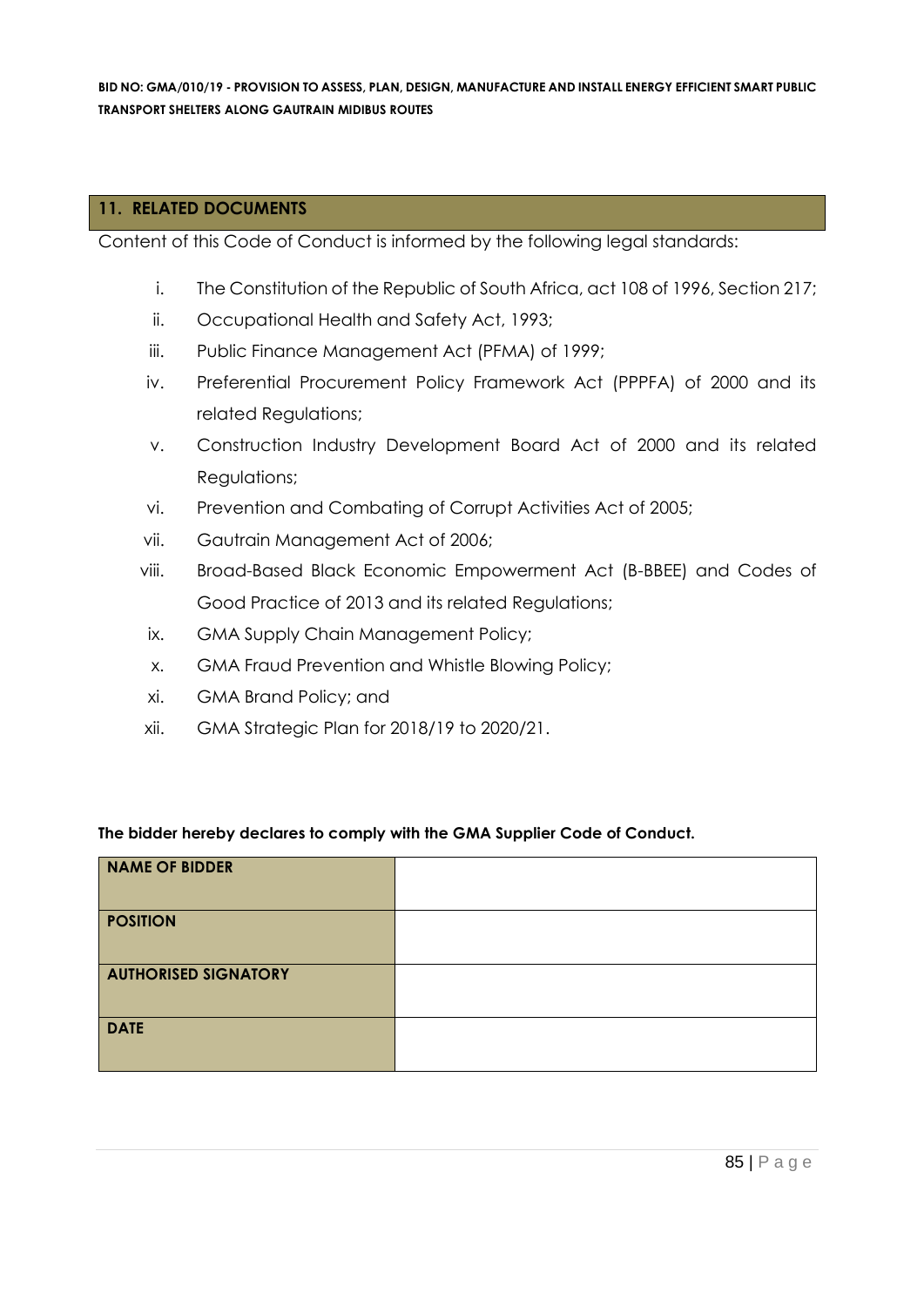## 11. RELATED DOCUMENTS

Content of this Code of Conduct is informed by the following legal standards:

i. The Constitution of the Republic of South Africa, act 108 of 1996, Section 217;
ii. Occupational Health and Safety Act, 1993;
iii. Public Finance Management Act (PFMA) of 1999;
iv. Preferential Procurement Policy Framework Act (PPPFA) of 2000 and its related Regulations;
v. Construction Industry Development Board Act of 2000 and its related Regulations;
vi. Prevention and Combating of Corrupt Activities Act of 2005;
vii. Gautrain Management Act of 2006;
viii. Broad-Based Black Economic Empowerment Act (B-BBEE) and Codes of Good Practice of 2013 and its related Regulations;
ix. GMA Supply Chain Management Policy;
x. GMA Fraud Prevention and Whistle Blowing Policy;
xi. GMA Brand Policy; and
xii. GMA Strategic Plan for 2018/19 to 2020/21.

**The bidder hereby declares to comply with the GMA Supplier Code of Conduct.**

| | |
|---|---|
| **NAME OF BIDDER** | |
| **POSITION** | |
| **AUTHORISED SIGNATORY** | |
| **DATE** | |